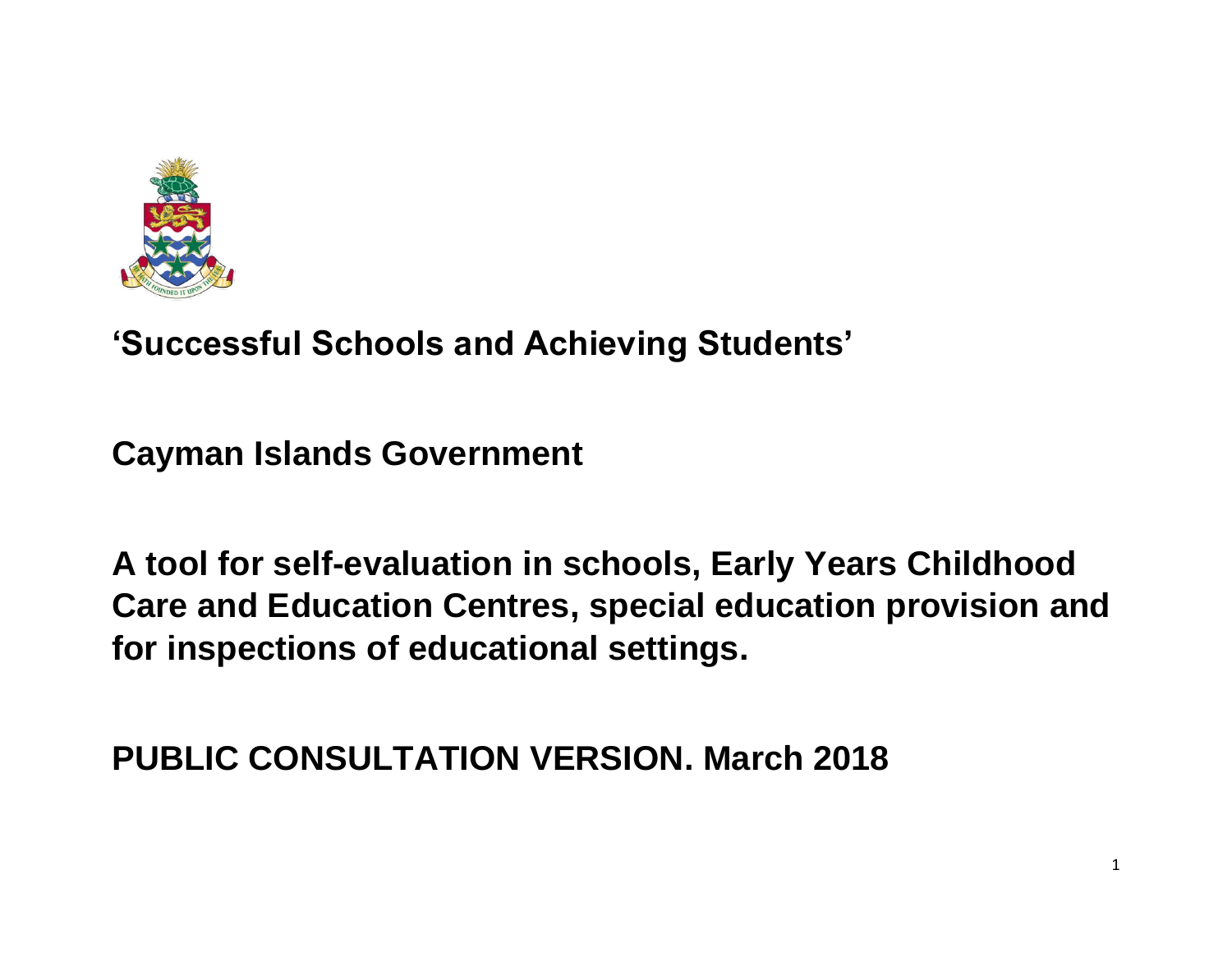# ‘Successful Schools and Achieving Students’

## Cayman Islands Government

## A tool for self-evaluation in schools, Early Years Childhood Care and Education Centres, special education provision and for inspections of educational settings.

## PUBLIC CONSULTATION VERSION. March 2018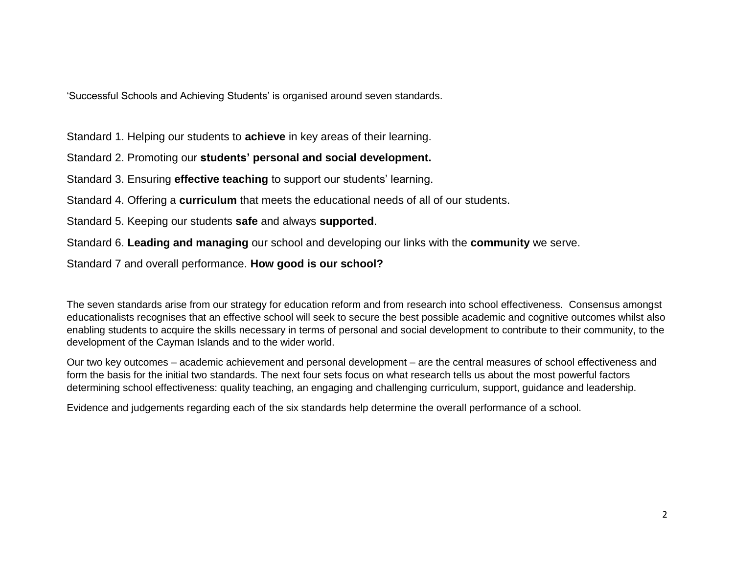'Successful Schools and Achieving Students' is organised around seven standards.

Standard 1. Helping our students to **achieve** in key areas of their learning.

Standard 2. Promoting our **students' personal and social development.**

Standard 3. Ensuring **effective teaching** to support our students' learning.

Standard 4. Offering a **curriculum** that meets the educational needs of all of our students.

Standard 5. Keeping our students **safe** and always **supported**.

Standard 6. **Leading and managing** our school and developing our links with the **community** we serve.

Standard 7 and overall performance. **How good is our school?**

The seven standards arise from our strategy for education reform and from research into school effectiveness. Consensus amongst educationalists recognises that an effective school will seek to secure the best possible academic and cognitive outcomes whilst also enabling students to acquire the skills necessary in terms of personal and social development to contribute to their community, to the development of the Cayman Islands and to the wider world.

Our two key outcomes – academic achievement and personal development – are the central measures of school effectiveness and form the basis for the initial two standards. The next four sets focus on what research tells us about the most powerful factors determining school effectiveness: quality teaching, an engaging and challenging curriculum, support, guidance and leadership.

Evidence and judgements regarding each of the six standards help determine the overall performance of a school.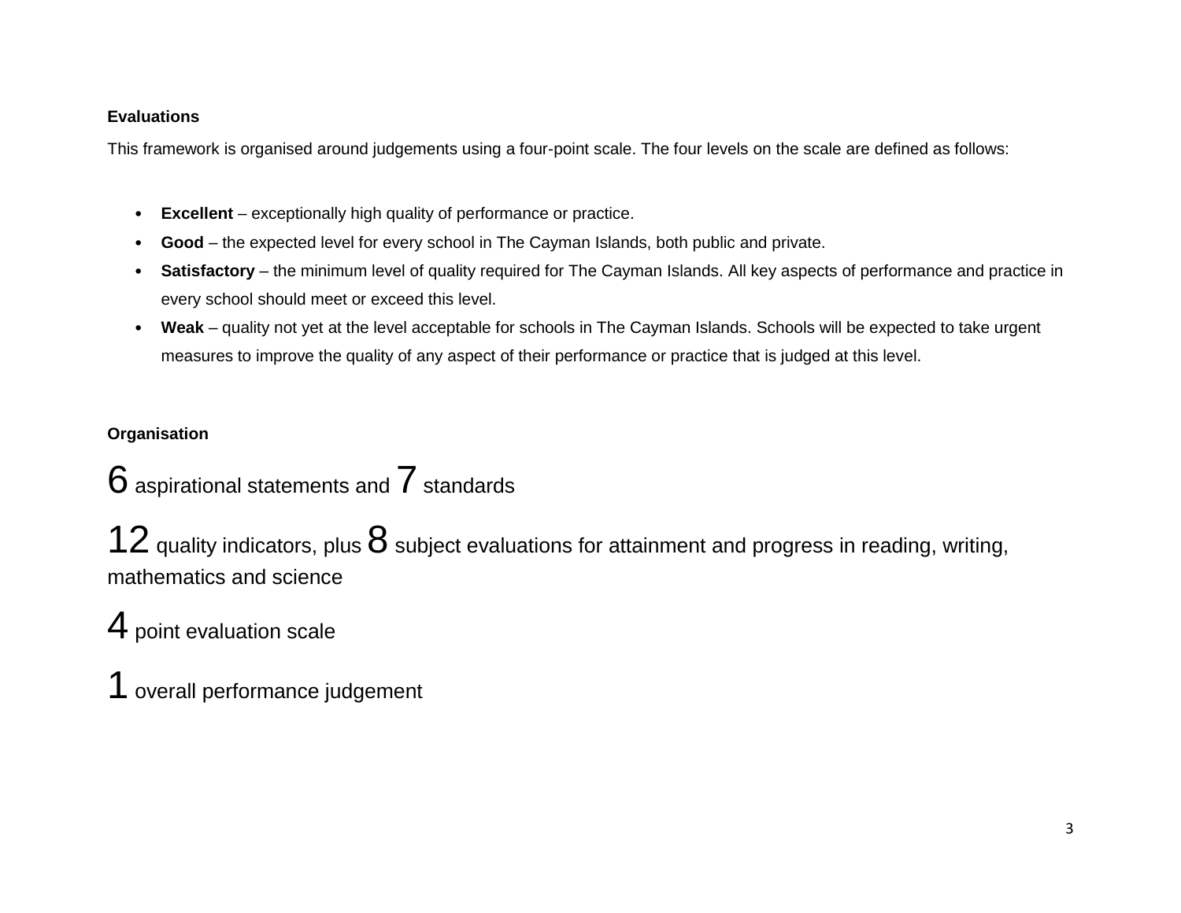**Evaluations**

This framework is organised around judgements using a four-point scale. The four levels on the scale are defined as follows:

- **Excellent** – exceptionally high quality of performance or practice.
- **Good** – the expected level for every school in The Cayman Islands, both public and private.
- **Satisfactory** – the minimum level of quality required for The Cayman Islands. All key aspects of performance and practice in every school should meet or exceed this level.
- **Weak** – quality not yet at the level acceptable for schools in The Cayman Islands. Schools will be expected to take urgent measures to improve the quality of any aspect of their performance or practice that is judged at this level.

**Organisation**

6 aspirational statements and 7 standards

12 quality indicators, plus 8 subject evaluations for attainment and progress in reading, writing, mathematics and science

4 point evaluation scale

1 overall performance judgement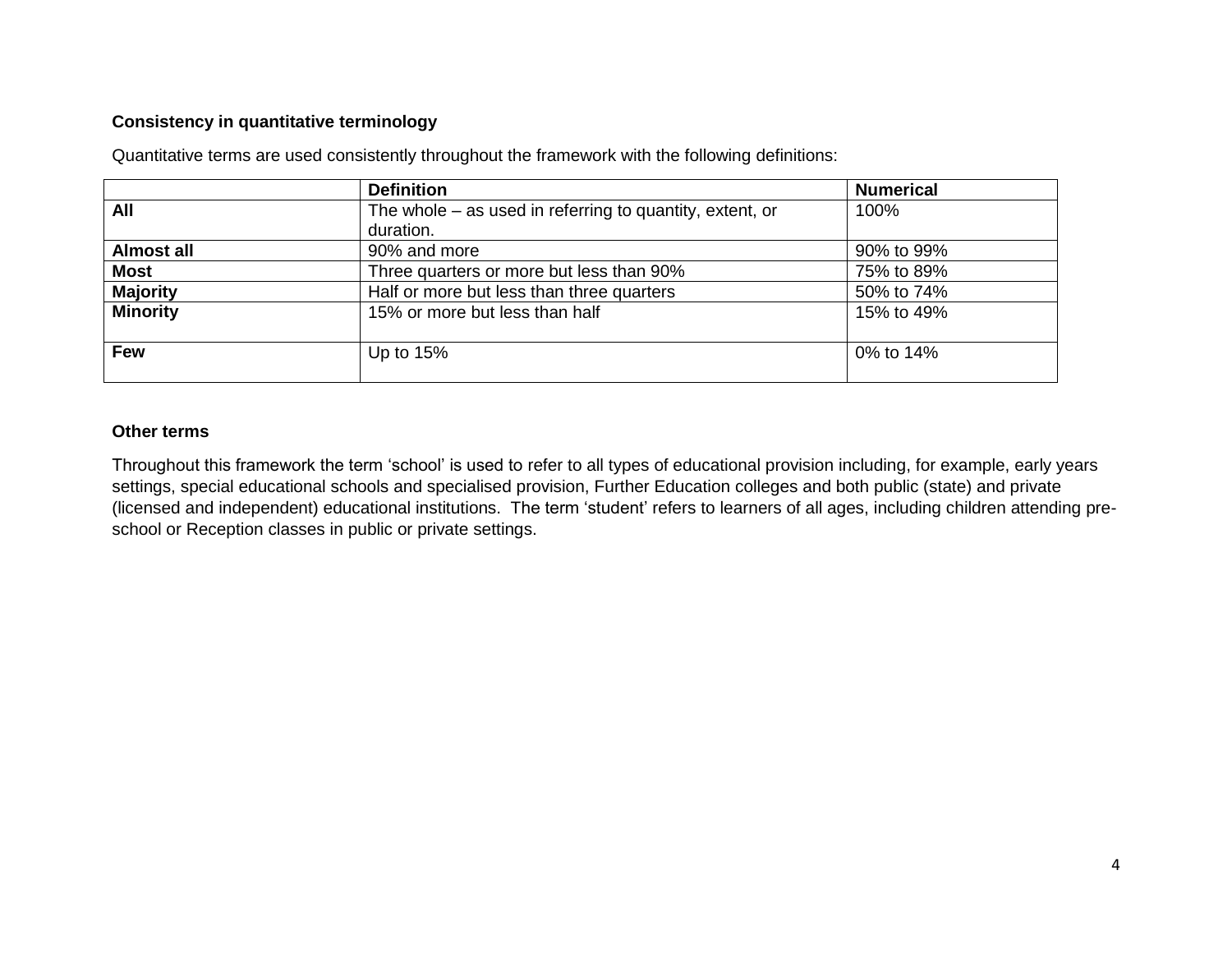### Consistency in quantitative terminology

Quantitative terms are used consistently throughout the framework with the following definitions:

| | Definition | Numerical |
|---|---|---|
| **All** | The whole – as used in referring to quantity, extent, or duration. | 100% |
| **Almost all** | 90% and more | 90% to 99% |
| **Most** | Three quarters or more but less than 90% | 75% to 89% |
| **Majority** | Half or more but less than three quarters | 50% to 74% |
| **Minority** | 15% or more but less than half | 15% to 49% |
| **Few** | Up to 15% | 0% to 14% |

### Other terms

Throughout this framework the term 'school' is used to refer to all types of educational provision including, for example, early years settings, special educational schools and specialised provision, Further Education colleges and both public (state) and private (licensed and independent) educational institutions. The term 'student' refers to learners of all ages, including children attending pre-school or Reception classes in public or private settings.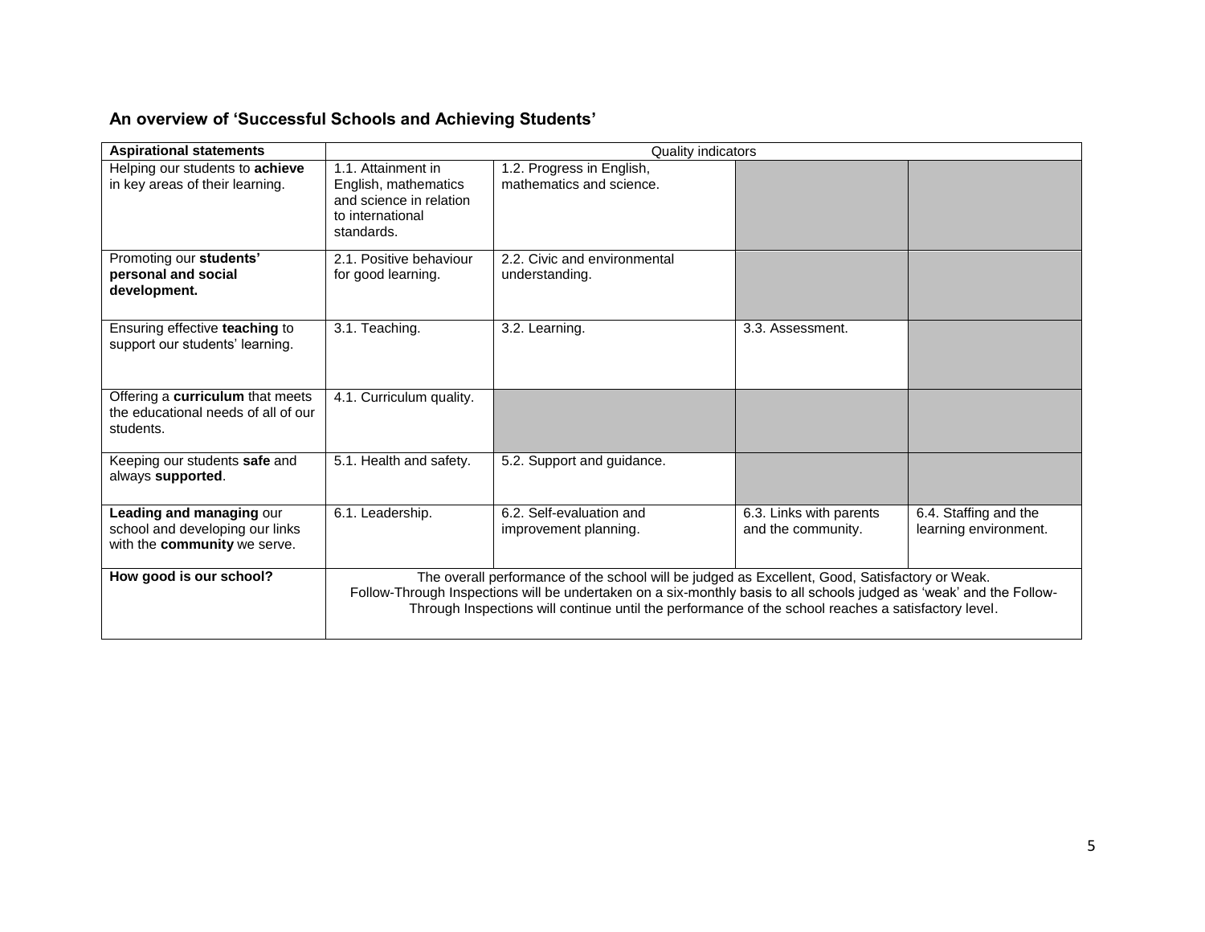## An overview of 'Successful Schools and Achieving Students'

| Aspirational statements | Quality indicators | | | |
|---|---|---|---|---|
| Helping our students to **achieve** in key areas of their learning. | 1.1. Attainment in English, mathematics and science in relation to international standards. | 1.2. Progress in English, mathematics and science. | | |
| Promoting our **students' personal and social development.** | 2.1. Positive behaviour for good learning. | 2.2. Civic and environmental understanding. | | |
| Ensuring effective **teaching** to support our students' learning. | 3.1. Teaching. | 3.2. Learning. | 3.3. Assessment. | |
| Offering a **curriculum** that meets the educational needs of all of our students. | 4.1. Curriculum quality. | | | |
| Keeping our students **safe** and always **supported**. | 5.1. Health and safety. | 5.2. Support and guidance. | | |
| **Leading and managing** our school and developing our links with the **community** we serve. | 6.1. Leadership. | 6.2. Self-evaluation and improvement planning. | 6.3. Links with parents and the community. | 6.4. Staffing and the learning environment. |
| **How good is our school?** | The overall performance of the school will be judged as Excellent, Good, Satisfactory or Weak. Follow-Through Inspections will be undertaken on a six-monthly basis to all schools judged as 'weak' and the Follow-Through Inspections will continue until the performance of the school reaches a satisfactory level. | | | |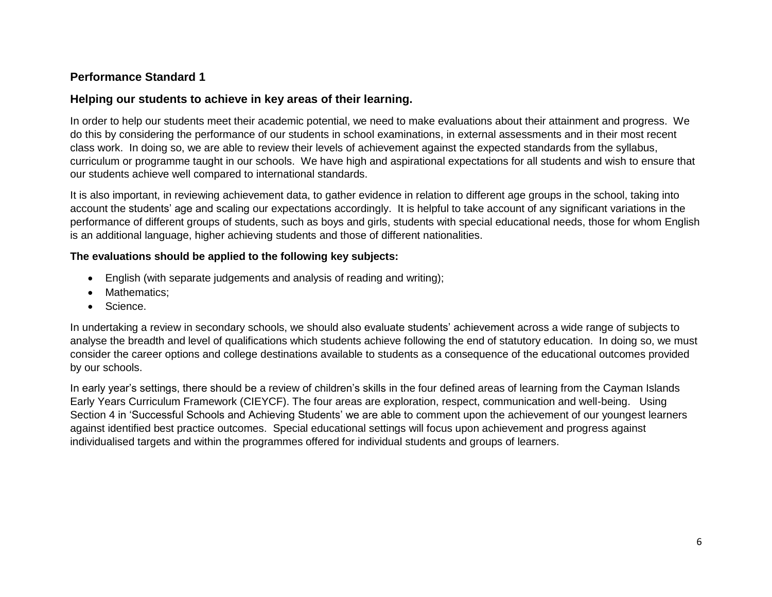## Performance Standard 1

### Helping our students to achieve in key areas of their learning.

In order to help our students meet their academic potential, we need to make evaluations about their attainment and progress. We do this by considering the performance of our students in school examinations, in external assessments and in their most recent class work. In doing so, we are able to review their levels of achievement against the expected standards from the syllabus, curriculum or programme taught in our schools. We have high and aspirational expectations for all students and wish to ensure that our students achieve well compared to international standards.

It is also important, in reviewing achievement data, to gather evidence in relation to different age groups in the school, taking into account the students' age and scaling our expectations accordingly. It is helpful to take account of any significant variations in the performance of different groups of students, such as boys and girls, students with special educational needs, those for whom English is an additional language, higher achieving students and those of different nationalities.

**The evaluations should be applied to the following key subjects:**

- English (with separate judgements and analysis of reading and writing);
- Mathematics;
- Science.

In undertaking a review in secondary schools, we should also evaluate students' achievement across a wide range of subjects to analyse the breadth and level of qualifications which students achieve following the end of statutory education. In doing so, we must consider the career options and college destinations available to students as a consequence of the educational outcomes provided by our schools.

In early year's settings, there should be a review of children's skills in the four defined areas of learning from the Cayman Islands Early Years Curriculum Framework (CIEYCF). The four areas are exploration, respect, communication and well-being. Using Section 4 in 'Successful Schools and Achieving Students' we are able to comment upon the achievement of our youngest learners against identified best practice outcomes. Special educational settings will focus upon achievement and progress against individualised targets and within the programmes offered for individual students and groups of learners.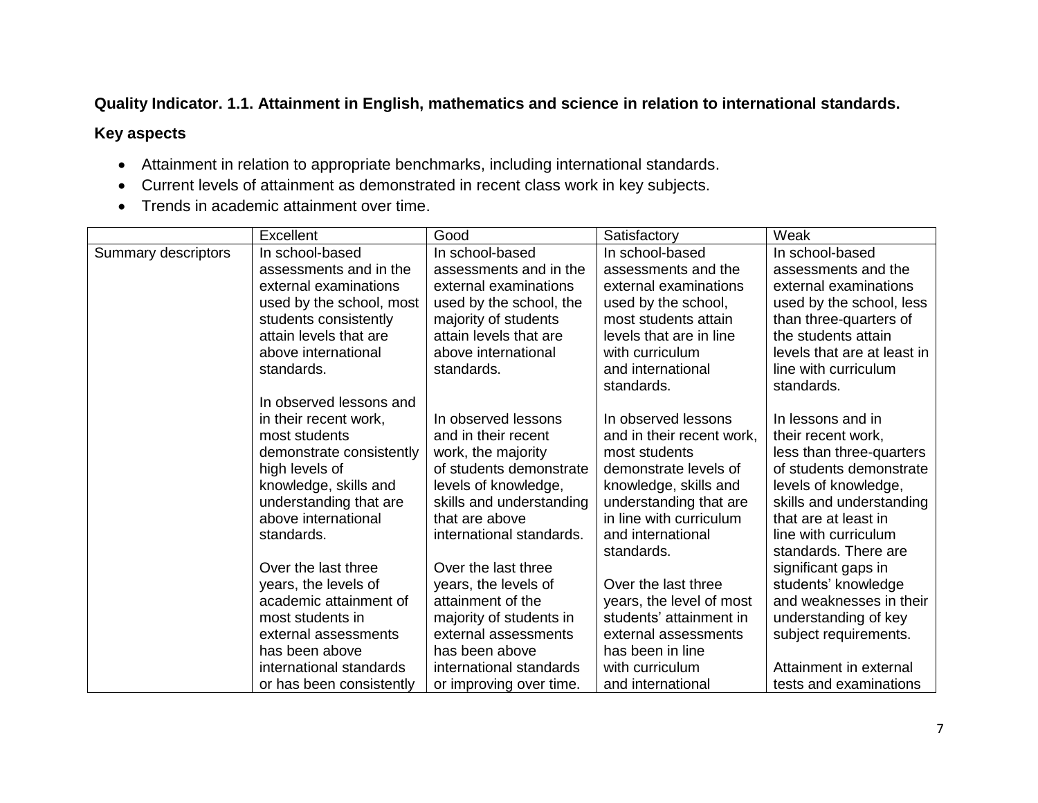**Quality Indicator. 1.1. Attainment in English, mathematics and science in relation to international standards.**

**Key aspects**

- Attainment in relation to appropriate benchmarks, including international standards.
- Current levels of attainment as demonstrated in recent class work in key subjects.
- Trends in academic attainment over time.

| | Excellent | Good | Satisfactory | Weak |
|---|---|---|---|---|
| Summary descriptors | In school-based assessments and in the external examinations used by the school, most students consistently attain levels that are above international standards.<br><br>In observed lessons and in their recent work, most students demonstrate consistently high levels of knowledge, skills and understanding that are above international standards.<br><br>Over the last three years, the levels of academic attainment of most students in external assessments has been above international standards or has been consistently | In school-based assessments and in the external examinations used by the school, the majority of students attain levels that are above international standards.<br><br>In observed lessons and in their recent work, the majority of students demonstrate levels of knowledge, skills and understanding that are above international standards.<br><br>Over the last three years, the levels of attainment of the majority of students in external assessments has been above international standards or improving over time. | In school-based assessments and the external examinations used by the school, most students attain levels that are in line with curriculum and international standards.<br><br>In observed lessons and in their recent work, most students demonstrate levels of knowledge, skills and understanding that are in line with curriculum and international standards.<br><br>Over the last three years, the level of most students' attainment in external assessments has been in line with curriculum and international | In school-based assessments and the external examinations used by the school, less than three-quarters of the students attain levels that are at least in line with curriculum standards.<br><br>In lessons and in their recent work, less than three-quarters of students demonstrate levels of knowledge, skills and understanding that are at least in line with curriculum standards. There are significant gaps in students' knowledge and weaknesses in their understanding of key subject requirements.<br><br>Attainment in external tests and examinations |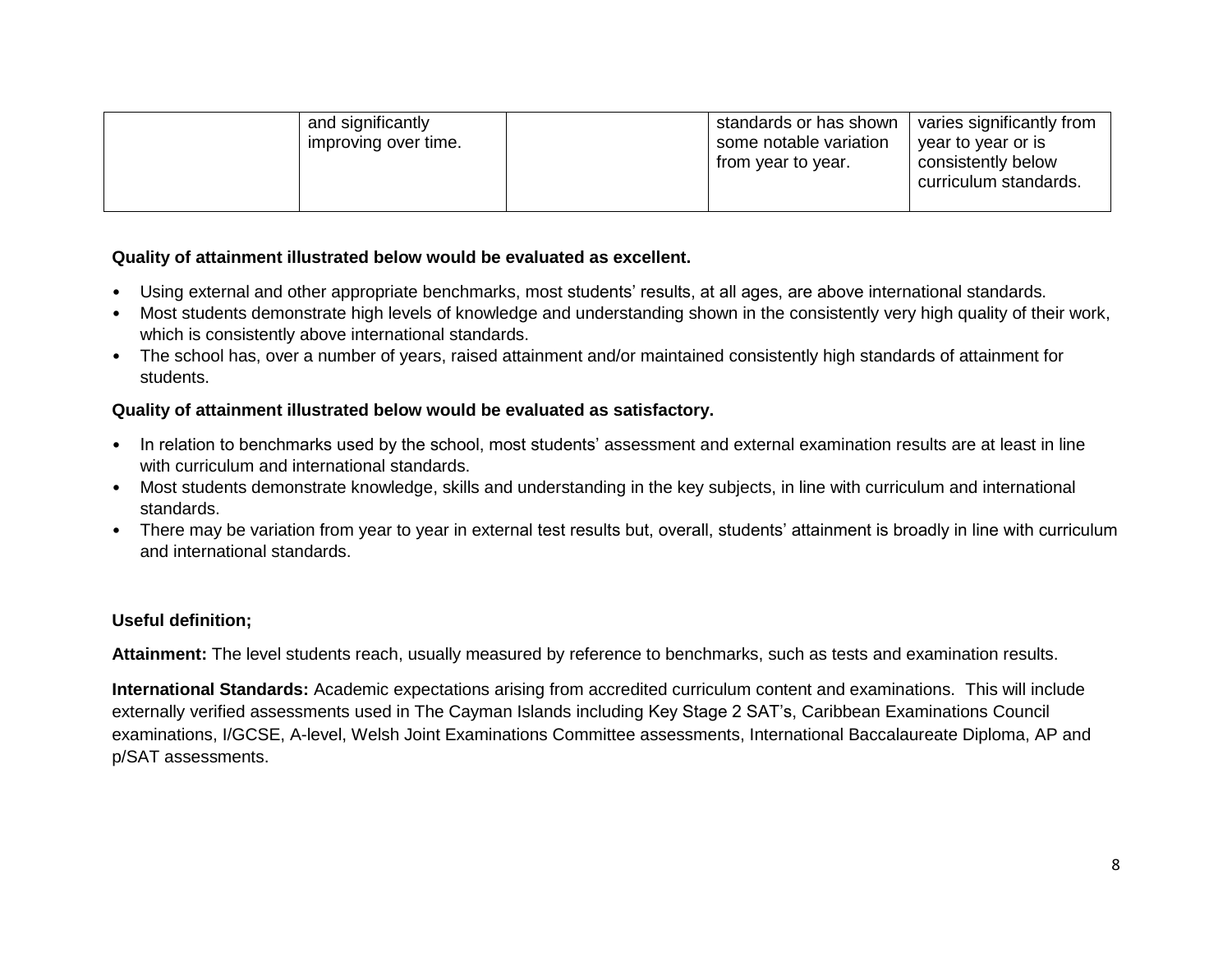|  |  |  |  |  |
|---|---|---|---|---|
|  | and significantly improving over time. |  | standards or has shown some notable variation from year to year. | varies significantly from year to year or is consistently below curriculum standards. |

**Quality of attainment illustrated below would be evaluated as excellent.**

- Using external and other appropriate benchmarks, most students' results, at all ages, are above international standards.
- Most students demonstrate high levels of knowledge and understanding shown in the consistently very high quality of their work, which is consistently above international standards.
- The school has, over a number of years, raised attainment and/or maintained consistently high standards of attainment for students.

**Quality of attainment illustrated below would be evaluated as satisfactory.**

- In relation to benchmarks used by the school, most students' assessment and external examination results are at least in line with curriculum and international standards.
- Most students demonstrate knowledge, skills and understanding in the key subjects, in line with curriculum and international standards.
- There may be variation from year to year in external test results but, overall, students' attainment is broadly in line with curriculum and international standards.

**Useful definition;**

**Attainment:** The level students reach, usually measured by reference to benchmarks, such as tests and examination results.

**International Standards:** Academic expectations arising from accredited curriculum content and examinations. This will include externally verified assessments used in The Cayman Islands including Key Stage 2 SAT's, Caribbean Examinations Council examinations, I/GCSE, A-level, Welsh Joint Examinations Committee assessments, International Baccalaureate Diploma, AP and p/SAT assessments.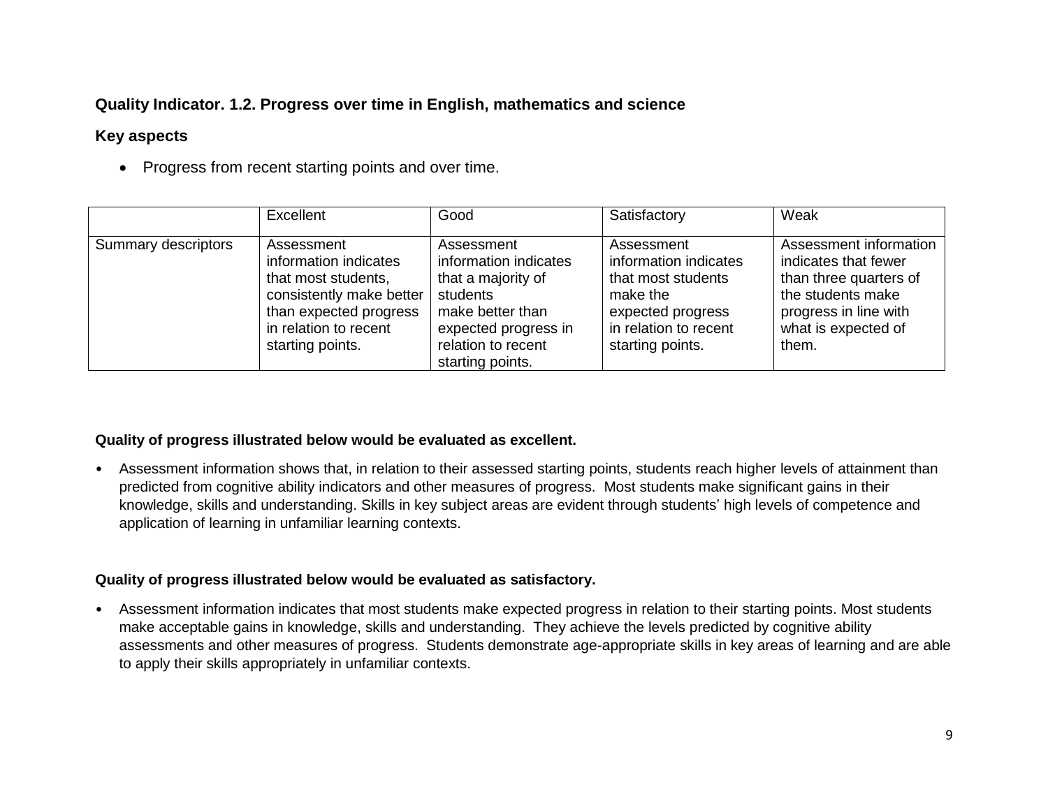**Quality Indicator. 1.2. Progress over time in English, mathematics and science**

**Key aspects**

- Progress from recent starting points and over time.

| | Excellent | Good | Satisfactory | Weak |
|---|---|---|---|---|
| Summary descriptors | Assessment information indicates that most students, consistently make better than expected progress in relation to recent starting points. | Assessment information indicates that a majority of students make better than expected progress in relation to recent starting points. | Assessment information indicates that most students make the expected progress in relation to recent starting points. | Assessment information indicates that fewer than three quarters of the students make progress in line with what is expected of them. |

**Quality of progress illustrated below would be evaluated as excellent.**

- Assessment information shows that, in relation to their assessed starting points, students reach higher levels of attainment than predicted from cognitive ability indicators and other measures of progress. Most students make significant gains in their knowledge, skills and understanding. Skills in key subject areas are evident through students' high levels of competence and application of learning in unfamiliar learning contexts.

**Quality of progress illustrated below would be evaluated as satisfactory.**

- Assessment information indicates that most students make expected progress in relation to their starting points. Most students make acceptable gains in knowledge, skills and understanding. They achieve the levels predicted by cognitive ability assessments and other measures of progress. Students demonstrate age-appropriate skills in key areas of learning and are able to apply their skills appropriately in unfamiliar contexts.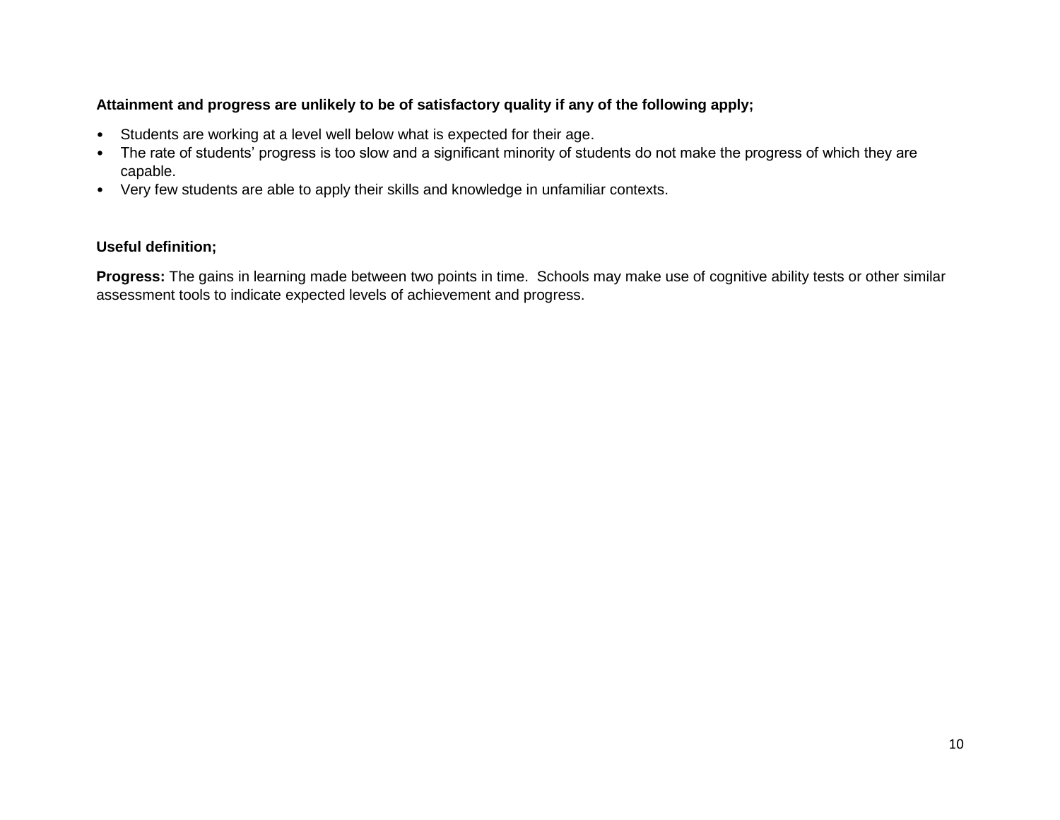**Attainment and progress are unlikely to be of satisfactory quality if any of the following apply;**

- Students are working at a level well below what is expected for their age.
- The rate of students' progress is too slow and a significant minority of students do not make the progress of which they are capable.
- Very few students are able to apply their skills and knowledge in unfamiliar contexts.

**Useful definition;**

**Progress:** The gains in learning made between two points in time. Schools may make use of cognitive ability tests or other similar assessment tools to indicate expected levels of achievement and progress.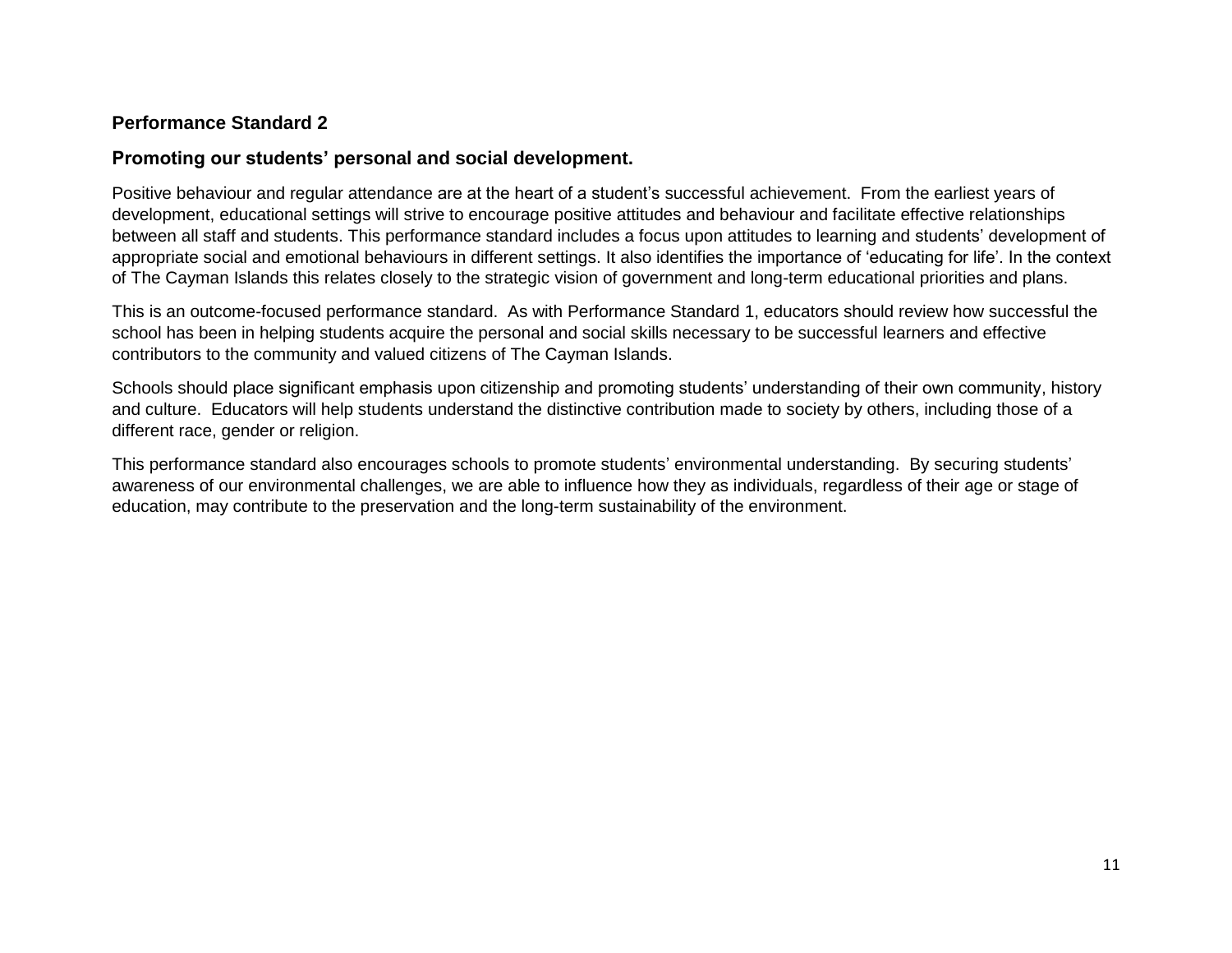## Performance Standard 2

### Promoting our students' personal and social development.

Positive behaviour and regular attendance are at the heart of a student's successful achievement. From the earliest years of development, educational settings will strive to encourage positive attitudes and behaviour and facilitate effective relationships between all staff and students. This performance standard includes a focus upon attitudes to learning and students' development of appropriate social and emotional behaviours in different settings. It also identifies the importance of 'educating for life'. In the context of The Cayman Islands this relates closely to the strategic vision of government and long-term educational priorities and plans.

This is an outcome-focused performance standard. As with Performance Standard 1, educators should review how successful the school has been in helping students acquire the personal and social skills necessary to be successful learners and effective contributors to the community and valued citizens of The Cayman Islands.

Schools should place significant emphasis upon citizenship and promoting students' understanding of their own community, history and culture. Educators will help students understand the distinctive contribution made to society by others, including those of a different race, gender or religion.

This performance standard also encourages schools to promote students' environmental understanding. By securing students' awareness of our environmental challenges, we are able to influence how they as individuals, regardless of their age or stage of education, may contribute to the preservation and the long-term sustainability of the environment.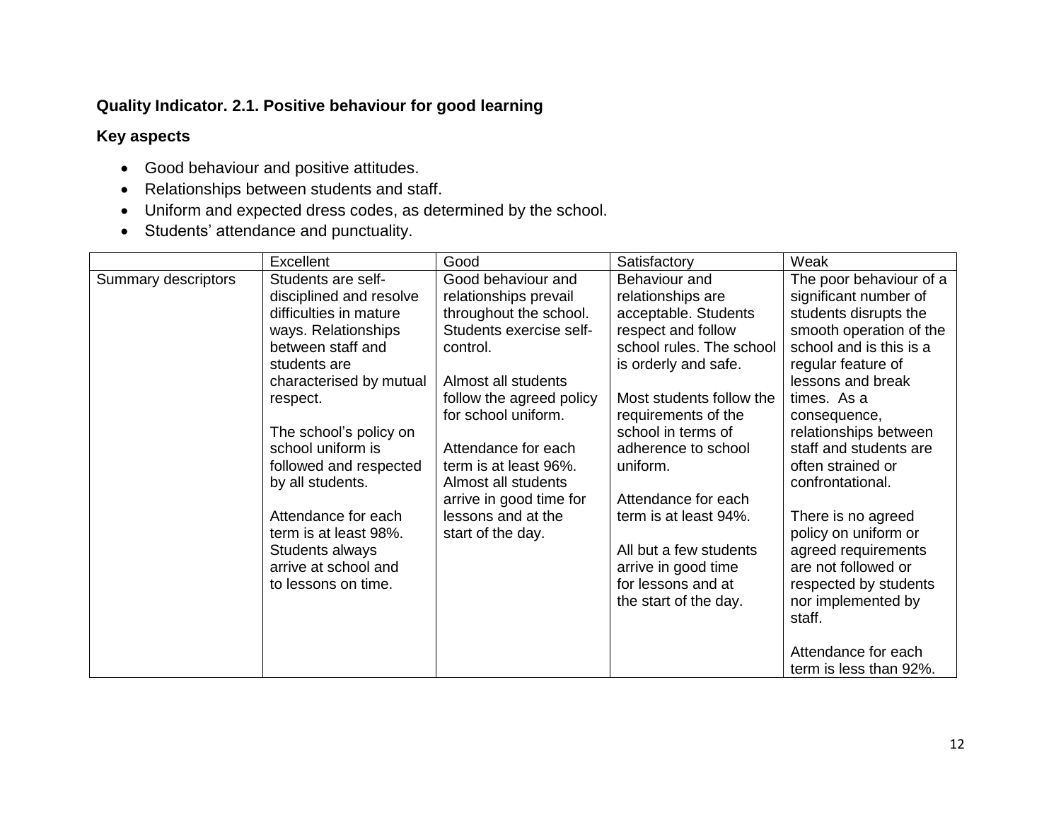**Quality Indicator. 2.1. Positive behaviour for good learning**

**Key aspects**

- Good behaviour and positive attitudes.
- Relationships between students and staff.
- Uniform and expected dress codes, as determined by the school.
- Students' attendance and punctuality.

| | Excellent | Good | Satisfactory | Weak |
|---|---|---|---|---|
| Summary descriptors | Students are self-disciplined and resolve difficulties in mature ways. Relationships between staff and students are characterised by mutual respect.<br><br>The school's policy on school uniform is followed and respected by all students.<br><br>Attendance for each term is at least 98%. Students always arrive at school and to lessons on time. | Good behaviour and relationships prevail throughout the school. Students exercise self-control.<br><br>Almost all students follow the agreed policy for school uniform.<br><br>Attendance for each term is at least 96%. Almost all students arrive in good time for lessons and at the start of the day. | Behaviour and relationships are acceptable. Students respect and follow school rules. The school is orderly and safe.<br><br>Most students follow the requirements of the school in terms of adherence to school uniform.<br><br>Attendance for each term is at least 94%.<br><br>All but a few students arrive in good time for lessons and at the start of the day. | The poor behaviour of a significant number of students disrupts the smooth operation of the school and is this is a regular feature of lessons and break times. As a consequence, relationships between staff and students are often strained or confrontational.<br><br>There is no agreed policy on uniform or agreed requirements are not followed or respected by students nor implemented by staff.<br><br>Attendance for each term is less than 92%. |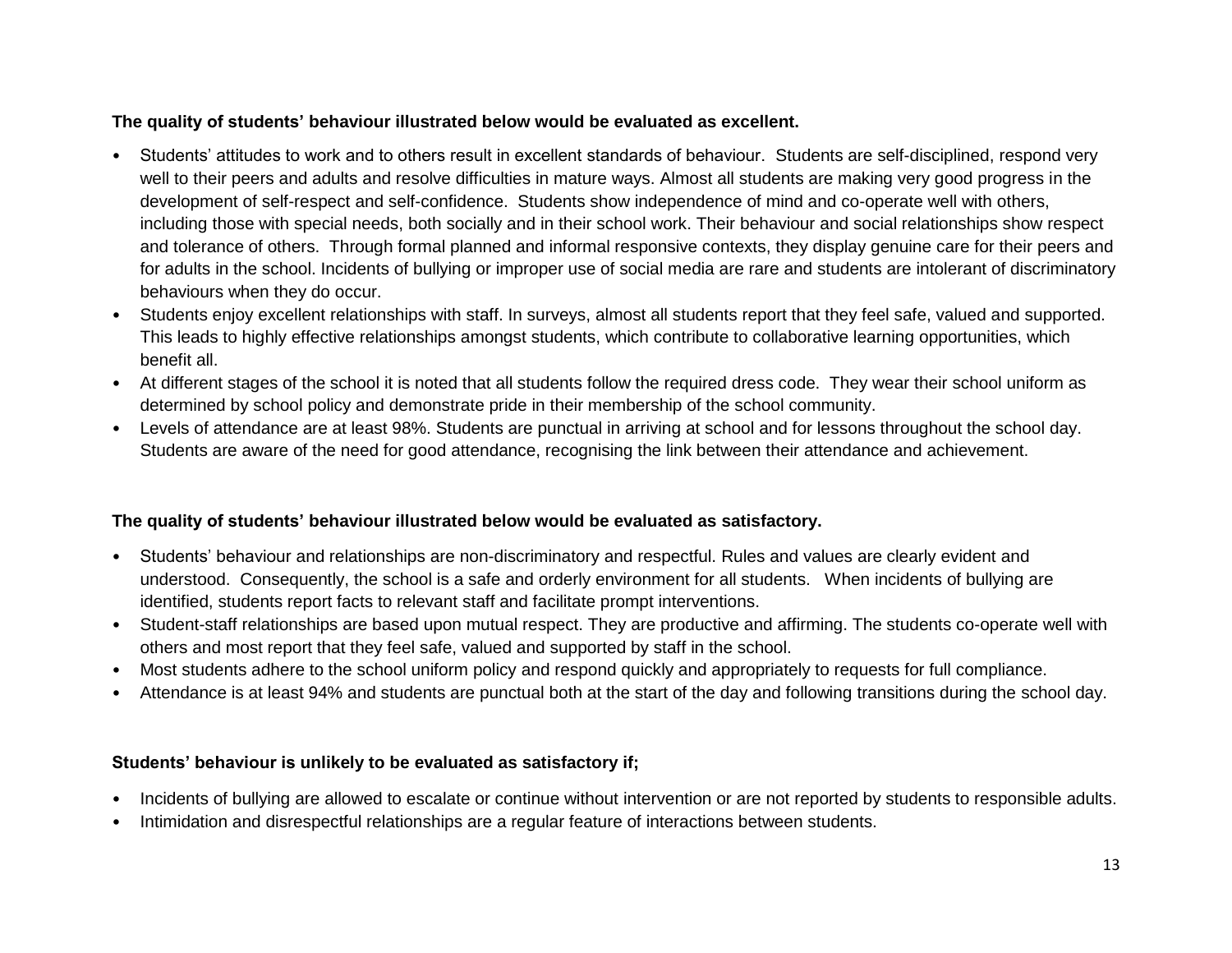**The quality of students' behaviour illustrated below would be evaluated as excellent.**

- Students' attitudes to work and to others result in excellent standards of behaviour. Students are self-disciplined, respond very well to their peers and adults and resolve difficulties in mature ways. Almost all students are making very good progress in the development of self-respect and self-confidence. Students show independence of mind and co-operate well with others, including those with special needs, both socially and in their school work. Their behaviour and social relationships show respect and tolerance of others. Through formal planned and informal responsive contexts, they display genuine care for their peers and for adults in the school. Incidents of bullying or improper use of social media are rare and students are intolerant of discriminatory behaviours when they do occur.
- Students enjoy excellent relationships with staff. In surveys, almost all students report that they feel safe, valued and supported. This leads to highly effective relationships amongst students, which contribute to collaborative learning opportunities, which benefit all.
- At different stages of the school it is noted that all students follow the required dress code. They wear their school uniform as determined by school policy and demonstrate pride in their membership of the school community.
- Levels of attendance are at least 98%. Students are punctual in arriving at school and for lessons throughout the school day. Students are aware of the need for good attendance, recognising the link between their attendance and achievement.

**The quality of students' behaviour illustrated below would be evaluated as satisfactory.**

- Students' behaviour and relationships are non-discriminatory and respectful. Rules and values are clearly evident and understood. Consequently, the school is a safe and orderly environment for all students. When incidents of bullying are identified, students report facts to relevant staff and facilitate prompt interventions.
- Student-staff relationships are based upon mutual respect. They are productive and affirming. The students co-operate well with others and most report that they feel safe, valued and supported by staff in the school.
- Most students adhere to the school uniform policy and respond quickly and appropriately to requests for full compliance.
- Attendance is at least 94% and students are punctual both at the start of the day and following transitions during the school day.

**Students' behaviour is unlikely to be evaluated as satisfactory if;**

- Incidents of bullying are allowed to escalate or continue without intervention or are not reported by students to responsible adults.
- Intimidation and disrespectful relationships are a regular feature of interactions between students.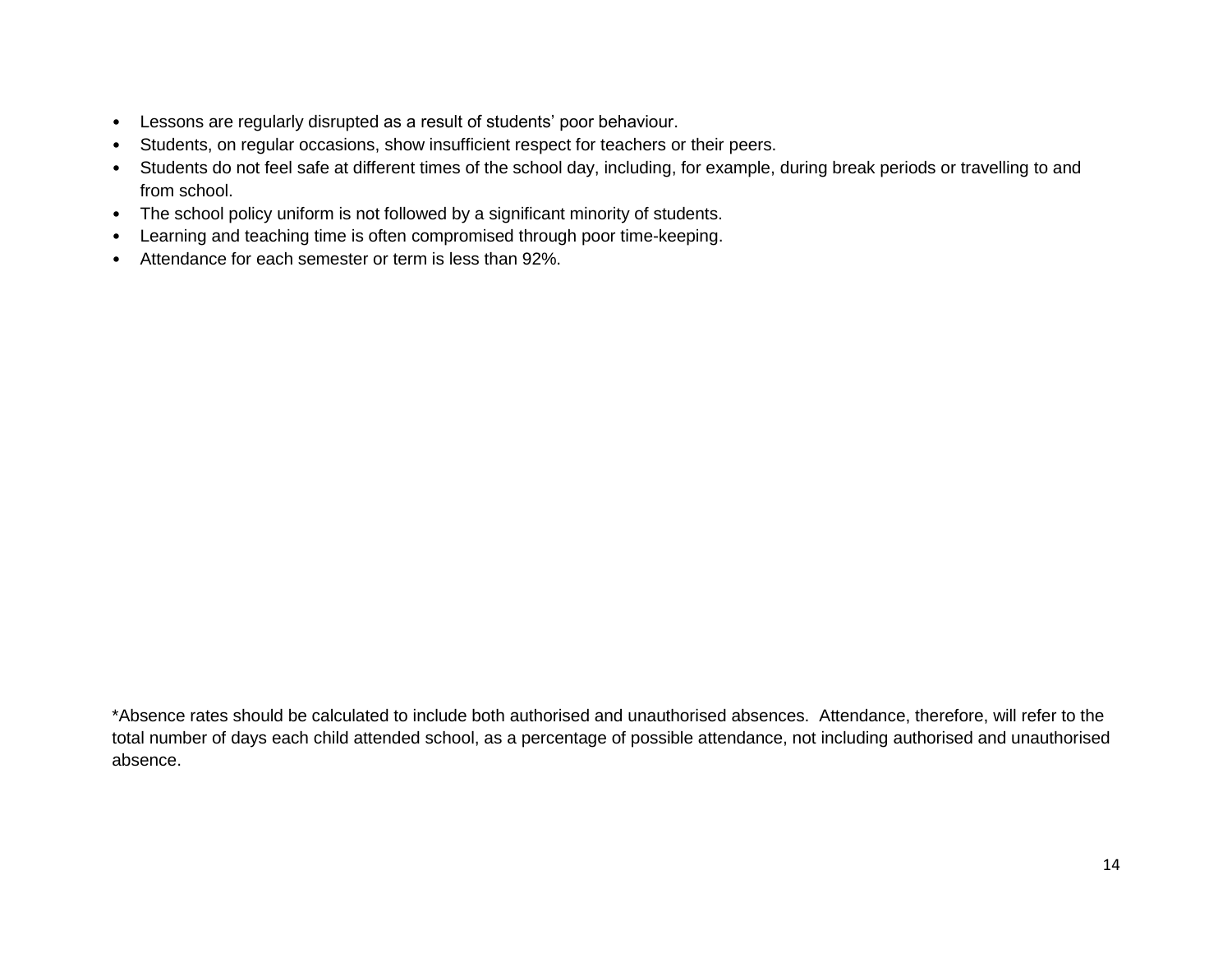- Lessons are regularly disrupted as a result of students' poor behaviour.
- Students, on regular occasions, show insufficient respect for teachers or their peers.
- Students do not feel safe at different times of the school day, including, for example, during break periods or travelling to and from school.
- The school policy uniform is not followed by a significant minority of students.
- Learning and teaching time is often compromised through poor time-keeping.
- Attendance for each semester or term is less than 92%.

*Absence rates should be calculated to include both authorised and unauthorised absences. Attendance, therefore, will refer to the total number of days each child attended school, as a percentage of possible attendance, not including authorised and unauthorised absence.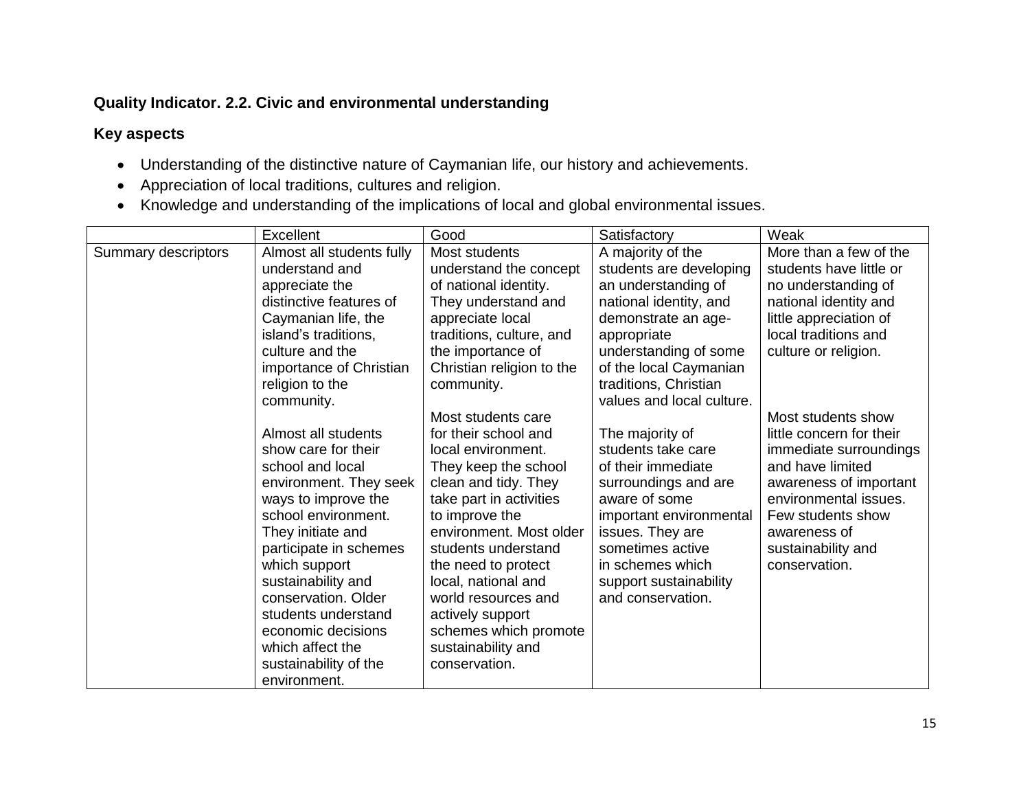**Quality Indicator. 2.2. Civic and environmental understanding**

**Key aspects**

- Understanding of the distinctive nature of Caymanian life, our history and achievements.
- Appreciation of local traditions, cultures and religion.
- Knowledge and understanding of the implications of local and global environmental issues.

| | Excellent | Good | Satisfactory | Weak |
|---|---|---|---|---|
| Summary descriptors | Almost all students fully understand and appreciate the distinctive features of Caymanian life, the island's traditions, culture and the importance of Christian religion to the community.<br><br>Almost all students show care for their school and local environment. They seek ways to improve the school environment. They initiate and participate in schemes which support sustainability and conservation. Older students understand economic decisions which affect the sustainability of the environment. | Most students understand the concept of national identity. They understand and appreciate local traditions, culture, and the importance of Christian religion to the community.<br><br>Most students care for their school and local environment. They keep the school clean and tidy. They take part in activities to improve the environment. Most older students understand the need to protect local, national and world resources and actively support schemes which promote sustainability and conservation. | A majority of the students are developing an understanding of national identity, and demonstrate an age-appropriate understanding of some of the local Caymanian traditions, Christian values and local culture.<br><br>The majority of students take care of their immediate surroundings and are aware of some important environmental issues. They are sometimes active in schemes which support sustainability and conservation. | More than a few of the students have little or no understanding of national identity and little appreciation of local traditions and culture or religion.<br><br>Most students show little concern for their immediate surroundings and have limited awareness of important environmental issues. Few students show awareness of sustainability and conservation. |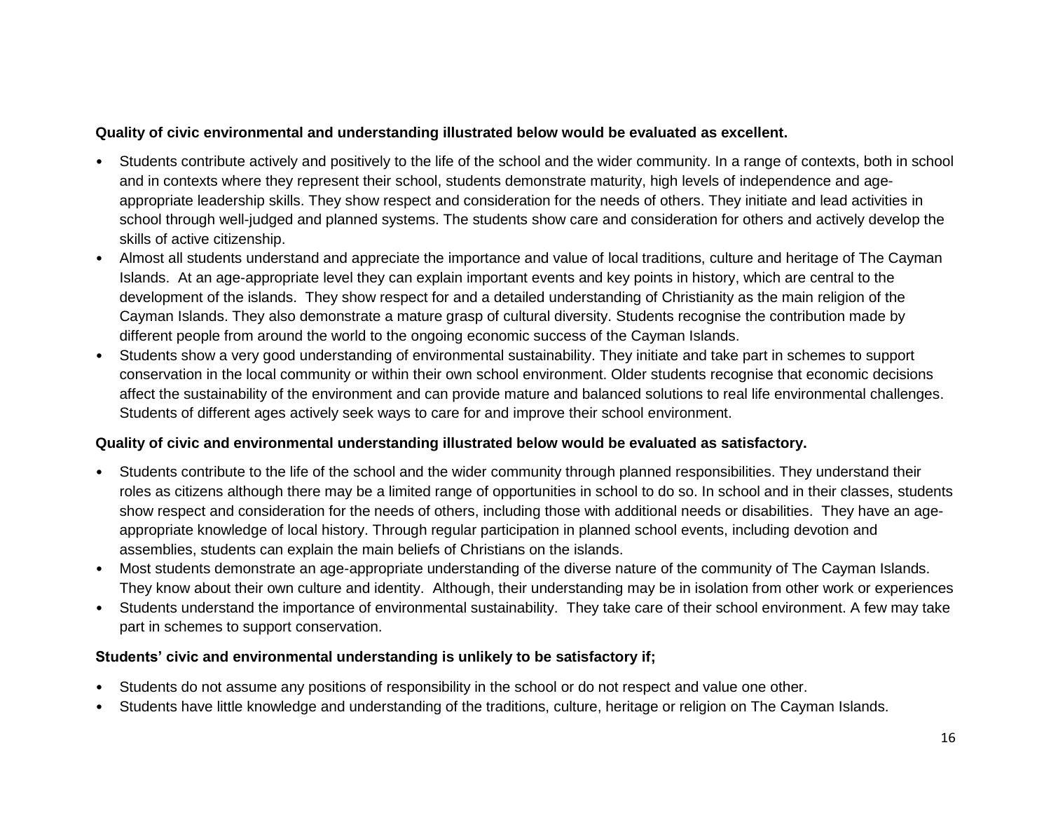**Quality of civic environmental and understanding illustrated below would be evaluated as excellent.**

- Students contribute actively and positively to the life of the school and the wider community. In a range of contexts, both in school and in contexts where they represent their school, students demonstrate maturity, high levels of independence and age-appropriate leadership skills. They show respect and consideration for the needs of others. They initiate and lead activities in school through well-judged and planned systems. The students show care and consideration for others and actively develop the skills of active citizenship.
- Almost all students understand and appreciate the importance and value of local traditions, culture and heritage of The Cayman Islands. At an age-appropriate level they can explain important events and key points in history, which are central to the development of the islands. They show respect for and a detailed understanding of Christianity as the main religion of the Cayman Islands. They also demonstrate a mature grasp of cultural diversity. Students recognise the contribution made by different people from around the world to the ongoing economic success of the Cayman Islands.
- Students show a very good understanding of environmental sustainability. They initiate and take part in schemes to support conservation in the local community or within their own school environment. Older students recognise that economic decisions affect the sustainability of the environment and can provide mature and balanced solutions to real life environmental challenges. Students of different ages actively seek ways to care for and improve their school environment.

**Quality of civic and environmental understanding illustrated below would be evaluated as satisfactory.**

- Students contribute to the life of the school and the wider community through planned responsibilities. They understand their roles as citizens although there may be a limited range of opportunities in school to do so. In school and in their classes, students show respect and consideration for the needs of others, including those with additional needs or disabilities. They have an age-appropriate knowledge of local history. Through regular participation in planned school events, including devotion and assemblies, students can explain the main beliefs of Christians on the islands.
- Most students demonstrate an age-appropriate understanding of the diverse nature of the community of The Cayman Islands. They know about their own culture and identity. Although, their understanding may be in isolation from other work or experiences
- Students understand the importance of environmental sustainability. They take care of their school environment. A few may take part in schemes to support conservation.

**Students' civic and environmental understanding is unlikely to be satisfactory if;**

- Students do not assume any positions of responsibility in the school or do not respect and value one other.
- Students have little knowledge and understanding of the traditions, culture, heritage or religion on The Cayman Islands.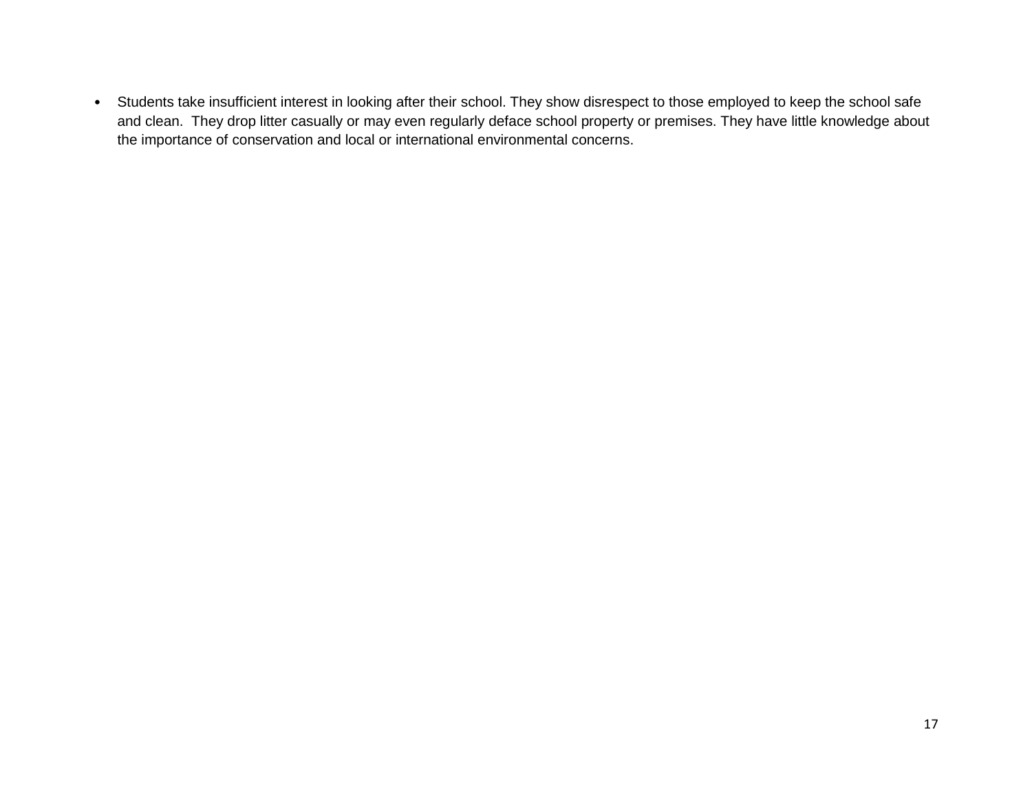- Students take insufficient interest in looking after their school. They show disrespect to those employed to keep the school safe and clean. They drop litter casually or may even regularly deface school property or premises. They have little knowledge about the importance of conservation and local or international environmental concerns.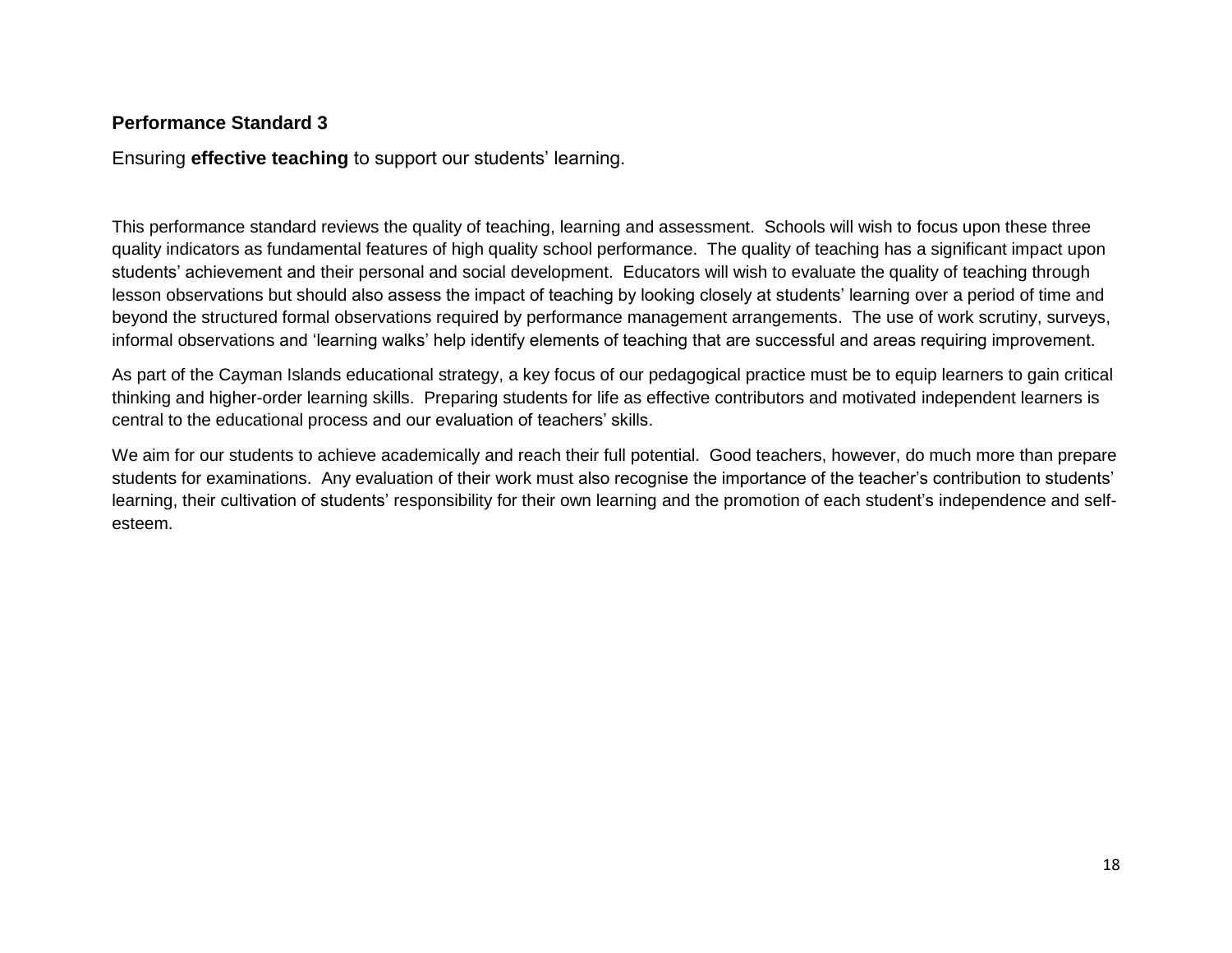## Performance Standard 3

Ensuring **effective teaching** to support our students' learning.

This performance standard reviews the quality of teaching, learning and assessment. Schools will wish to focus upon these three quality indicators as fundamental features of high quality school performance. The quality of teaching has a significant impact upon students' achievement and their personal and social development. Educators will wish to evaluate the quality of teaching through lesson observations but should also assess the impact of teaching by looking closely at students' learning over a period of time and beyond the structured formal observations required by performance management arrangements. The use of work scrutiny, surveys, informal observations and 'learning walks' help identify elements of teaching that are successful and areas requiring improvement.

As part of the Cayman Islands educational strategy, a key focus of our pedagogical practice must be to equip learners to gain critical thinking and higher-order learning skills. Preparing students for life as effective contributors and motivated independent learners is central to the educational process and our evaluation of teachers' skills.

We aim for our students to achieve academically and reach their full potential. Good teachers, however, do much more than prepare students for examinations. Any evaluation of their work must also recognise the importance of the teacher's contribution to students' learning, their cultivation of students' responsibility for their own learning and the promotion of each student's independence and self-esteem.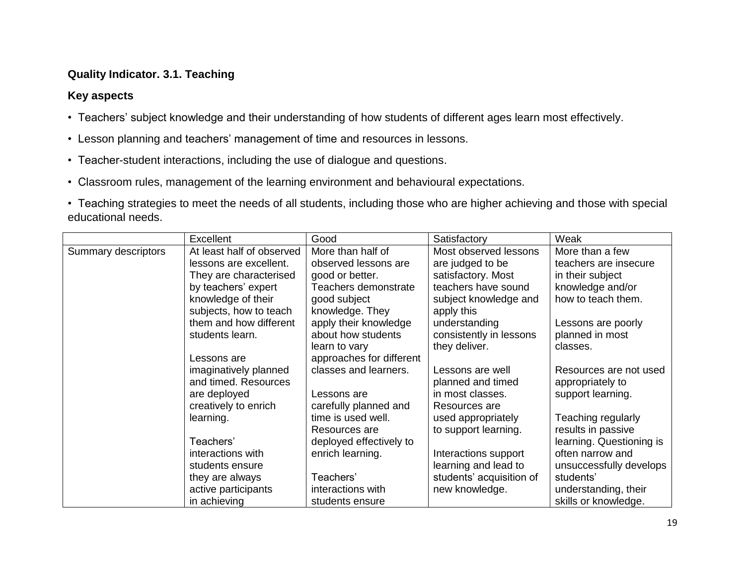**Quality Indicator. 3.1. Teaching**

**Key aspects**

- Teachers' subject knowledge and their understanding of how students of different ages learn most effectively.
- Lesson planning and teachers' management of time and resources in lessons.
- Teacher-student interactions, including the use of dialogue and questions.
- Classroom rules, management of the learning environment and behavioural expectations.
- Teaching strategies to meet the needs of all students, including those who are higher achieving and those with special educational needs.

| | Excellent | Good | Satisfactory | Weak |
|---|---|---|---|---|
| Summary descriptors | At least half of observed lessons are excellent. They are characterised by teachers' expert knowledge of their subjects, how to teach them and how different students learn.<br><br>Lessons are imaginatively planned and timed. Resources are deployed creatively to enrich learning.<br><br>Teachers' interactions with students ensure they are always active participants in achieving | More than half of observed lessons are good or better. Teachers demonstrate good subject knowledge. They apply their knowledge about how students learn to vary approaches for different classes and learners.<br><br>Lessons are carefully planned and time is used well. Resources are deployed effectively to enrich learning.<br><br>Teachers' interactions with students ensure | Most observed lessons are judged to be satisfactory. Most teachers have sound subject knowledge and apply this understanding consistently in lessons they deliver.<br><br>Lessons are well planned and timed in most classes. Resources are used appropriately to support learning.<br><br>Interactions support learning and lead to students' acquisition of new knowledge. | More than a few teachers are insecure in their subject knowledge and/or how to teach them.<br><br>Lessons are poorly planned in most classes.<br><br>Resources are not used appropriately to support learning.<br><br>Teaching regularly results in passive learning. Questioning is often narrow and unsuccessfully develops students' understanding, their skills or knowledge. |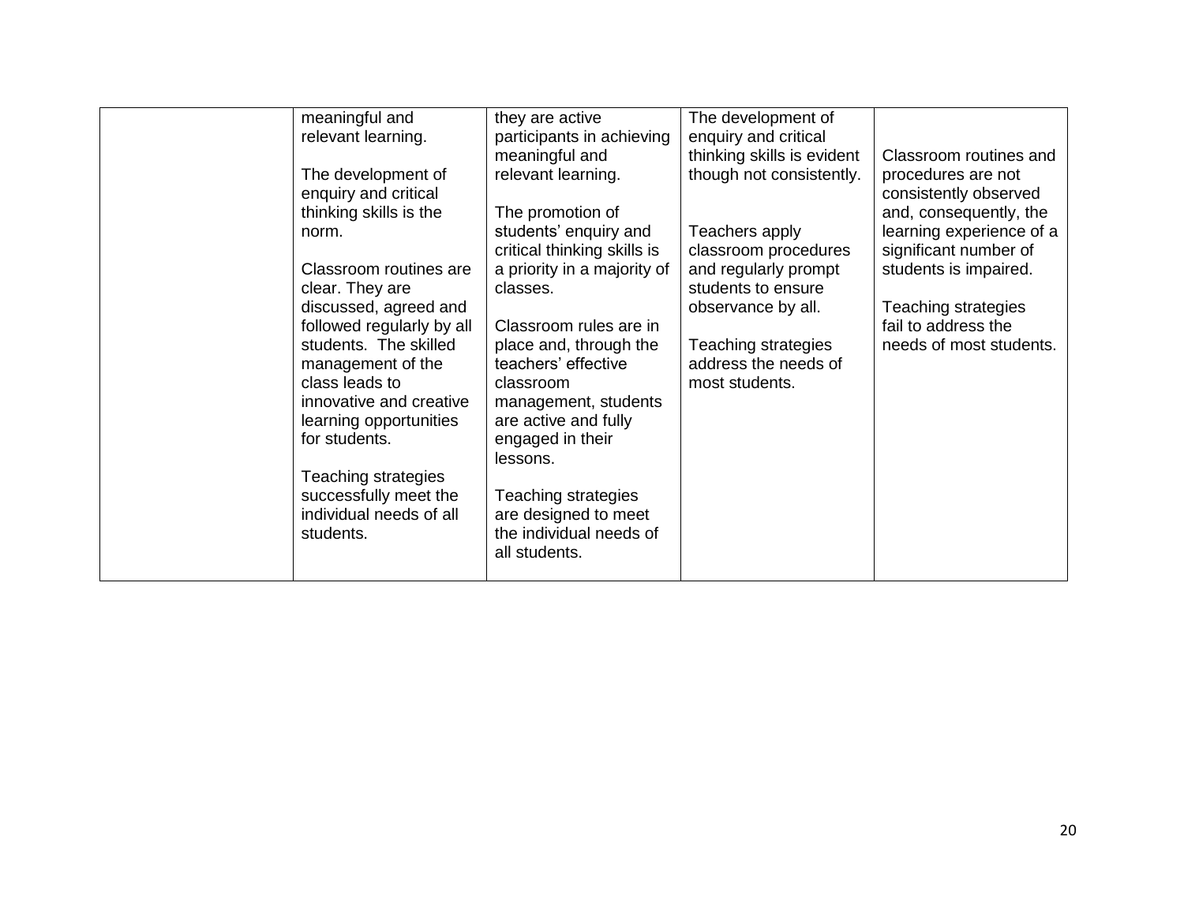| | | | | |
|---|---|---|---|---|
| | meaningful and relevant learning.<br><br>The development of enquiry and critical thinking skills is the norm.<br><br>Classroom routines are clear. They are discussed, agreed and followed regularly by all students. The skilled management of the class leads to innovative and creative learning opportunities for students.<br><br>Teaching strategies successfully meet the individual needs of all students. | they are active participants in achieving meaningful and relevant learning.<br><br>The promotion of students' enquiry and critical thinking skills is a priority in a majority of classes.<br><br>Classroom rules are in place and, through the teachers' effective classroom management, students are active and fully engaged in their lessons.<br><br>Teaching strategies are designed to meet the individual needs of all students. | The development of enquiry and critical thinking skills is evident though not consistently.<br><br>Teachers apply classroom procedures and regularly prompt students to ensure observance by all.<br><br>Teaching strategies address the needs of most students. | Classroom routines and procedures are not consistently observed and, consequently, the learning experience of a significant number of students is impaired.<br><br>Teaching strategies fail to address the needs of most students. |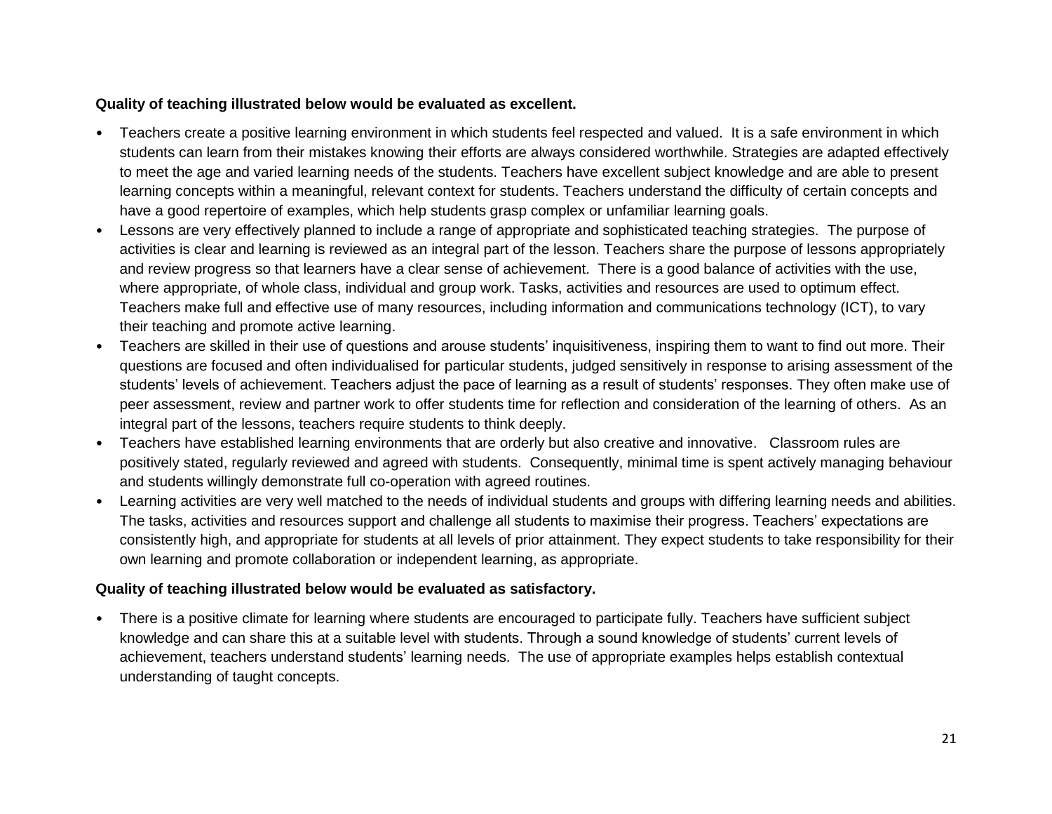**Quality of teaching illustrated below would be evaluated as excellent.**

- Teachers create a positive learning environment in which students feel respected and valued. It is a safe environment in which students can learn from their mistakes knowing their efforts are always considered worthwhile. Strategies are adapted effectively to meet the age and varied learning needs of the students. Teachers have excellent subject knowledge and are able to present learning concepts within a meaningful, relevant context for students. Teachers understand the difficulty of certain concepts and have a good repertoire of examples, which help students grasp complex or unfamiliar learning goals.
- Lessons are very effectively planned to include a range of appropriate and sophisticated teaching strategies. The purpose of activities is clear and learning is reviewed as an integral part of the lesson. Teachers share the purpose of lessons appropriately and review progress so that learners have a clear sense of achievement. There is a good balance of activities with the use, where appropriate, of whole class, individual and group work. Tasks, activities and resources are used to optimum effect. Teachers make full and effective use of many resources, including information and communications technology (ICT), to vary their teaching and promote active learning.
- Teachers are skilled in their use of questions and arouse students' inquisitiveness, inspiring them to want to find out more. Their questions are focused and often individualised for particular students, judged sensitively in response to arising assessment of the students' levels of achievement. Teachers adjust the pace of learning as a result of students' responses. They often make use of peer assessment, review and partner work to offer students time for reflection and consideration of the learning of others. As an integral part of the lessons, teachers require students to think deeply.
- Teachers have established learning environments that are orderly but also creative and innovative. Classroom rules are positively stated, regularly reviewed and agreed with students. Consequently, minimal time is spent actively managing behaviour and students willingly demonstrate full co-operation with agreed routines.
- Learning activities are very well matched to the needs of individual students and groups with differing learning needs and abilities. The tasks, activities and resources support and challenge all students to maximise their progress. Teachers' expectations are consistently high, and appropriate for students at all levels of prior attainment. They expect students to take responsibility for their own learning and promote collaboration or independent learning, as appropriate.

**Quality of teaching illustrated below would be evaluated as satisfactory.**

- There is a positive climate for learning where students are encouraged to participate fully. Teachers have sufficient subject knowledge and can share this at a suitable level with students. Through a sound knowledge of students' current levels of achievement, teachers understand students' learning needs. The use of appropriate examples helps establish contextual understanding of taught concepts.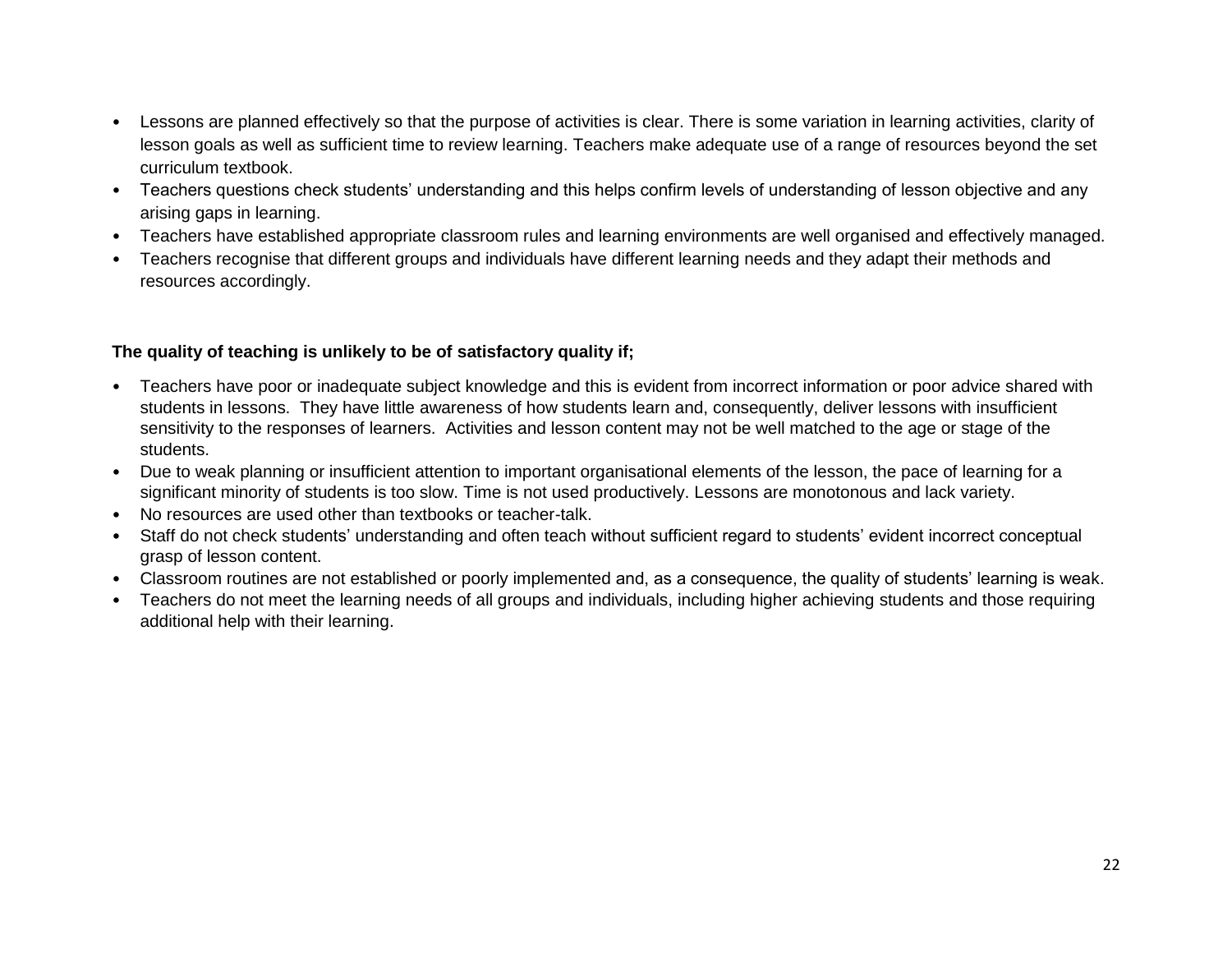- Lessons are planned effectively so that the purpose of activities is clear. There is some variation in learning activities, clarity of lesson goals as well as sufficient time to review learning. Teachers make adequate use of a range of resources beyond the set curriculum textbook.
- Teachers questions check students' understanding and this helps confirm levels of understanding of lesson objective and any arising gaps in learning.
- Teachers have established appropriate classroom rules and learning environments are well organised and effectively managed.
- Teachers recognise that different groups and individuals have different learning needs and they adapt their methods and resources accordingly.

**The quality of teaching is unlikely to be of satisfactory quality if;**

- Teachers have poor or inadequate subject knowledge and this is evident from incorrect information or poor advice shared with students in lessons. They have little awareness of how students learn and, consequently, deliver lessons with insufficient sensitivity to the responses of learners. Activities and lesson content may not be well matched to the age or stage of the students.
- Due to weak planning or insufficient attention to important organisational elements of the lesson, the pace of learning for a significant minority of students is too slow. Time is not used productively. Lessons are monotonous and lack variety.
- No resources are used other than textbooks or teacher-talk.
- Staff do not check students' understanding and often teach without sufficient regard to students' evident incorrect conceptual grasp of lesson content.
- Classroom routines are not established or poorly implemented and, as a consequence, the quality of students' learning is weak.
- Teachers do not meet the learning needs of all groups and individuals, including higher achieving students and those requiring additional help with their learning.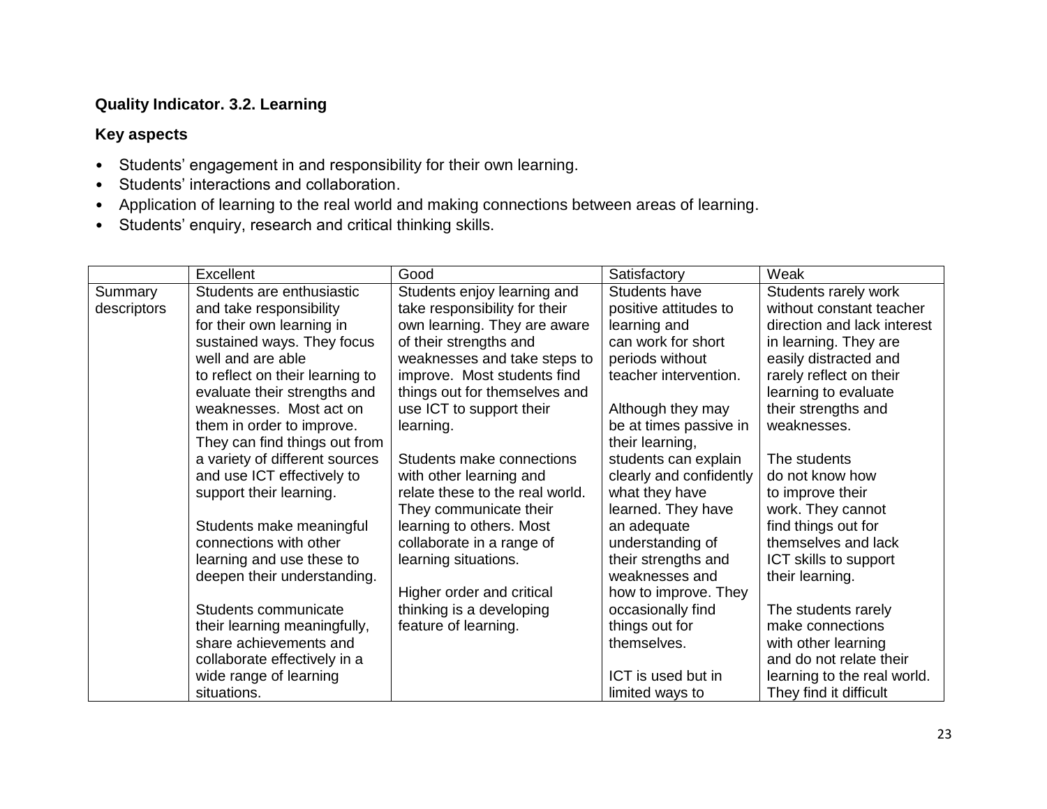**Quality Indicator. 3.2. Learning**

**Key aspects**

- Students' engagement in and responsibility for their own learning.
- Students' interactions and collaboration.
- Application of learning to the real world and making connections between areas of learning.
- Students' enquiry, research and critical thinking skills.

| | Excellent | Good | Satisfactory | Weak |
|---|---|---|---|---|
| Summary descriptors | Students are enthusiastic and take responsibility for their own learning in sustained ways. They focus well and are able to reflect on their learning to evaluate their strengths and weaknesses. Most act on them in order to improve. They can find things out from a variety of different sources and use ICT effectively to support their learning.<br><br>Students make meaningful connections with other learning and use these to deepen their understanding.<br><br>Students communicate their learning meaningfully, share achievements and collaborate effectively in a wide range of learning situations. | Students enjoy learning and take responsibility for their own learning. They are aware of their strengths and weaknesses and take steps to improve. Most students find things out for themselves and use ICT to support their learning.<br><br>Students make connections with other learning and relate these to the real world. They communicate their learning to others. Most collaborate in a range of learning situations.<br><br>Higher order and critical thinking is a developing feature of learning. | Students have positive attitudes to learning and can work for short periods without teacher intervention.<br><br>Although they may be at times passive in their learning, students can explain clearly and confidently what they have learned. They have an adequate understanding of their strengths and weaknesses and how to improve. They occasionally find things out for themselves.<br><br>ICT is used but in limited ways to | Students rarely work without constant teacher direction and lack interest in learning. They are easily distracted and rarely reflect on their learning to evaluate their strengths and weaknesses.<br><br>The students do not know how to improve their work. They cannot find things out for themselves and lack ICT skills to support their learning.<br><br>The students rarely make connections with other learning and do not relate their learning to the real world. They find it difficult |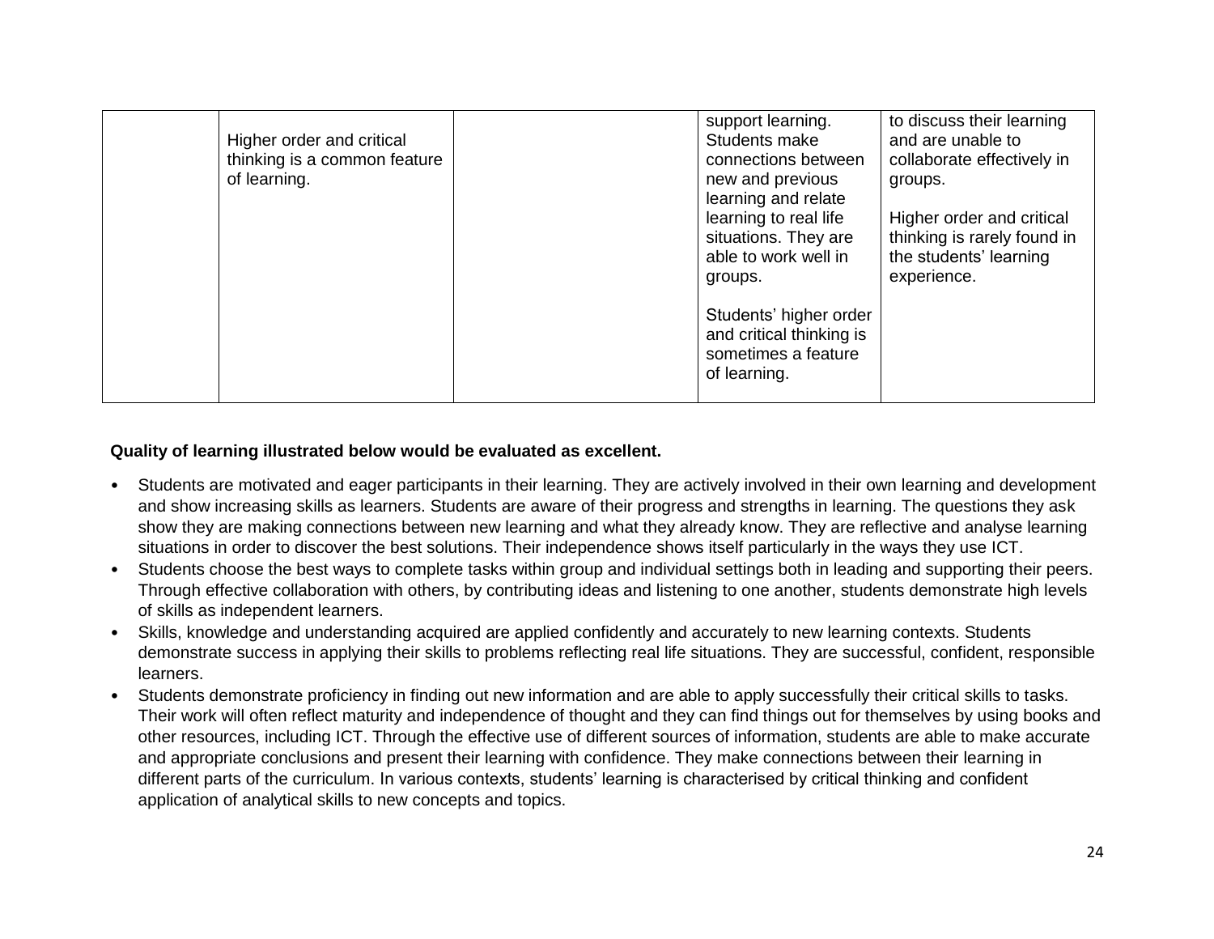| | | | | |
|---|---|---|---|---|
| | Higher order and critical thinking is a common feature of learning. | | support learning. Students make connections between new and previous learning and relate learning to real life situations. They are able to work well in groups.<br><br>Students' higher order and critical thinking is sometimes a feature of learning. | to discuss their learning and are unable to collaborate effectively in groups.<br><br>Higher order and critical thinking is rarely found in the students' learning experience. |

**Quality of learning illustrated below would be evaluated as excellent.**

- Students are motivated and eager participants in their learning. They are actively involved in their own learning and development and show increasing skills as learners. Students are aware of their progress and strengths in learning. The questions they ask show they are making connections between new learning and what they already know. They are reflective and analyse learning situations in order to discover the best solutions. Their independence shows itself particularly in the ways they use ICT.
- Students choose the best ways to complete tasks within group and individual settings both in leading and supporting their peers. Through effective collaboration with others, by contributing ideas and listening to one another, students demonstrate high levels of skills as independent learners.
- Skills, knowledge and understanding acquired are applied confidently and accurately to new learning contexts. Students demonstrate success in applying their skills to problems reflecting real life situations. They are successful, confident, responsible learners.
- Students demonstrate proficiency in finding out new information and are able to apply successfully their critical skills to tasks. Their work will often reflect maturity and independence of thought and they can find things out for themselves by using books and other resources, including ICT. Through the effective use of different sources of information, students are able to make accurate and appropriate conclusions and present their learning with confidence. They make connections between their learning in different parts of the curriculum. In various contexts, students' learning is characterised by critical thinking and confident application of analytical skills to new concepts and topics.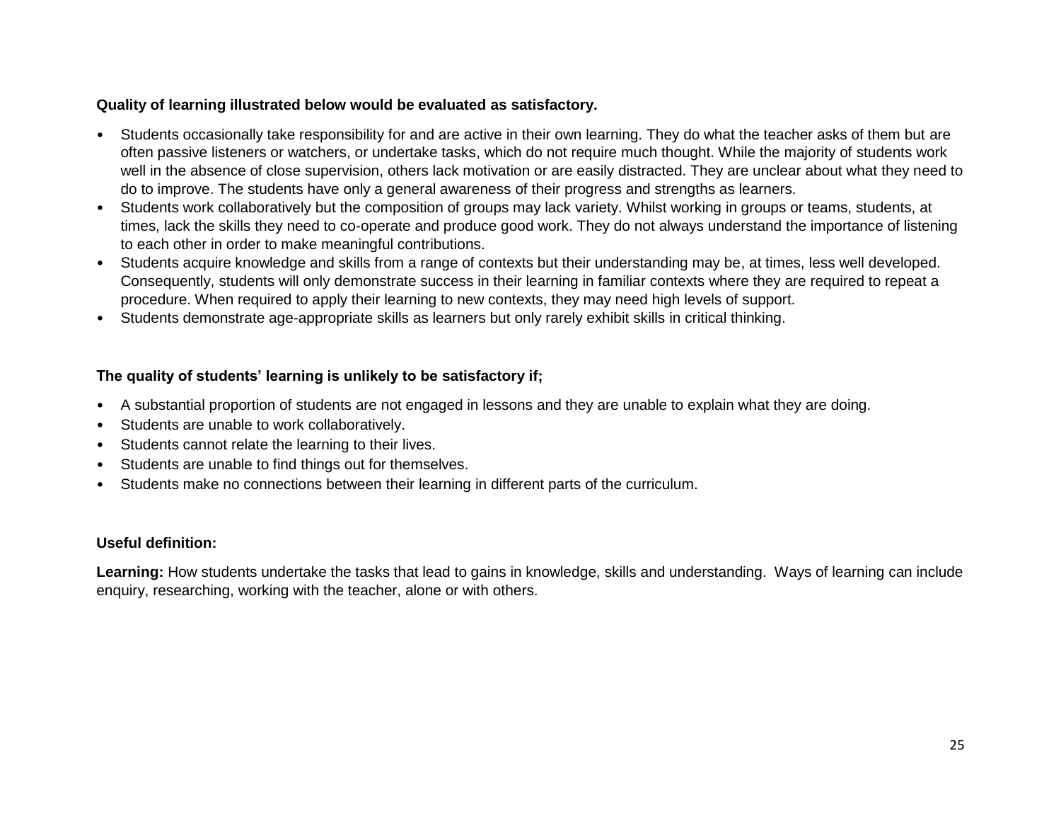**Quality of learning illustrated below would be evaluated as satisfactory.**

- Students occasionally take responsibility for and are active in their own learning. They do what the teacher asks of them but are often passive listeners or watchers, or undertake tasks, which do not require much thought. While the majority of students work well in the absence of close supervision, others lack motivation or are easily distracted. They are unclear about what they need to do to improve. The students have only a general awareness of their progress and strengths as learners.
- Students work collaboratively but the composition of groups may lack variety. Whilst working in groups or teams, students, at times, lack the skills they need to co-operate and produce good work. They do not always understand the importance of listening to each other in order to make meaningful contributions.
- Students acquire knowledge and skills from a range of contexts but their understanding may be, at times, less well developed. Consequently, students will only demonstrate success in their learning in familiar contexts where they are required to repeat a procedure. When required to apply their learning to new contexts, they may need high levels of support.
- Students demonstrate age-appropriate skills as learners but only rarely exhibit skills in critical thinking.

**The quality of students' learning is unlikely to be satisfactory if;**

- A substantial proportion of students are not engaged in lessons and they are unable to explain what they are doing.
- Students are unable to work collaboratively.
- Students cannot relate the learning to their lives.
- Students are unable to find things out for themselves.
- Students make no connections between their learning in different parts of the curriculum.

**Useful definition:**

**Learning:** How students undertake the tasks that lead to gains in knowledge, skills and understanding. Ways of learning can include enquiry, researching, working with the teacher, alone or with others.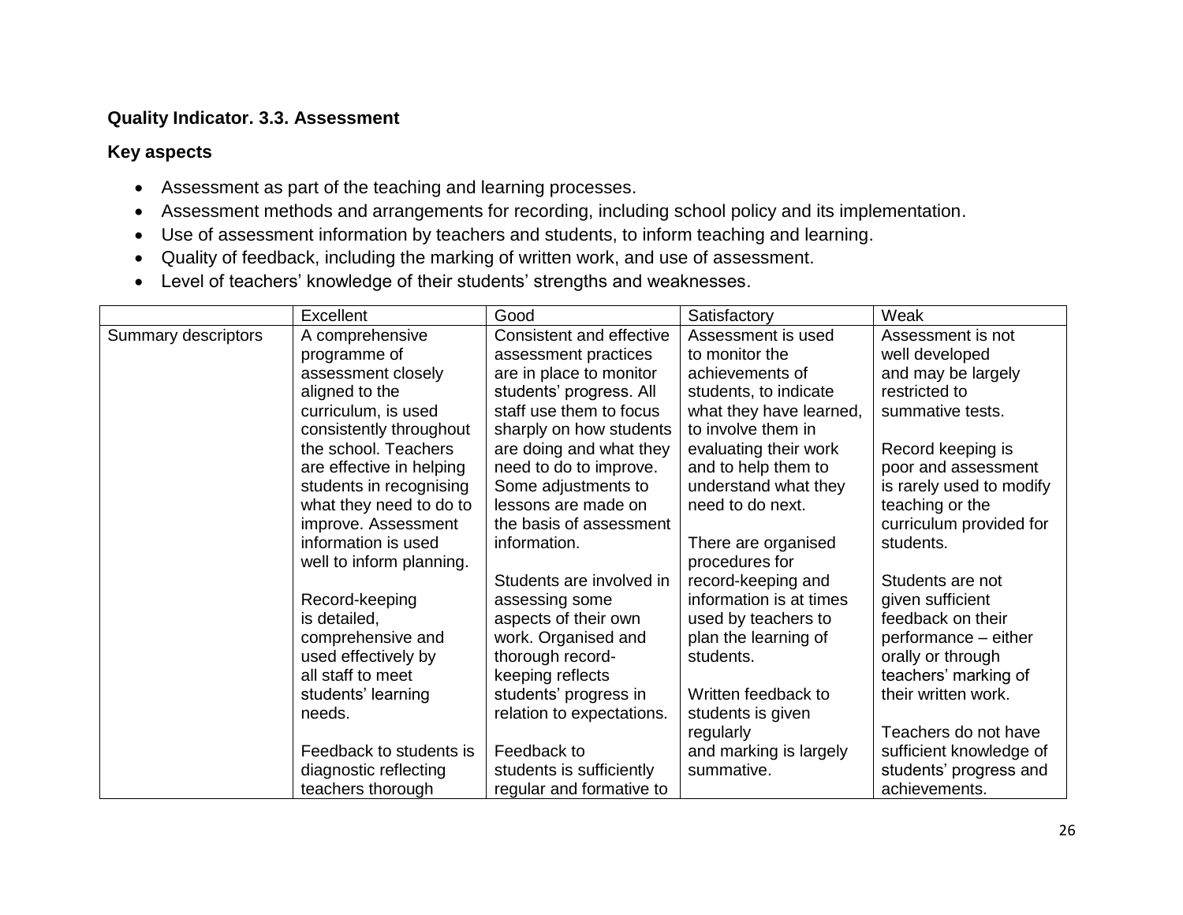**Quality Indicator. 3.3. Assessment**

**Key aspects**

- Assessment as part of the teaching and learning processes.
- Assessment methods and arrangements for recording, including school policy and its implementation.
- Use of assessment information by teachers and students, to inform teaching and learning.
- Quality of feedback, including the marking of written work, and use of assessment.
- Level of teachers' knowledge of their students' strengths and weaknesses.

| | Excellent | Good | Satisfactory | Weak |
|---|---|---|---|---|
| Summary descriptors | A comprehensive programme of assessment closely aligned to the curriculum, is used consistently throughout the school. Teachers are effective in helping students in recognising what they need to do to improve. Assessment information is used well to inform planning.<br><br>Record-keeping is detailed, comprehensive and used effectively by all staff to meet students' learning needs.<br><br>Feedback to students is diagnostic reflecting teachers thorough | Consistent and effective assessment practices are in place to monitor students' progress. All staff use them to focus sharply on how students are doing and what they need to do to improve. Some adjustments to lessons are made on the basis of assessment information.<br><br>Students are involved in assessing some aspects of their own work. Organised and thorough record-keeping reflects students' progress in relation to expectations.<br><br>Feedback to students is sufficiently regular and formative to | Assessment is used to monitor the achievements of students, to indicate what they have learned, to involve them in evaluating their work and to help them to understand what they need to do next.<br><br>There are organised procedures for record-keeping and information is at times used by teachers to plan the learning of students.<br><br>Written feedback to students is given regularly and marking is largely summative. | Assessment is not well developed and may be largely restricted to summative tests.<br><br>Record keeping is poor and assessment is rarely used to modify teaching or the curriculum provided for students.<br><br>Students are not given sufficient feedback on their performance – either orally or through teachers' marking of their written work.<br><br>Teachers do not have sufficient knowledge of students' progress and achievements. |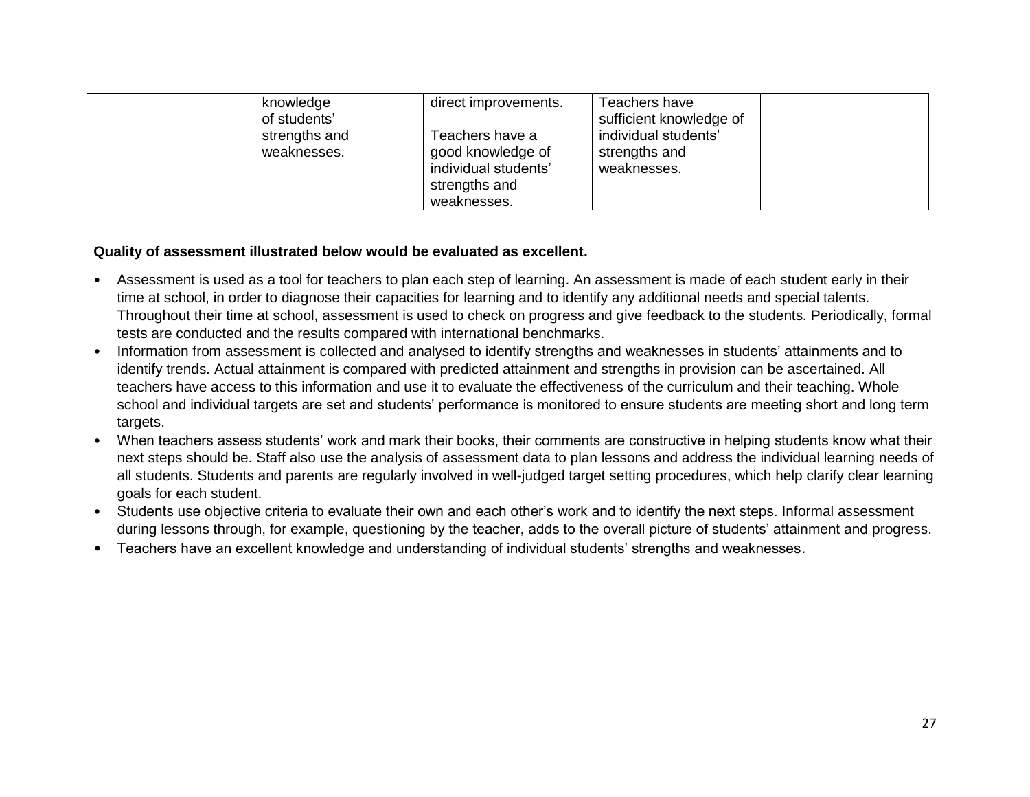| | | | | |
|---|---|---|---|---|
| | knowledge of students' strengths and weaknesses. | direct improvements.<br><br>Teachers have a good knowledge of individual students' strengths and weaknesses. | Teachers have sufficient knowledge of individual students' strengths and weaknesses. | |

**Quality of assessment illustrated below would be evaluated as excellent.**

- Assessment is used as a tool for teachers to plan each step of learning. An assessment is made of each student early in their time at school, in order to diagnose their capacities for learning and to identify any additional needs and special talents. Throughout their time at school, assessment is used to check on progress and give feedback to the students. Periodically, formal tests are conducted and the results compared with international benchmarks.
- Information from assessment is collected and analysed to identify strengths and weaknesses in students' attainments and to identify trends. Actual attainment is compared with predicted attainment and strengths in provision can be ascertained. All teachers have access to this information and use it to evaluate the effectiveness of the curriculum and their teaching. Whole school and individual targets are set and students' performance is monitored to ensure students are meeting short and long term targets.
- When teachers assess students' work and mark their books, their comments are constructive in helping students know what their next steps should be. Staff also use the analysis of assessment data to plan lessons and address the individual learning needs of all students. Students and parents are regularly involved in well-judged target setting procedures, which help clarify clear learning goals for each student.
- Students use objective criteria to evaluate their own and each other's work and to identify the next steps. Informal assessment during lessons through, for example, questioning by the teacher, adds to the overall picture of students' attainment and progress.
- Teachers have an excellent knowledge and understanding of individual students' strengths and weaknesses.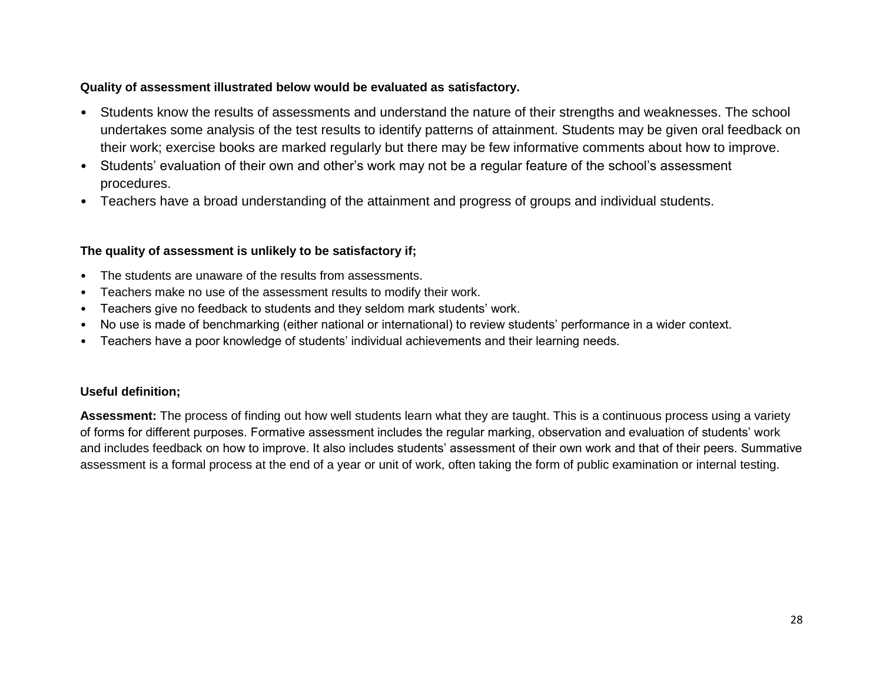**Quality of assessment illustrated below would be evaluated as satisfactory.**

- Students know the results of assessments and understand the nature of their strengths and weaknesses. The school undertakes some analysis of the test results to identify patterns of attainment. Students may be given oral feedback on their work; exercise books are marked regularly but there may be few informative comments about how to improve.
- Students' evaluation of their own and other's work may not be a regular feature of the school's assessment procedures.
- Teachers have a broad understanding of the attainment and progress of groups and individual students.

**The quality of assessment is unlikely to be satisfactory if;**

- The students are unaware of the results from assessments.
- Teachers make no use of the assessment results to modify their work.
- Teachers give no feedback to students and they seldom mark students' work.
- No use is made of benchmarking (either national or international) to review students' performance in a wider context.
- Teachers have a poor knowledge of students' individual achievements and their learning needs.

**Useful definition;**

**Assessment:** The process of finding out how well students learn what they are taught. This is a continuous process using a variety of forms for different purposes. Formative assessment includes the regular marking, observation and evaluation of students' work and includes feedback on how to improve. It also includes students' assessment of their own work and that of their peers. Summative assessment is a formal process at the end of a year or unit of work, often taking the form of public examination or internal testing.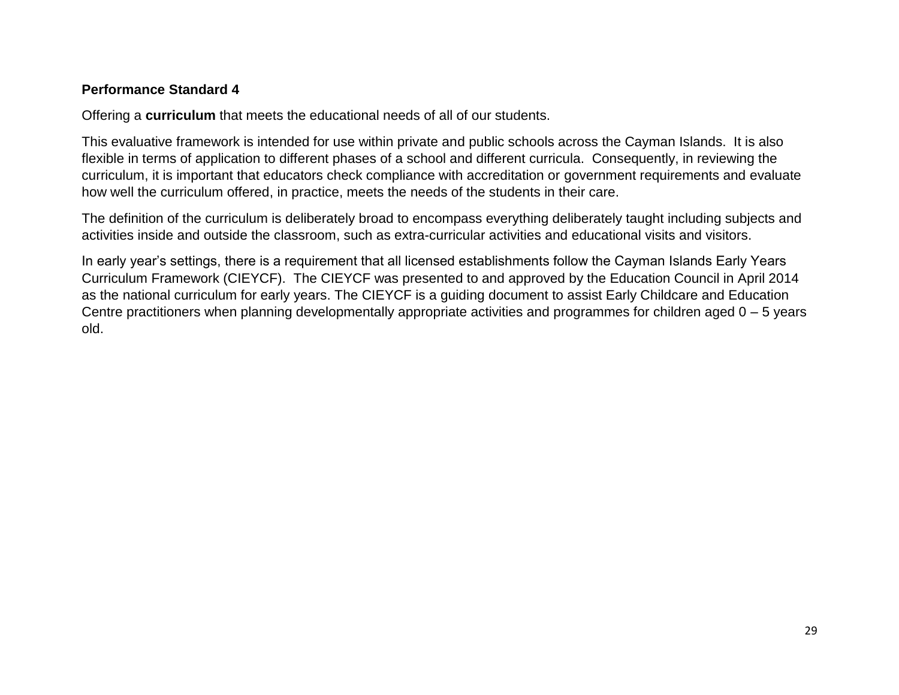**Performance Standard 4**

Offering a **curriculum** that meets the educational needs of all of our students.

This evaluative framework is intended for use within private and public schools across the Cayman Islands. It is also flexible in terms of application to different phases of a school and different curricula. Consequently, in reviewing the curriculum, it is important that educators check compliance with accreditation or government requirements and evaluate how well the curriculum offered, in practice, meets the needs of the students in their care.

The definition of the curriculum is deliberately broad to encompass everything deliberately taught including subjects and activities inside and outside the classroom, such as extra-curricular activities and educational visits and visitors.

In early year's settings, there is a requirement that all licensed establishments follow the Cayman Islands Early Years Curriculum Framework (CIEYCF). The CIEYCF was presented to and approved by the Education Council in April 2014 as the national curriculum for early years. The CIEYCF is a guiding document to assist Early Childcare and Education Centre practitioners when planning developmentally appropriate activities and programmes for children aged 0 – 5 years old.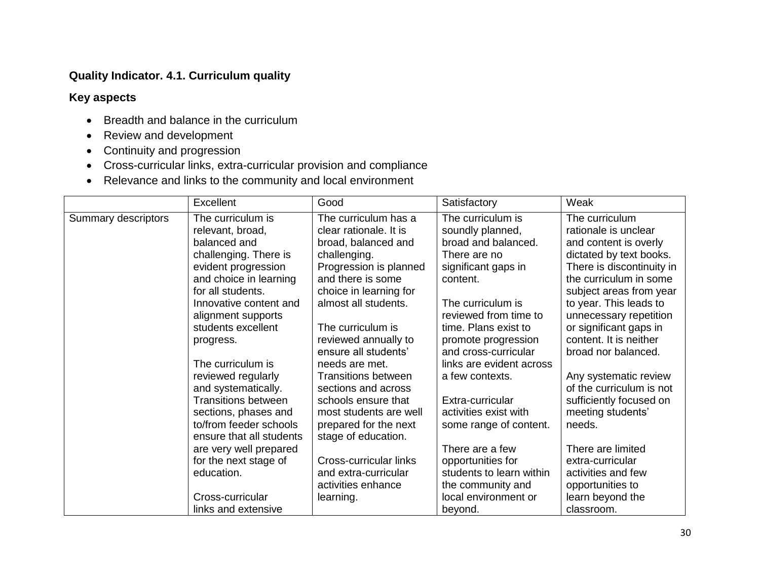**Quality Indicator. 4.1. Curriculum quality**

**Key aspects**

- Breadth and balance in the curriculum
- Review and development
- Continuity and progression
- Cross-curricular links, extra-curricular provision and compliance
- Relevance and links to the community and local environment

| | Excellent | Good | Satisfactory | Weak |
|---|---|---|---|---|
| Summary descriptors | The curriculum is relevant, broad, balanced and challenging. There is evident progression and choice in learning for all students. Innovative content and alignment supports students excellent progress.<br><br>The curriculum is reviewed regularly and systematically. Transitions between sections, phases and to/from feeder schools ensure that all students are very well prepared for the next stage of education.<br><br>Cross-curricular links and extensive | The curriculum has a clear rationale. It is broad, balanced and challenging. Progression is planned and there is some choice in learning for almost all students.<br><br>The curriculum is reviewed annually to ensure all students' needs are met. Transitions between sections and across schools ensure that most students are well prepared for the next stage of education.<br><br>Cross-curricular links and extra-curricular activities enhance learning. | The curriculum is soundly planned, broad and balanced. There are no significant gaps in content.<br><br>The curriculum is reviewed from time to time. Plans exist to promote progression and cross-curricular links are evident across a few contexts.<br><br>Extra-curricular activities exist with some range of content.<br><br>There are a few opportunities for students to learn within the community and local environment or beyond. | The curriculum rationale is unclear and content is overly dictated by text books. There is discontinuity in the curriculum in some subject areas from year to year. This leads to unnecessary repetition or significant gaps in content. It is neither broad nor balanced.<br><br>Any systematic review of the curriculum is not sufficiently focused on meeting students' needs.<br><br>There are limited extra-curricular activities and few opportunities to learn beyond the classroom. |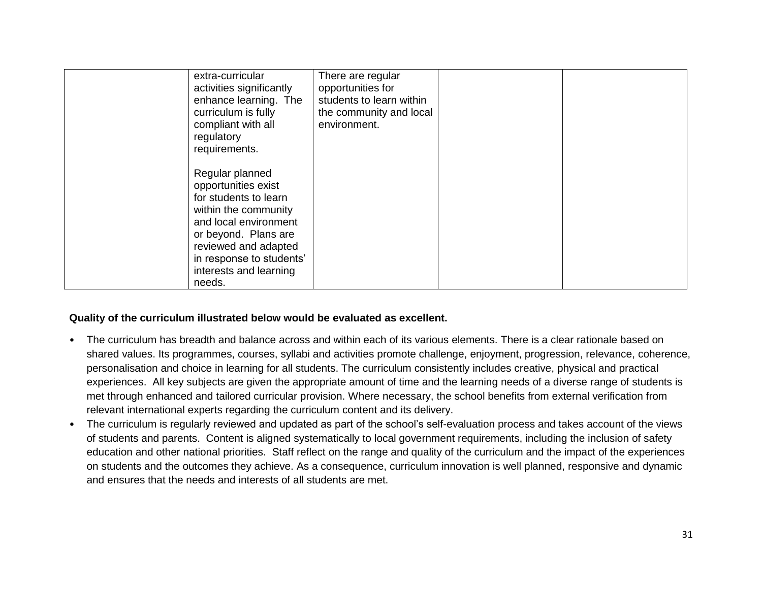|  |  |  |  |  |
|---|---|---|---|---|
|  | extra-curricular activities significantly enhance learning. The curriculum is fully compliant with all regulatory requirements.<br><br>Regular planned opportunities exist for students to learn within the community and local environment or beyond. Plans are reviewed and adapted in response to students' interests and learning needs. | There are regular opportunities for students to learn within the community and local environment. |  |  |

**Quality of the curriculum illustrated below would be evaluated as excellent.**

- The curriculum has breadth and balance across and within each of its various elements. There is a clear rationale based on shared values. Its programmes, courses, syllabi and activities promote challenge, enjoyment, progression, relevance, coherence, personalisation and choice in learning for all students. The curriculum consistently includes creative, physical and practical experiences. All key subjects are given the appropriate amount of time and the learning needs of a diverse range of students is met through enhanced and tailored curricular provision. Where necessary, the school benefits from external verification from relevant international experts regarding the curriculum content and its delivery.
- The curriculum is regularly reviewed and updated as part of the school's self-evaluation process and takes account of the views of students and parents. Content is aligned systematically to local government requirements, including the inclusion of safety education and other national priorities. Staff reflect on the range and quality of the curriculum and the impact of the experiences on students and the outcomes they achieve. As a consequence, curriculum innovation is well planned, responsive and dynamic and ensures that the needs and interests of all students are met.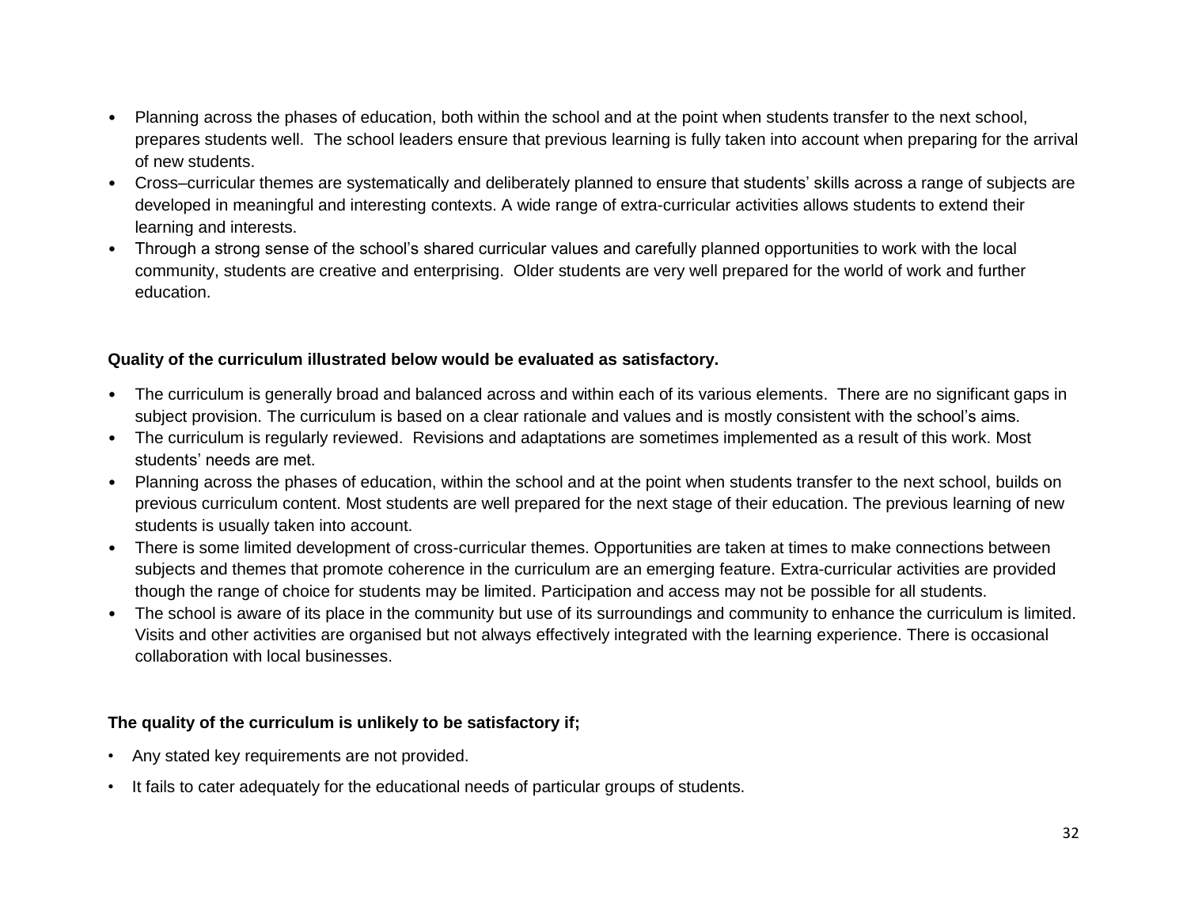- Planning across the phases of education, both within the school and at the point when students transfer to the next school, prepares students well. The school leaders ensure that previous learning is fully taken into account when preparing for the arrival of new students.
- Cross–curricular themes are systematically and deliberately planned to ensure that students' skills across a range of subjects are developed in meaningful and interesting contexts. A wide range of extra-curricular activities allows students to extend their learning and interests.
- Through a strong sense of the school's shared curricular values and carefully planned opportunities to work with the local community, students are creative and enterprising. Older students are very well prepared for the world of work and further education.

**Quality of the curriculum illustrated below would be evaluated as satisfactory.**

- The curriculum is generally broad and balanced across and within each of its various elements. There are no significant gaps in subject provision. The curriculum is based on a clear rationale and values and is mostly consistent with the school's aims.
- The curriculum is regularly reviewed. Revisions and adaptations are sometimes implemented as a result of this work. Most students' needs are met.
- Planning across the phases of education, within the school and at the point when students transfer to the next school, builds on previous curriculum content. Most students are well prepared for the next stage of their education. The previous learning of new students is usually taken into account.
- There is some limited development of cross-curricular themes. Opportunities are taken at times to make connections between subjects and themes that promote coherence in the curriculum are an emerging feature. Extra-curricular activities are provided though the range of choice for students may be limited. Participation and access may not be possible for all students.
- The school is aware of its place in the community but use of its surroundings and community to enhance the curriculum is limited. Visits and other activities are organised but not always effectively integrated with the learning experience. There is occasional collaboration with local businesses.

**The quality of the curriculum is unlikely to be satisfactory if;**

- Any stated key requirements are not provided.
- It fails to cater adequately for the educational needs of particular groups of students.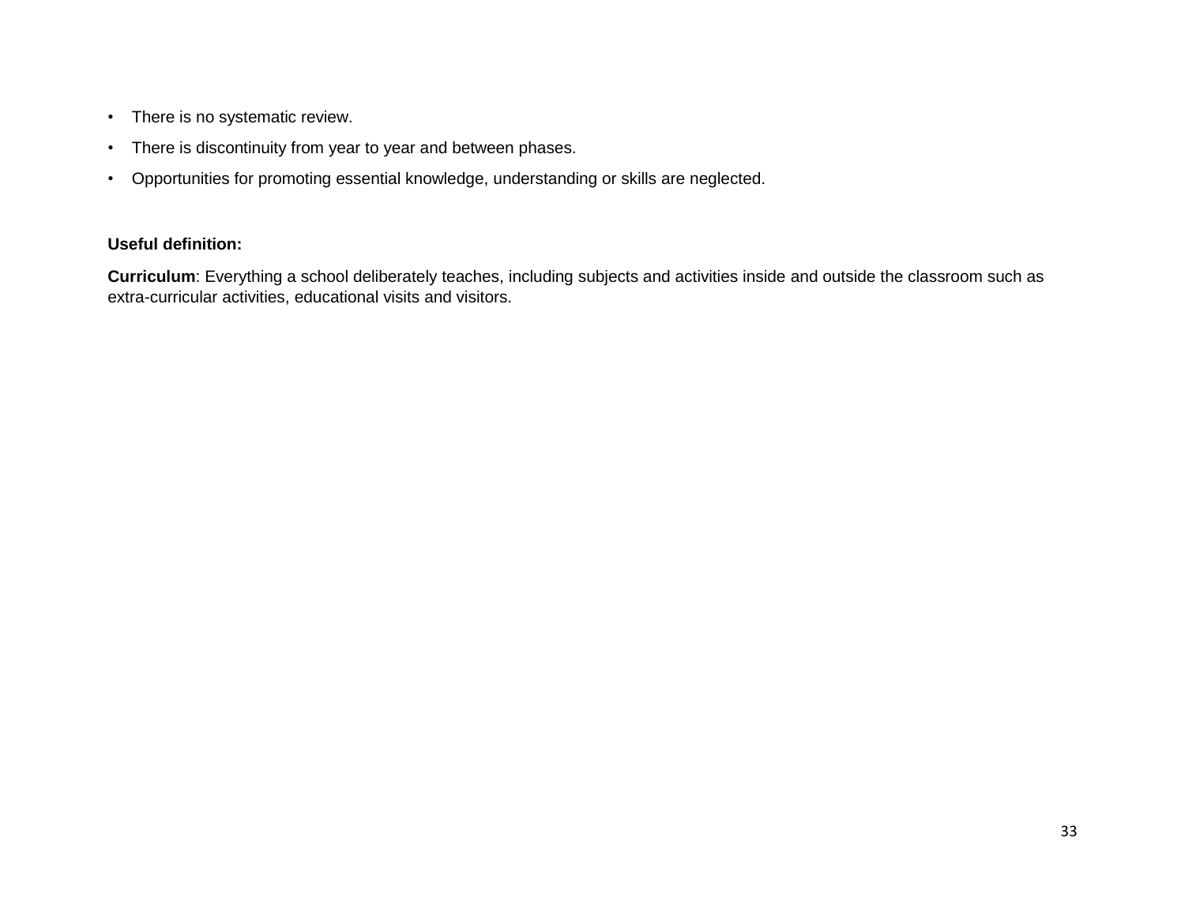- There is no systematic review.
- There is discontinuity from year to year and between phases.
- Opportunities for promoting essential knowledge, understanding or skills are neglected.

**Useful definition:**

**Curriculum**: Everything a school deliberately teaches, including subjects and activities inside and outside the classroom such as extra-curricular activities, educational visits and visitors.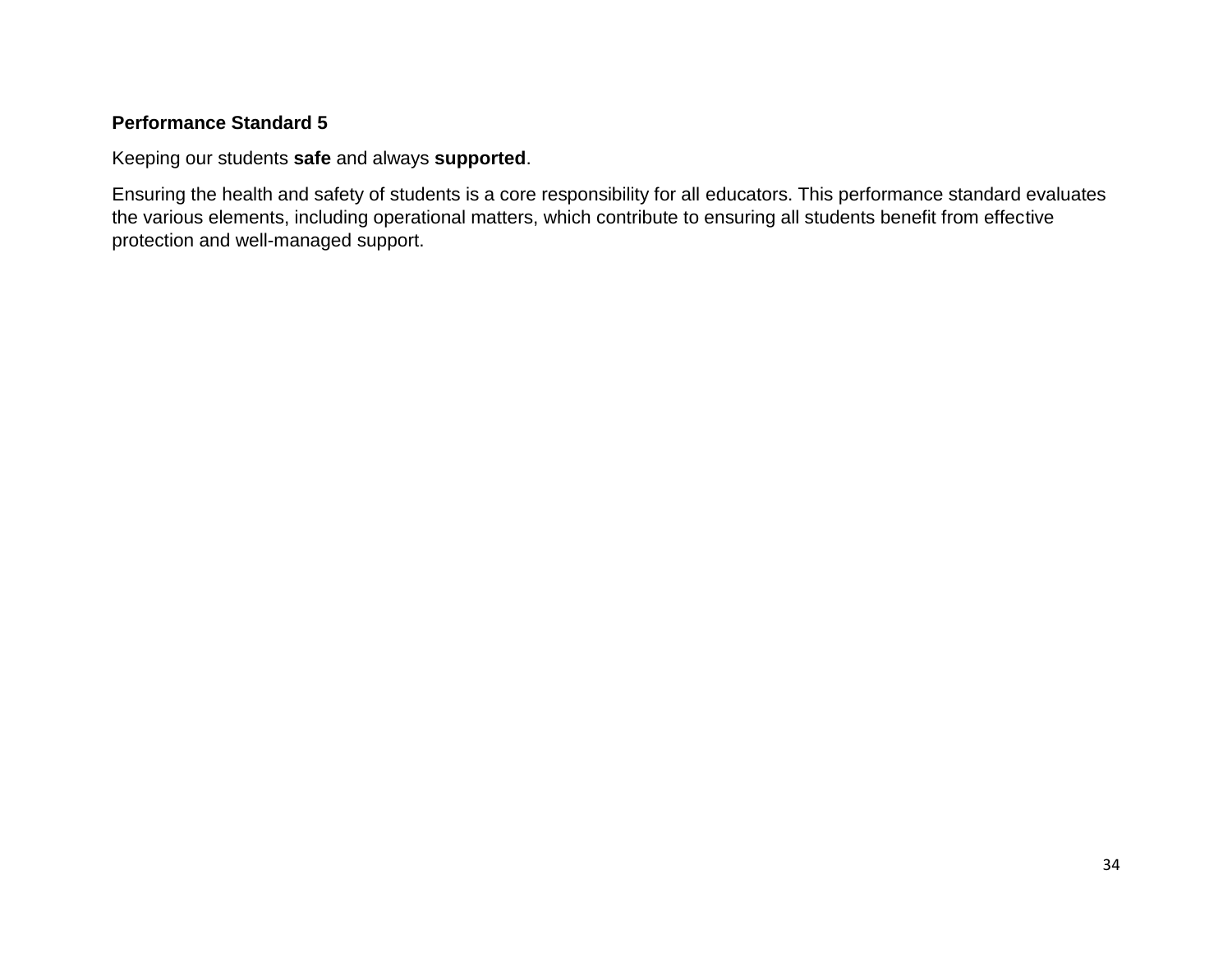**Performance Standard 5**

Keeping our students **safe** and always **supported**.

Ensuring the health and safety of students is a core responsibility for all educators. This performance standard evaluates the various elements, including operational matters, which contribute to ensuring all students benefit from effective protection and well-managed support.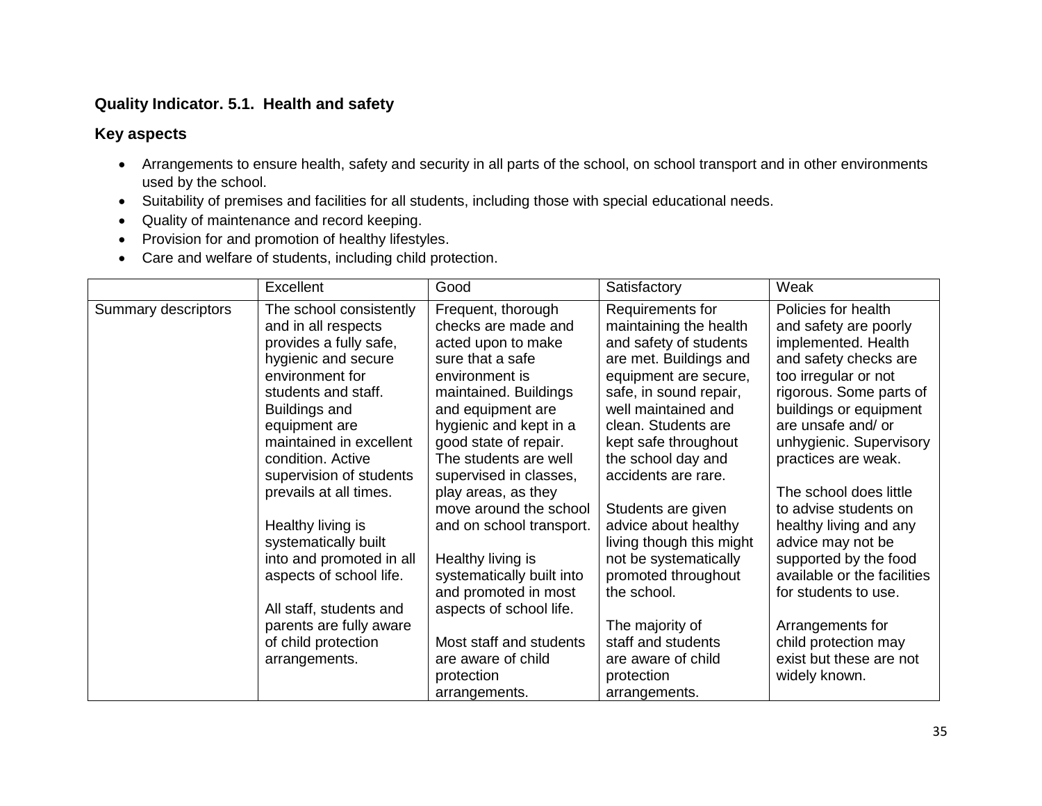**Quality Indicator. 5.1. Health and safety**

**Key aspects**

- Arrangements to ensure health, safety and security in all parts of the school, on school transport and in other environments used by the school.
- Suitability of premises and facilities for all students, including those with special educational needs.
- Quality of maintenance and record keeping.
- Provision for and promotion of healthy lifestyles.
- Care and welfare of students, including child protection.

| | Excellent | Good | Satisfactory | Weak |
|---|---|---|---|---|
| Summary descriptors | The school consistently and in all respects provides a fully safe, hygienic and secure environment for students and staff. Buildings and equipment are maintained in excellent condition. Active supervision of students prevails at all times.<br><br>Healthy living is systematically built into and promoted in all aspects of school life.<br><br>All staff, students and parents are fully aware of child protection arrangements. | Frequent, thorough checks are made and acted upon to make sure that a safe environment is maintained. Buildings and equipment are hygienic and kept in a good state of repair. The students are well supervised in classes, play areas, as they move around the school and on school transport.<br><br>Healthy living is systematically built into and promoted in most aspects of school life.<br><br>Most staff and students are aware of child protection arrangements. | Requirements for maintaining the health and safety of students are met. Buildings and equipment are secure, safe, in sound repair, well maintained and clean. Students are kept safe throughout the school day and accidents are rare.<br><br>Students are given advice about healthy living though this might not be systematically promoted throughout the school.<br><br>The majority of staff and students are aware of child protection arrangements. | Policies for health and safety are poorly implemented. Health and safety checks are too irregular or not rigorous. Some parts of buildings or equipment are unsafe and/ or unhygienic. Supervisory practices are weak.<br><br>The school does little to advise students on healthy living and any advice may not be supported by the food available or the facilities for students to use.<br><br>Arrangements for child protection may exist but these are not widely known. |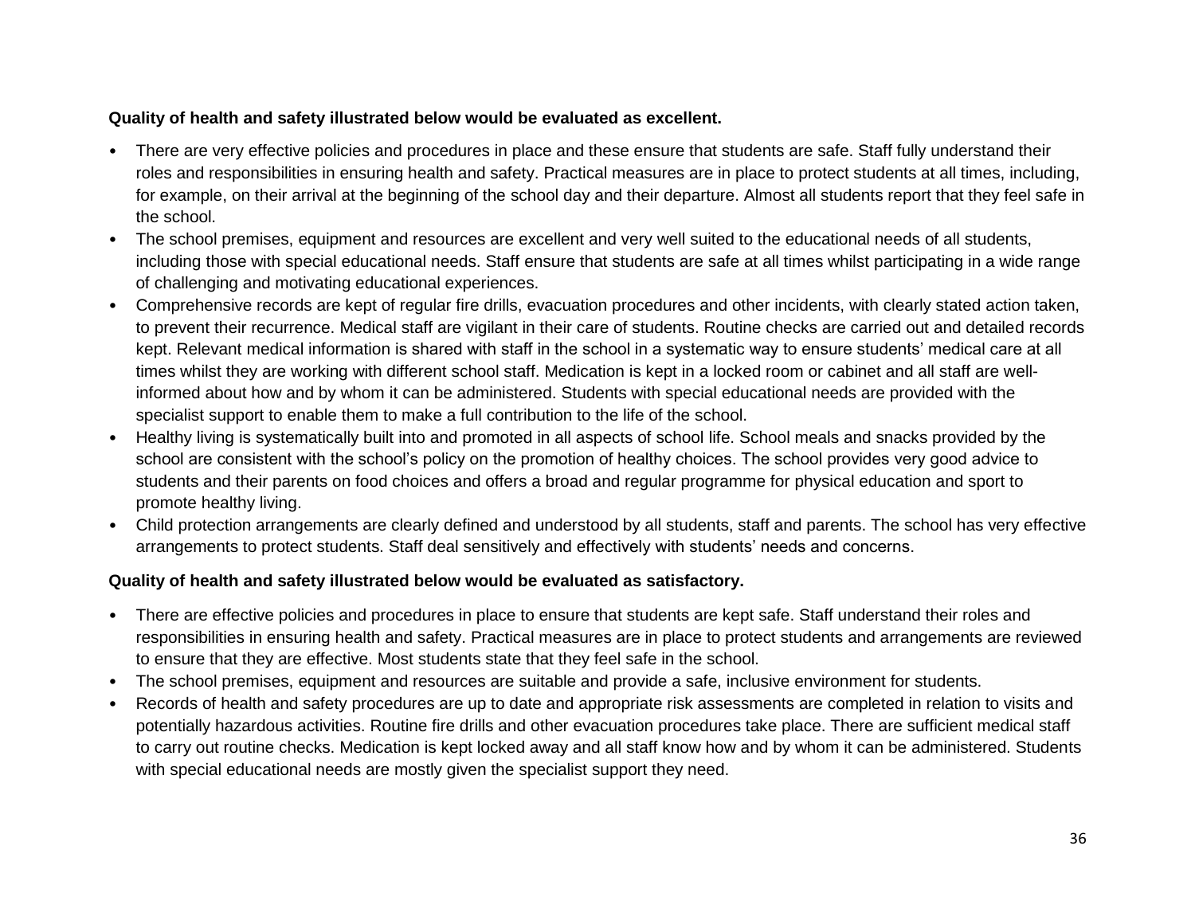**Quality of health and safety illustrated below would be evaluated as excellent.**

- There are very effective policies and procedures in place and these ensure that students are safe. Staff fully understand their roles and responsibilities in ensuring health and safety. Practical measures are in place to protect students at all times, including, for example, on their arrival at the beginning of the school day and their departure. Almost all students report that they feel safe in the school.
- The school premises, equipment and resources are excellent and very well suited to the educational needs of all students, including those with special educational needs. Staff ensure that students are safe at all times whilst participating in a wide range of challenging and motivating educational experiences.
- Comprehensive records are kept of regular fire drills, evacuation procedures and other incidents, with clearly stated action taken, to prevent their recurrence. Medical staff are vigilant in their care of students. Routine checks are carried out and detailed records kept. Relevant medical information is shared with staff in the school in a systematic way to ensure students' medical care at all times whilst they are working with different school staff. Medication is kept in a locked room or cabinet and all staff are well-informed about how and by whom it can be administered. Students with special educational needs are provided with the specialist support to enable them to make a full contribution to the life of the school.
- Healthy living is systematically built into and promoted in all aspects of school life. School meals and snacks provided by the school are consistent with the school's policy on the promotion of healthy choices. The school provides very good advice to students and their parents on food choices and offers a broad and regular programme for physical education and sport to promote healthy living.
- Child protection arrangements are clearly defined and understood by all students, staff and parents. The school has very effective arrangements to protect students. Staff deal sensitively and effectively with students' needs and concerns.

**Quality of health and safety illustrated below would be evaluated as satisfactory.**

- There are effective policies and procedures in place to ensure that students are kept safe. Staff understand their roles and responsibilities in ensuring health and safety. Practical measures are in place to protect students and arrangements are reviewed to ensure that they are effective. Most students state that they feel safe in the school.
- The school premises, equipment and resources are suitable and provide a safe, inclusive environment for students.
- Records of health and safety procedures are up to date and appropriate risk assessments are completed in relation to visits and potentially hazardous activities. Routine fire drills and other evacuation procedures take place. There are sufficient medical staff to carry out routine checks. Medication is kept locked away and all staff know how and by whom it can be administered. Students with special educational needs are mostly given the specialist support they need.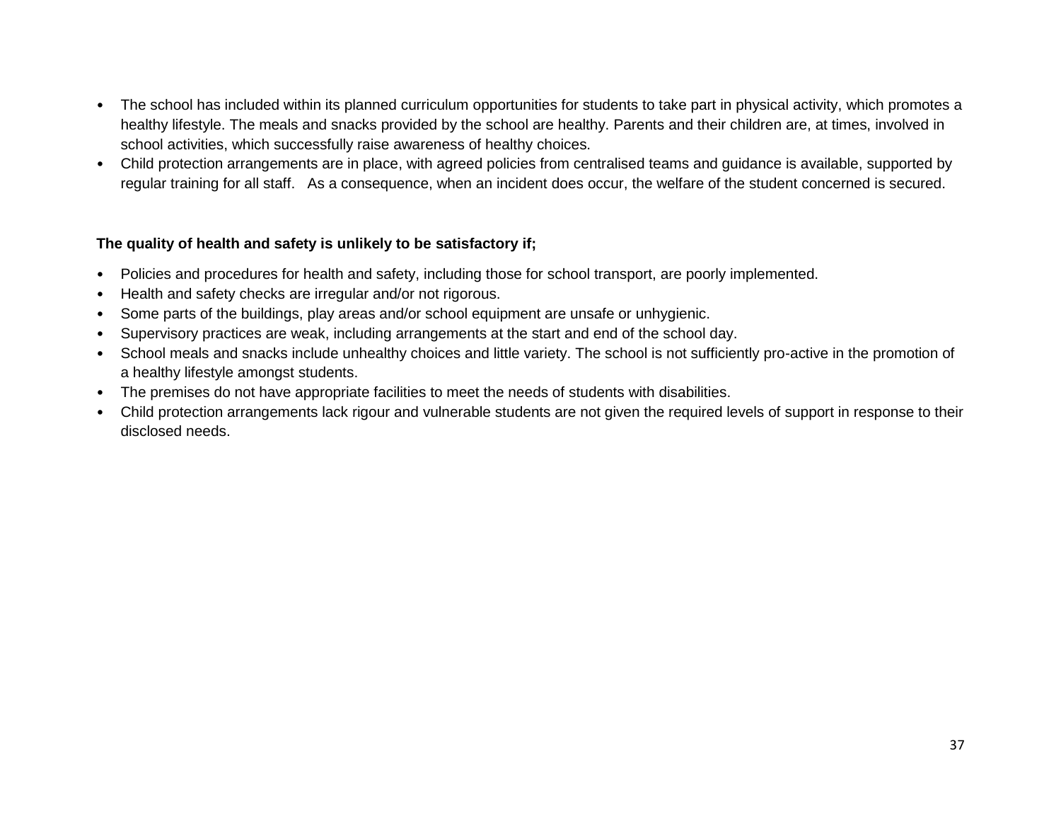- The school has included within its planned curriculum opportunities for students to take part in physical activity, which promotes a healthy lifestyle. The meals and snacks provided by the school are healthy. Parents and their children are, at times, involved in school activities, which successfully raise awareness of healthy choices.
- Child protection arrangements are in place, with agreed policies from centralised teams and guidance is available, supported by regular training for all staff. As a consequence, when an incident does occur, the welfare of the student concerned is secured.

**The quality of health and safety is unlikely to be satisfactory if;**

- Policies and procedures for health and safety, including those for school transport, are poorly implemented.
- Health and safety checks are irregular and/or not rigorous.
- Some parts of the buildings, play areas and/or school equipment are unsafe or unhygienic.
- Supervisory practices are weak, including arrangements at the start and end of the school day.
- School meals and snacks include unhealthy choices and little variety. The school is not sufficiently pro-active in the promotion of a healthy lifestyle amongst students.
- The premises do not have appropriate facilities to meet the needs of students with disabilities.
- Child protection arrangements lack rigour and vulnerable students are not given the required levels of support in response to their disclosed needs.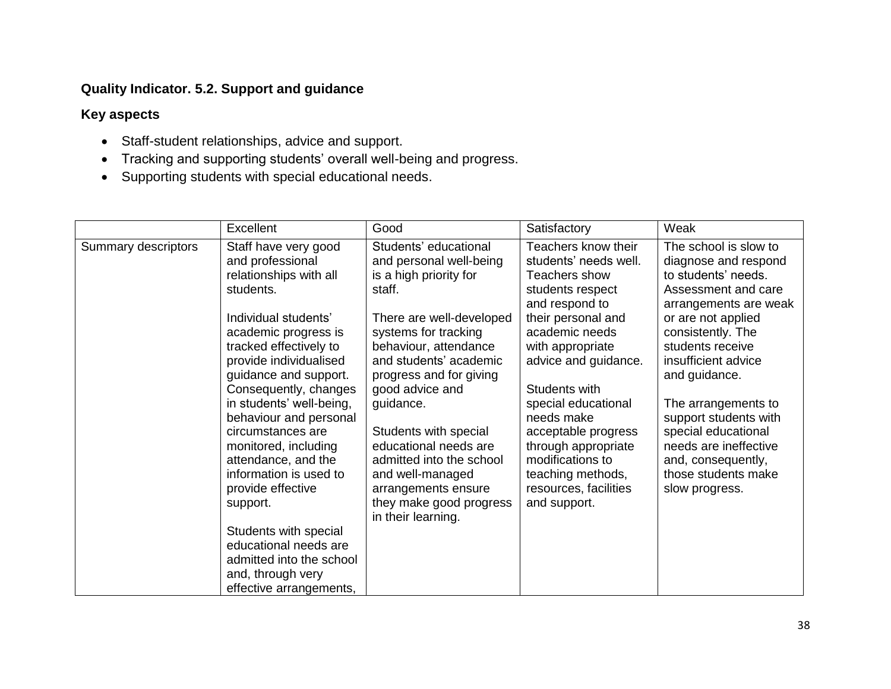**Quality Indicator. 5.2. Support and guidance**

**Key aspects**

- Staff-student relationships, advice and support.
- Tracking and supporting students' overall well-being and progress.
- Supporting students with special educational needs.

| | Excellent | Good | Satisfactory | Weak |
|---|---|---|---|---|
| Summary descriptors | Staff have very good and professional relationships with all students.<br><br>Individual students' academic progress is tracked effectively to provide individualised guidance and support. Consequently, changes in students' well-being, behaviour and personal circumstances are monitored, including attendance, and the information is used to provide effective support.<br><br>Students with special educational needs are admitted into the school and, through very effective arrangements, | Students' educational and personal well-being is a high priority for staff.<br><br>There are well-developed systems for tracking behaviour, attendance and students' academic progress and for giving good advice and guidance.<br><br>Students with special educational needs are admitted into the school and well-managed arrangements ensure they make good progress in their learning. | Teachers know their students' needs well. Teachers show students respect and respond to their personal and academic needs with appropriate advice and guidance.<br><br>Students with special educational needs make acceptable progress through appropriate modifications to teaching methods, resources, facilities and support. | The school is slow to diagnose and respond to students' needs. Assessment and care arrangements are weak or are not applied consistently. The students receive insufficient advice and guidance.<br><br>The arrangements to support students with special educational needs are ineffective and, consequently, those students make slow progress. |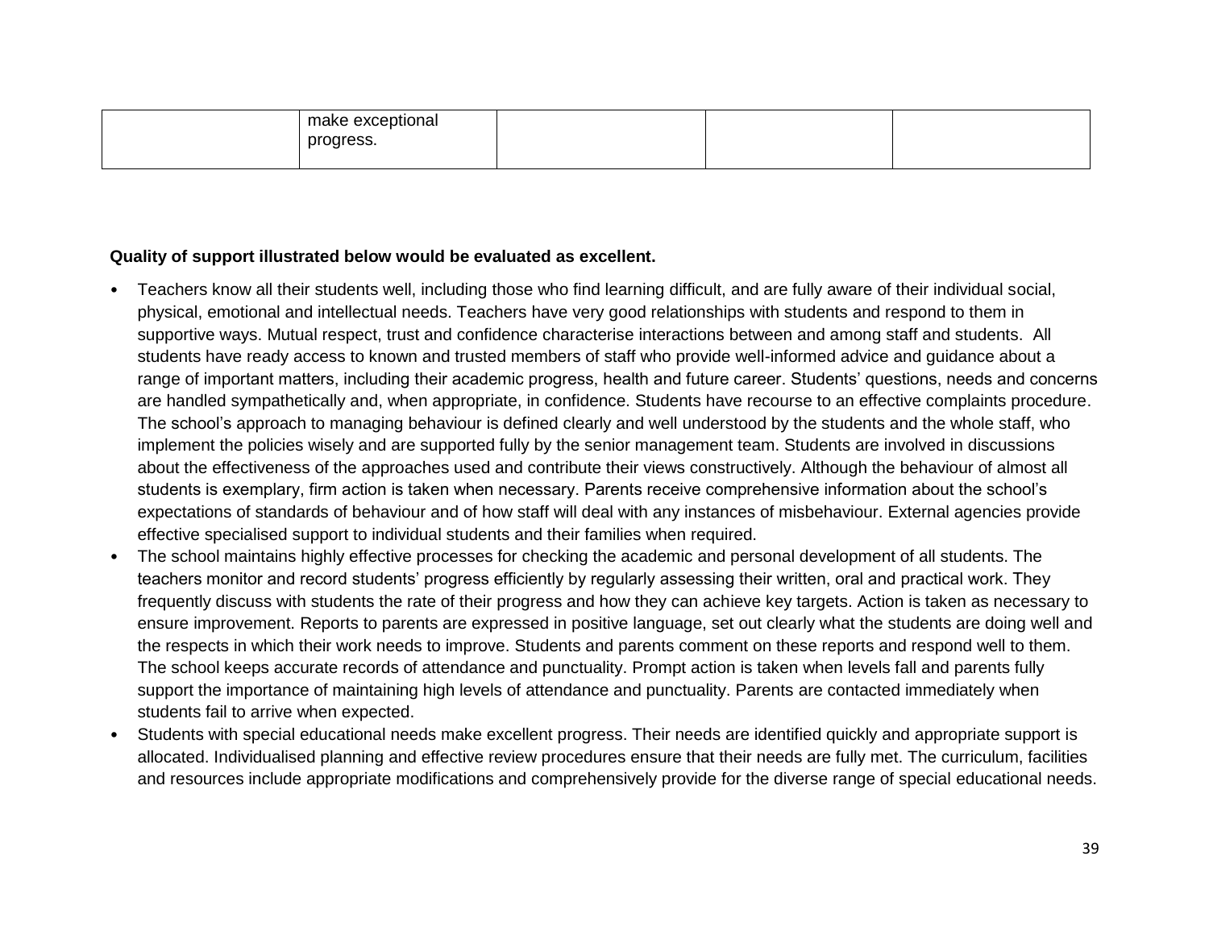| | | | | |
|---|---|---|---|---|
| | make exceptional progress. | | | |

**Quality of support illustrated below would be evaluated as excellent.**

- Teachers know all their students well, including those who find learning difficult, and are fully aware of their individual social, physical, emotional and intellectual needs. Teachers have very good relationships with students and respond to them in supportive ways. Mutual respect, trust and confidence characterise interactions between and among staff and students. All students have ready access to known and trusted members of staff who provide well-informed advice and guidance about a range of important matters, including their academic progress, health and future career. Students' questions, needs and concerns are handled sympathetically and, when appropriate, in confidence. Students have recourse to an effective complaints procedure. The school's approach to managing behaviour is defined clearly and well understood by the students and the whole staff, who implement the policies wisely and are supported fully by the senior management team. Students are involved in discussions about the effectiveness of the approaches used and contribute their views constructively. Although the behaviour of almost all students is exemplary, firm action is taken when necessary. Parents receive comprehensive information about the school's expectations of standards of behaviour and of how staff will deal with any instances of misbehaviour. External agencies provide effective specialised support to individual students and their families when required.
- The school maintains highly effective processes for checking the academic and personal development of all students. The teachers monitor and record students' progress efficiently by regularly assessing their written, oral and practical work. They frequently discuss with students the rate of their progress and how they can achieve key targets. Action is taken as necessary to ensure improvement. Reports to parents are expressed in positive language, set out clearly what the students are doing well and the respects in which their work needs to improve. Students and parents comment on these reports and respond well to them. The school keeps accurate records of attendance and punctuality. Prompt action is taken when levels fall and parents fully support the importance of maintaining high levels of attendance and punctuality. Parents are contacted immediately when students fail to arrive when expected.
- Students with special educational needs make excellent progress. Their needs are identified quickly and appropriate support is allocated. Individualised planning and effective review procedures ensure that their needs are fully met. The curriculum, facilities and resources include appropriate modifications and comprehensively provide for the diverse range of special educational needs.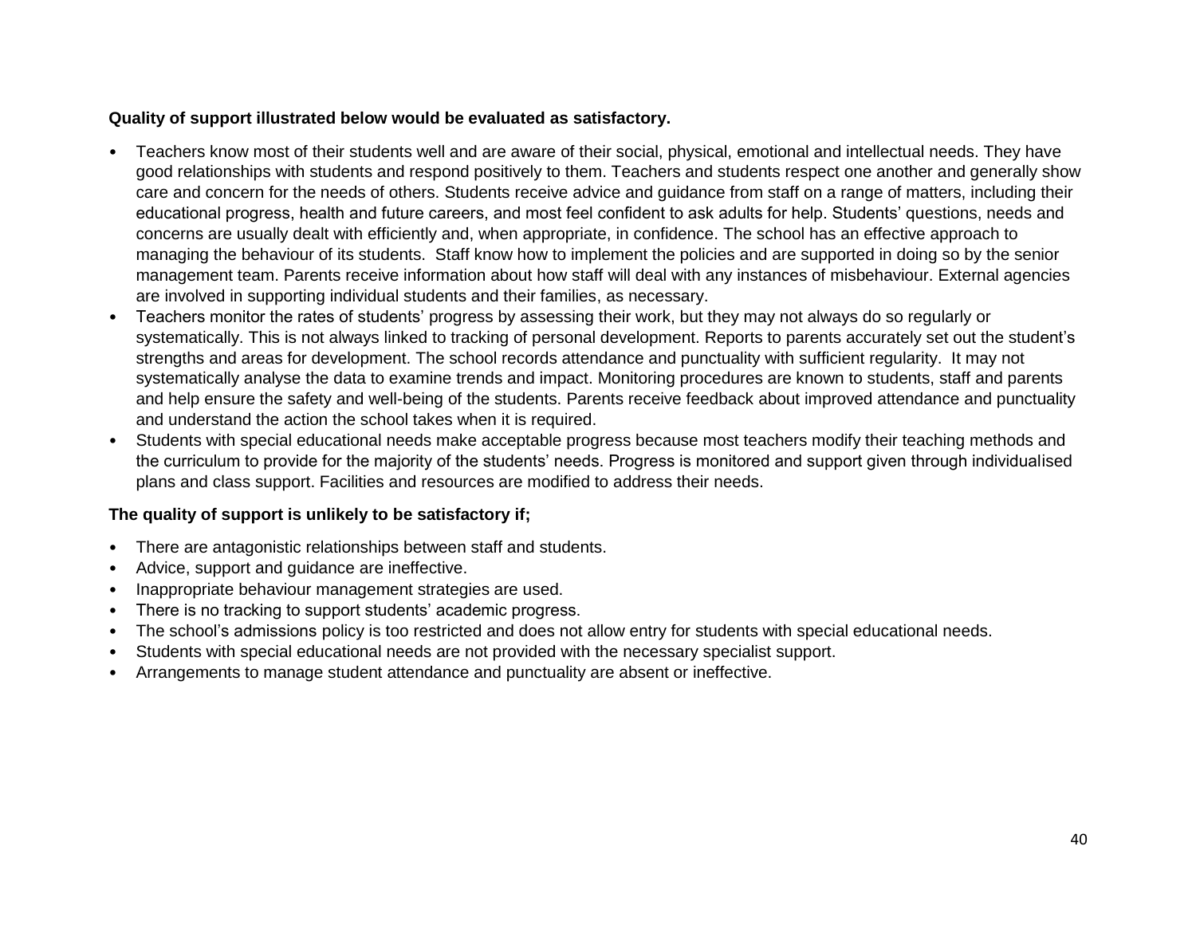**Quality of support illustrated below would be evaluated as satisfactory.**

- Teachers know most of their students well and are aware of their social, physical, emotional and intellectual needs. They have good relationships with students and respond positively to them. Teachers and students respect one another and generally show care and concern for the needs of others. Students receive advice and guidance from staff on a range of matters, including their educational progress, health and future careers, and most feel confident to ask adults for help. Students' questions, needs and concerns are usually dealt with efficiently and, when appropriate, in confidence. The school has an effective approach to managing the behaviour of its students. Staff know how to implement the policies and are supported in doing so by the senior management team. Parents receive information about how staff will deal with any instances of misbehaviour. External agencies are involved in supporting individual students and their families, as necessary.
- Teachers monitor the rates of students' progress by assessing their work, but they may not always do so regularly or systematically. This is not always linked to tracking of personal development. Reports to parents accurately set out the student's strengths and areas for development. The school records attendance and punctuality with sufficient regularity. It may not systematically analyse the data to examine trends and impact. Monitoring procedures are known to students, staff and parents and help ensure the safety and well-being of the students. Parents receive feedback about improved attendance and punctuality and understand the action the school takes when it is required.
- Students with special educational needs make acceptable progress because most teachers modify their teaching methods and the curriculum to provide for the majority of the students' needs. Progress is monitored and support given through individualised plans and class support. Facilities and resources are modified to address their needs.

**The quality of support is unlikely to be satisfactory if;**

- There are antagonistic relationships between staff and students.
- Advice, support and guidance are ineffective.
- Inappropriate behaviour management strategies are used.
- There is no tracking to support students' academic progress.
- The school's admissions policy is too restricted and does not allow entry for students with special educational needs.
- Students with special educational needs are not provided with the necessary specialist support.
- Arrangements to manage student attendance and punctuality are absent or ineffective.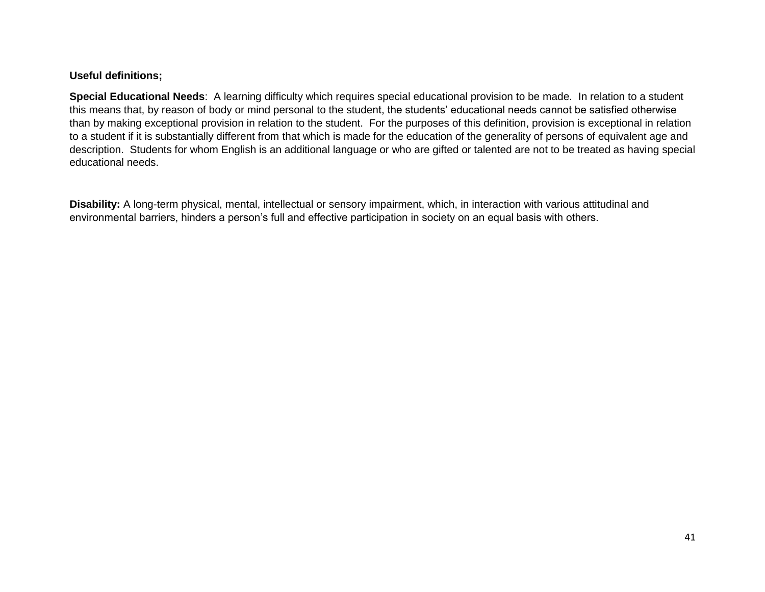**Useful definitions;**

**Special Educational Needs**: A learning difficulty which requires special educational provision to be made. In relation to a student this means that, by reason of body or mind personal to the student, the students' educational needs cannot be satisfied otherwise than by making exceptional provision in relation to the student. For the purposes of this definition, provision is exceptional in relation to a student if it is substantially different from that which is made for the education of the generality of persons of equivalent age and description. Students for whom English is an additional language or who are gifted or talented are not to be treated as having special educational needs.

**Disability:** A long-term physical, mental, intellectual or sensory impairment, which, in interaction with various attitudinal and environmental barriers, hinders a person's full and effective participation in society on an equal basis with others.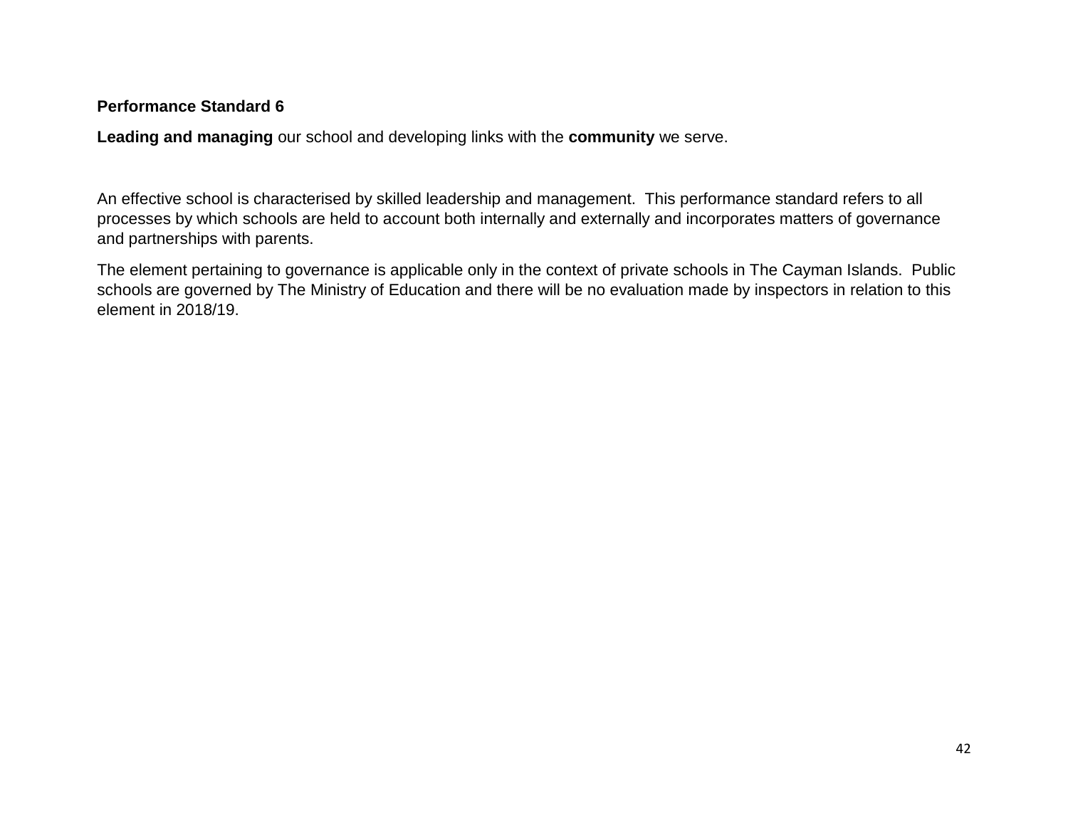**Performance Standard 6**

**Leading and managing** our school and developing links with the **community** we serve.

An effective school is characterised by skilled leadership and management. This performance standard refers to all processes by which schools are held to account both internally and externally and incorporates matters of governance and partnerships with parents.

The element pertaining to governance is applicable only in the context of private schools in The Cayman Islands. Public schools are governed by The Ministry of Education and there will be no evaluation made by inspectors in relation to this element in 2018/19.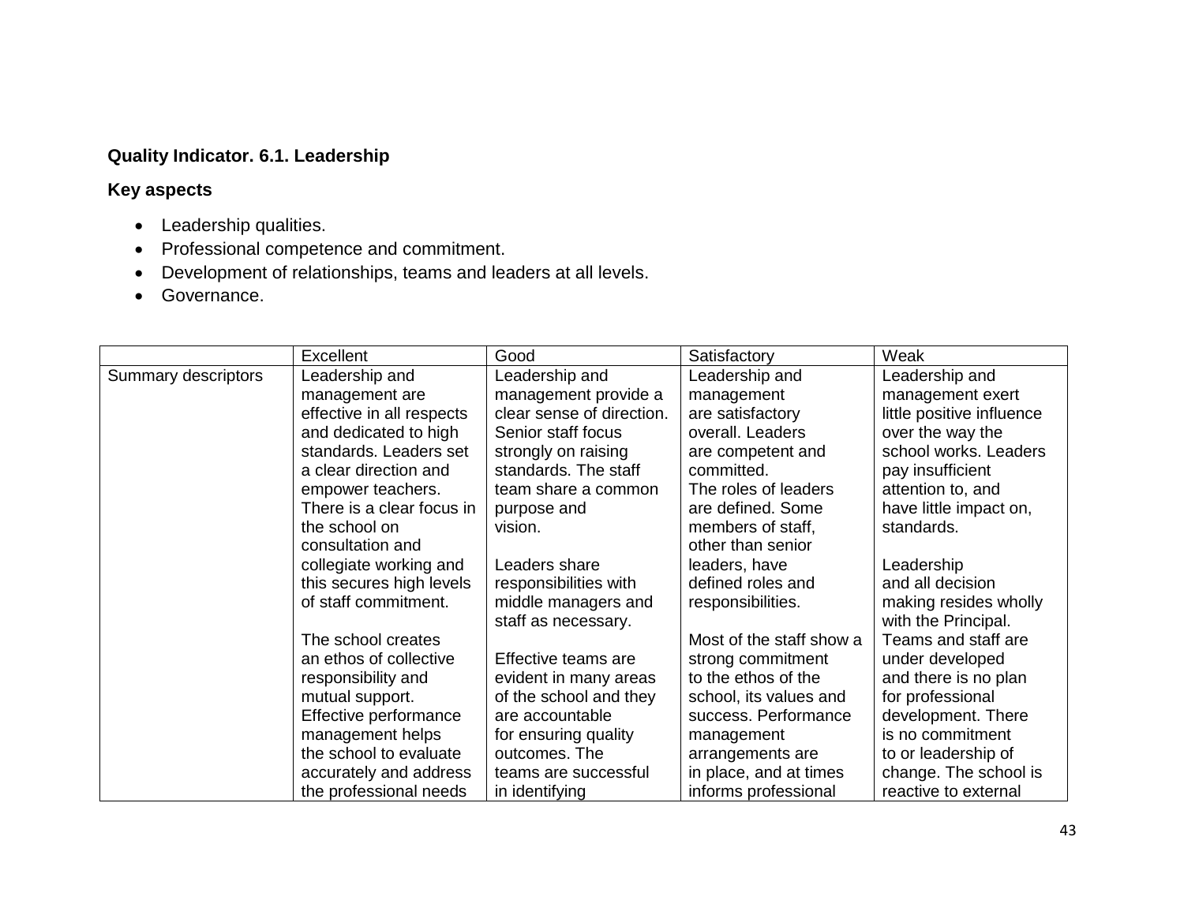**Quality Indicator. 6.1. Leadership**

**Key aspects**

- Leadership qualities.
- Professional competence and commitment.
- Development of relationships, teams and leaders at all levels.
- Governance.

| | Excellent | Good | Satisfactory | Weak |
|---|---|---|---|---|
| Summary descriptors | Leadership and management are effective in all respects and dedicated to high standards. Leaders set a clear direction and empower teachers. There is a clear focus in the school on consultation and collegiate working and this secures high levels of staff commitment.<br><br>The school creates an ethos of collective responsibility and mutual support. Effective performance management helps the school to evaluate accurately and address the professional needs | Leadership and management provide a clear sense of direction. Senior staff focus strongly on raising standards. The staff team share a common purpose and vision.<br><br>Leaders share responsibilities with middle managers and staff as necessary.<br><br>Effective teams are evident in many areas of the school and they are accountable for ensuring quality outcomes. The teams are successful in identifying | Leadership and management are satisfactory overall. Leaders are competent and committed. The roles of leaders are defined. Some members of staff, other than senior leaders, have defined roles and responsibilities.<br><br>Most of the staff show a strong commitment to the ethos of the school, its values and success. Performance management arrangements are in place, and at times informs professional | Leadership and management exert little positive influence over the way the school works. Leaders pay insufficient attention to, and have little impact on, standards.<br><br>Leadership and all decision making resides wholly with the Principal. Teams and staff are under developed and there is no plan for professional development. There is no commitment to or leadership of change. The school is reactive to external |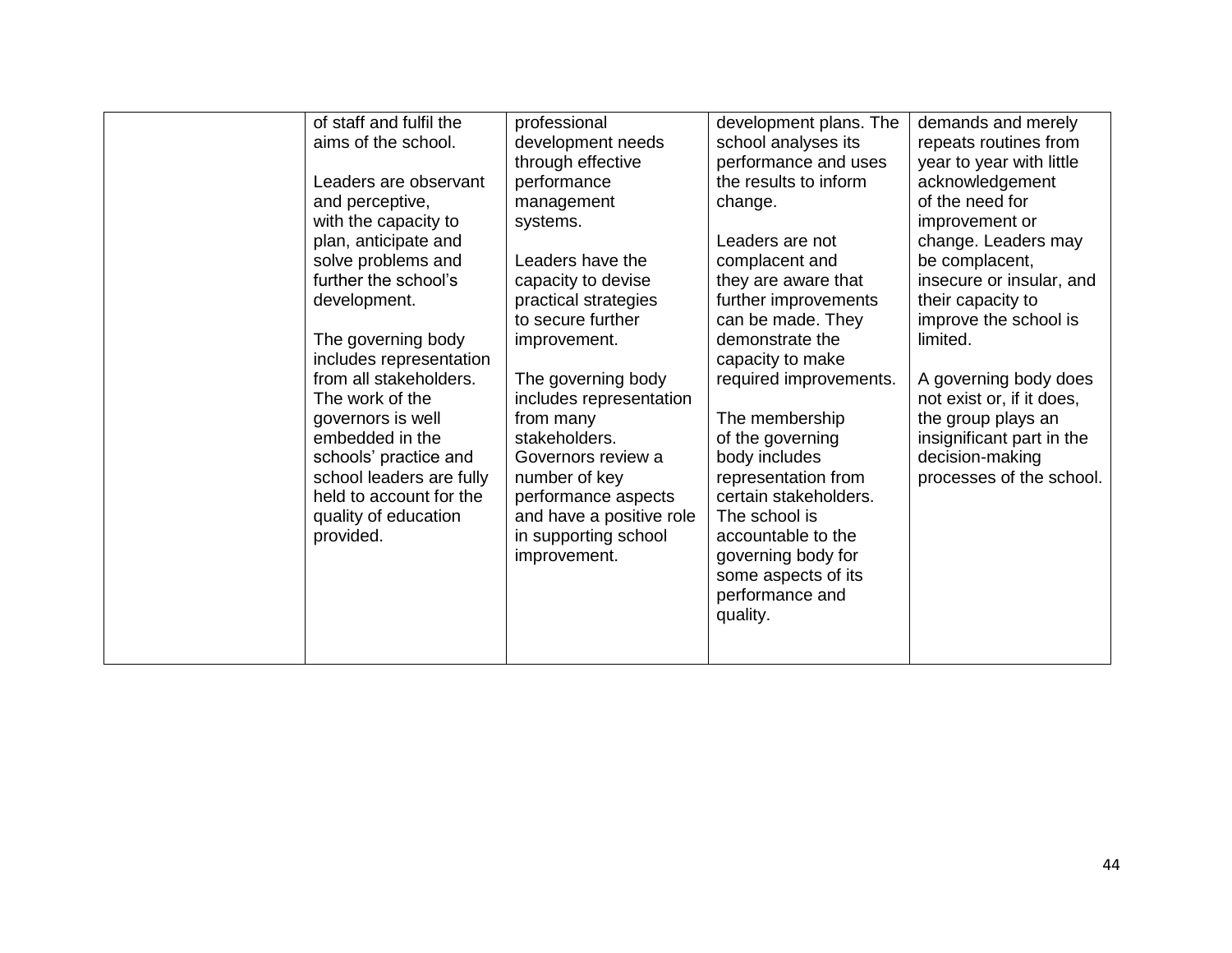| | | | | |
|---|---|---|---|---|
| | of staff and fulfil the aims of the school.<br><br>Leaders are observant and perceptive, with the capacity to plan, anticipate and solve problems and further the school's development.<br><br>The governing body includes representation from all stakeholders. The work of the governors is well embedded in the schools' practice and school leaders are fully held to account for the quality of education provided. | professional development needs through effective performance management systems.<br><br>Leaders have the capacity to devise practical strategies to secure further improvement.<br><br>The governing body includes representation from many stakeholders. Governors review a number of key performance aspects and have a positive role in supporting school improvement. | development plans. The school analyses its performance and uses the results to inform change.<br><br>Leaders are not complacent and they are aware that further improvements can be made. They demonstrate the capacity to make required improvements.<br><br>The membership of the governing body includes representation from certain stakeholders. The school is accountable to the governing body for some aspects of its performance and quality. | demands and merely repeats routines from year to year with little acknowledgement of the need for improvement or change. Leaders may be complacent, insecure or insular, and their capacity to improve the school is limited.<br><br>A governing body does not exist or, if it does, the group plays an insignificant part in the decision-making processes of the school. |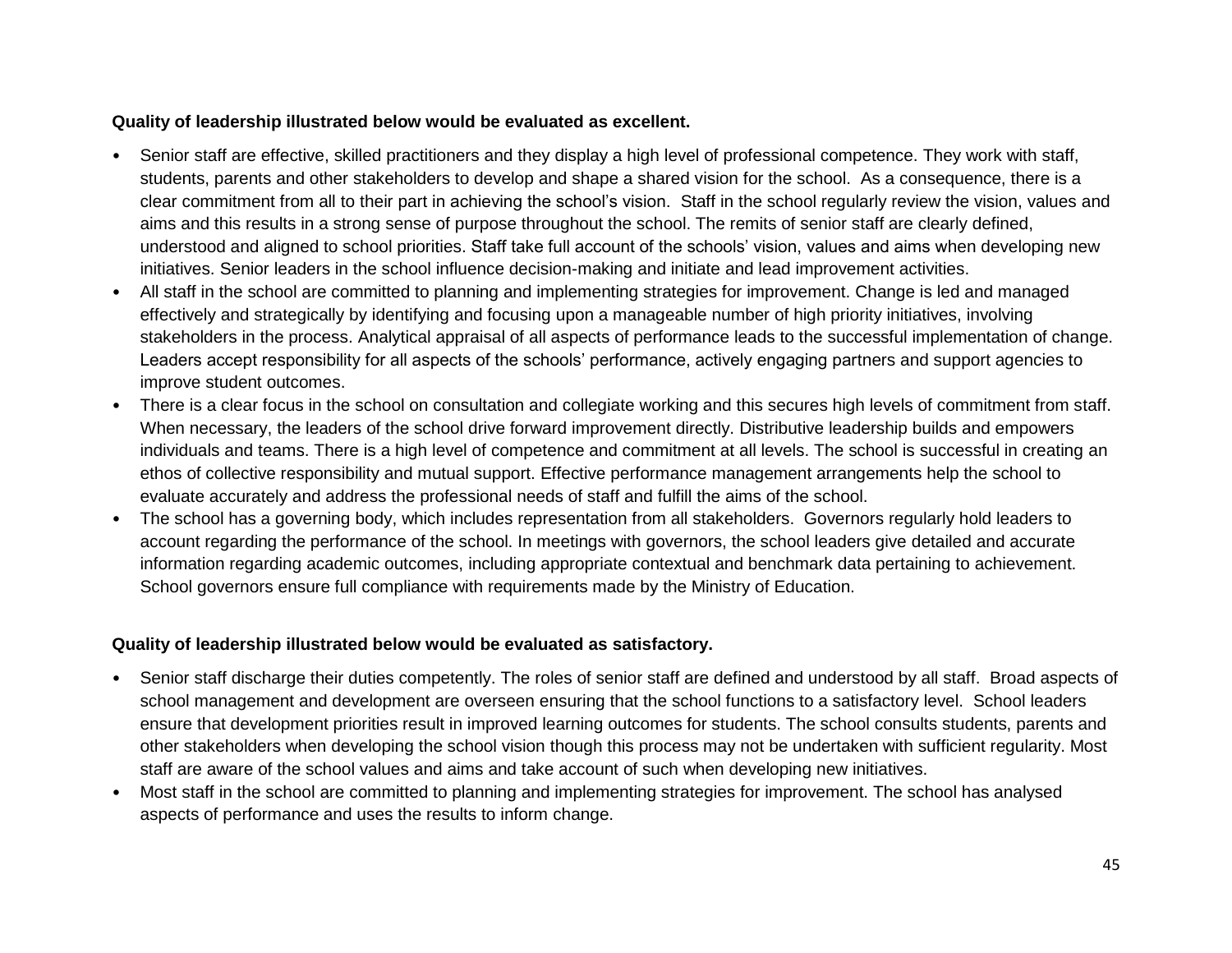**Quality of leadership illustrated below would be evaluated as excellent.**

- Senior staff are effective, skilled practitioners and they display a high level of professional competence. They work with staff, students, parents and other stakeholders to develop and shape a shared vision for the school. As a consequence, there is a clear commitment from all to their part in achieving the school's vision. Staff in the school regularly review the vision, values and aims and this results in a strong sense of purpose throughout the school. The remits of senior staff are clearly defined, understood and aligned to school priorities. Staff take full account of the schools' vision, values and aims when developing new initiatives. Senior leaders in the school influence decision-making and initiate and lead improvement activities.
- All staff in the school are committed to planning and implementing strategies for improvement. Change is led and managed effectively and strategically by identifying and focusing upon a manageable number of high priority initiatives, involving stakeholders in the process. Analytical appraisal of all aspects of performance leads to the successful implementation of change. Leaders accept responsibility for all aspects of the schools' performance, actively engaging partners and support agencies to improve student outcomes.
- There is a clear focus in the school on consultation and collegiate working and this secures high levels of commitment from staff. When necessary, the leaders of the school drive forward improvement directly. Distributive leadership builds and empowers individuals and teams. There is a high level of competence and commitment at all levels. The school is successful in creating an ethos of collective responsibility and mutual support. Effective performance management arrangements help the school to evaluate accurately and address the professional needs of staff and fulfill the aims of the school.
- The school has a governing body, which includes representation from all stakeholders. Governors regularly hold leaders to account regarding the performance of the school. In meetings with governors, the school leaders give detailed and accurate information regarding academic outcomes, including appropriate contextual and benchmark data pertaining to achievement. School governors ensure full compliance with requirements made by the Ministry of Education.

**Quality of leadership illustrated below would be evaluated as satisfactory.**

- Senior staff discharge their duties competently. The roles of senior staff are defined and understood by all staff. Broad aspects of school management and development are overseen ensuring that the school functions to a satisfactory level. School leaders ensure that development priorities result in improved learning outcomes for students. The school consults students, parents and other stakeholders when developing the school vision though this process may not be undertaken with sufficient regularity. Most staff are aware of the school values and aims and take account of such when developing new initiatives.
- Most staff in the school are committed to planning and implementing strategies for improvement. The school has analysed aspects of performance and uses the results to inform change.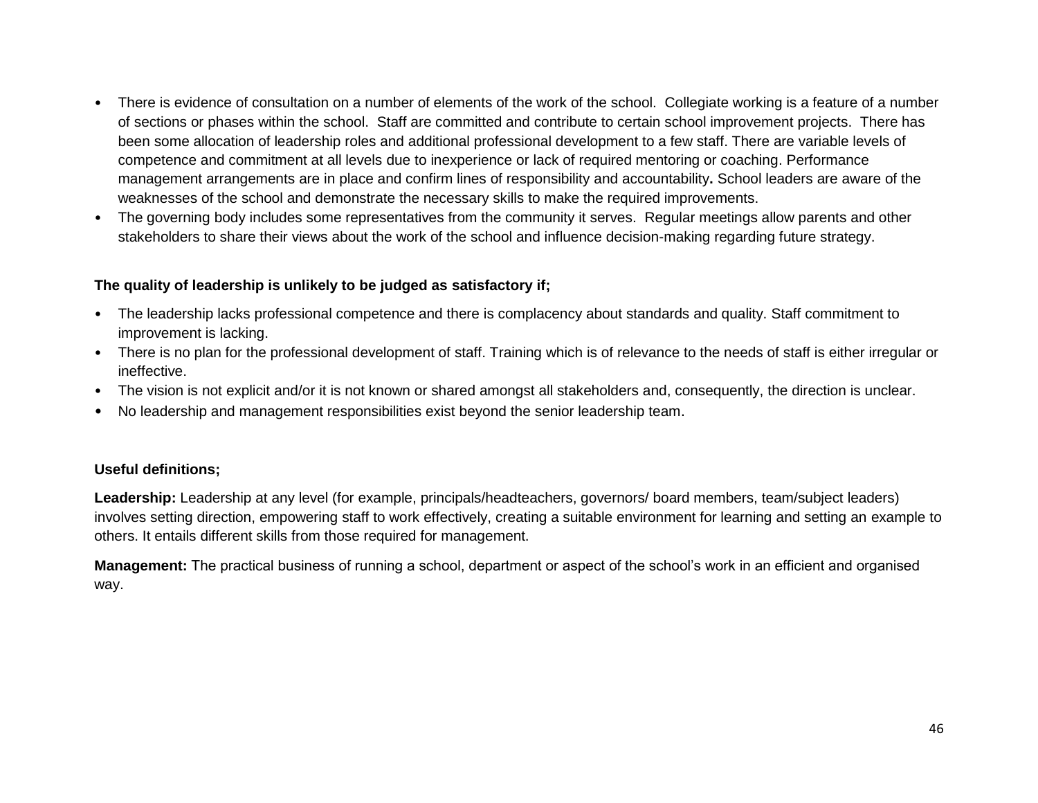- There is evidence of consultation on a number of elements of the work of the school. Collegiate working is a feature of a number of sections or phases within the school. Staff are committed and contribute to certain school improvement projects. There has been some allocation of leadership roles and additional professional development to a few staff. There are variable levels of competence and commitment at all levels due to inexperience or lack of required mentoring or coaching. Performance management arrangements are in place and confirm lines of responsibility and accountability**.** School leaders are aware of the weaknesses of the school and demonstrate the necessary skills to make the required improvements.
- The governing body includes some representatives from the community it serves. Regular meetings allow parents and other stakeholders to share their views about the work of the school and influence decision-making regarding future strategy.

**The quality of leadership is unlikely to be judged as satisfactory if;**

- The leadership lacks professional competence and there is complacency about standards and quality. Staff commitment to improvement is lacking.
- There is no plan for the professional development of staff. Training which is of relevance to the needs of staff is either irregular or ineffective.
- The vision is not explicit and/or it is not known or shared amongst all stakeholders and, consequently, the direction is unclear.
- No leadership and management responsibilities exist beyond the senior leadership team.

**Useful definitions;**

**Leadership:** Leadership at any level (for example, principals/headteachers, governors/ board members, team/subject leaders) involves setting direction, empowering staff to work effectively, creating a suitable environment for learning and setting an example to others. It entails different skills from those required for management.

**Management:** The practical business of running a school, department or aspect of the school's work in an efficient and organised way.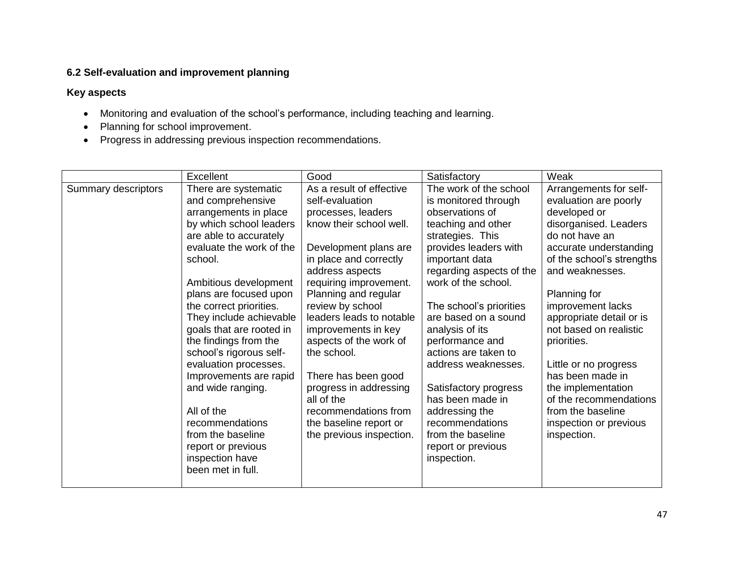**6.2 Self-evaluation and improvement planning**

**Key aspects**

- Monitoring and evaluation of the school's performance, including teaching and learning.
- Planning for school improvement.
- Progress in addressing previous inspection recommendations.

| | Excellent | Good | Satisfactory | Weak |
|---|---|---|---|---|
| Summary descriptors | There are systematic and comprehensive arrangements in place by which school leaders are able to accurately evaluate the work of the school.<br><br>Ambitious development plans are focused upon the correct priorities. They include achievable goals that are rooted in the findings from the school's rigorous self-evaluation processes. Improvements are rapid and wide ranging.<br><br>All of the recommendations from the baseline report or previous inspection have been met in full. | As a result of effective self-evaluation processes, leaders know their school well.<br><br>Development plans are in place and correctly address aspects requiring improvement. Planning and regular review by school leaders leads to notable improvements in key aspects of the work of the school.<br><br>There has been good progress in addressing all of the recommendations from the baseline report or the previous inspection. | The work of the school is monitored through observations of teaching and other strategies. This provides leaders with important data regarding aspects of the work of the school.<br><br>The school's priorities are based on a sound analysis of its performance and actions are taken to address weaknesses.<br><br>Satisfactory progress has been made in addressing the recommendations from the baseline report or previous inspection. | Arrangements for self-evaluation are poorly developed or disorganised. Leaders do not have an accurate understanding of the school's strengths and weaknesses.<br><br>Planning for improvement lacks appropriate detail or is not based on realistic priorities.<br><br>Little or no progress has been made in the implementation of the recommendations from the baseline inspection or previous inspection. |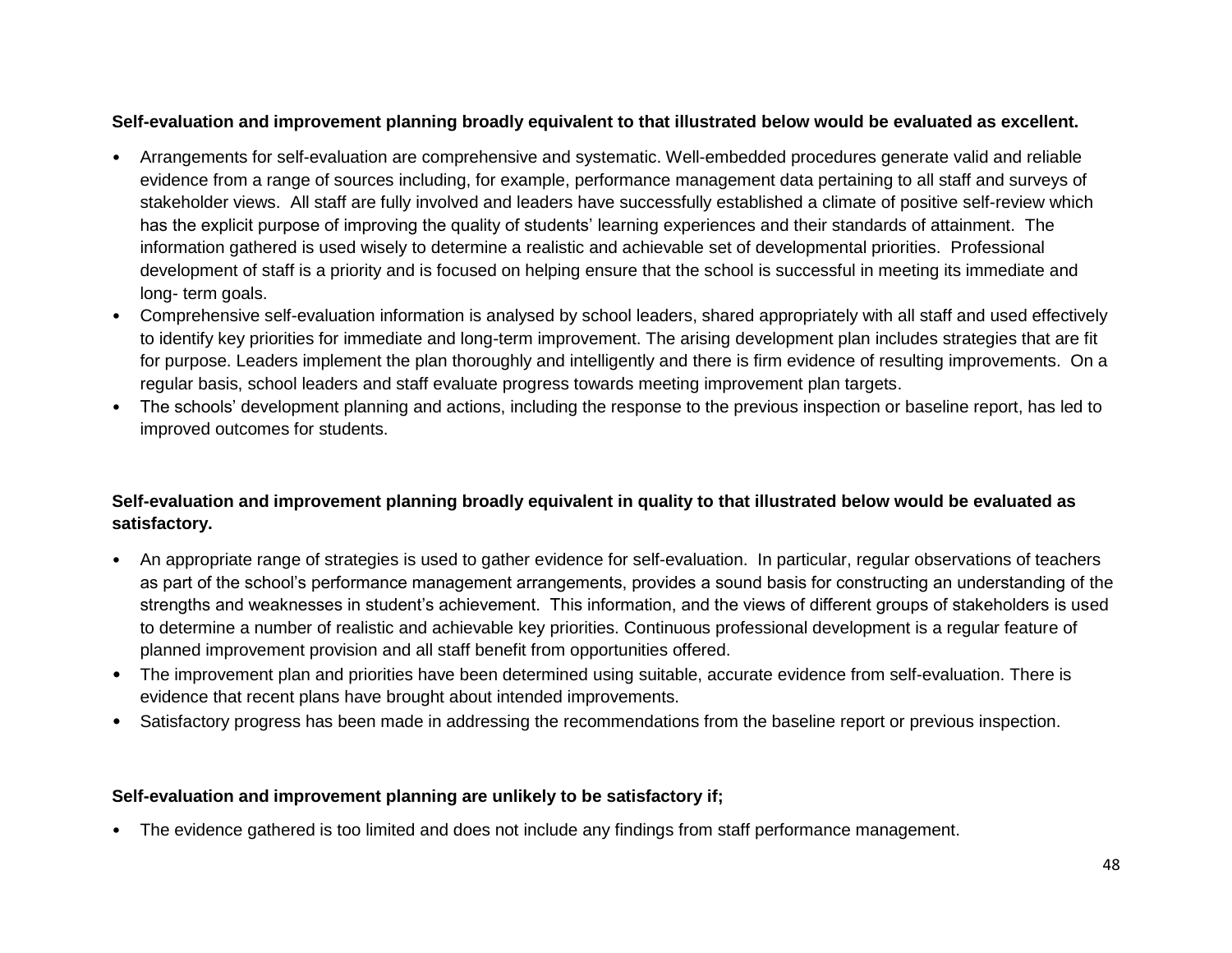**Self-evaluation and improvement planning broadly equivalent to that illustrated below would be evaluated as excellent.**

- Arrangements for self-evaluation are comprehensive and systematic. Well-embedded procedures generate valid and reliable evidence from a range of sources including, for example, performance management data pertaining to all staff and surveys of stakeholder views. All staff are fully involved and leaders have successfully established a climate of positive self-review which has the explicit purpose of improving the quality of students' learning experiences and their standards of attainment. The information gathered is used wisely to determine a realistic and achievable set of developmental priorities. Professional development of staff is a priority and is focused on helping ensure that the school is successful in meeting its immediate and long- term goals.
- Comprehensive self-evaluation information is analysed by school leaders, shared appropriately with all staff and used effectively to identify key priorities for immediate and long-term improvement. The arising development plan includes strategies that are fit for purpose. Leaders implement the plan thoroughly and intelligently and there is firm evidence of resulting improvements. On a regular basis, school leaders and staff evaluate progress towards meeting improvement plan targets.
- The schools' development planning and actions, including the response to the previous inspection or baseline report, has led to improved outcomes for students.

**Self-evaluation and improvement planning broadly equivalent in quality to that illustrated below would be evaluated as satisfactory.**

- An appropriate range of strategies is used to gather evidence for self-evaluation. In particular, regular observations of teachers as part of the school's performance management arrangements, provides a sound basis for constructing an understanding of the strengths and weaknesses in student's achievement. This information, and the views of different groups of stakeholders is used to determine a number of realistic and achievable key priorities. Continuous professional development is a regular feature of planned improvement provision and all staff benefit from opportunities offered.
- The improvement plan and priorities have been determined using suitable, accurate evidence from self-evaluation. There is evidence that recent plans have brought about intended improvements.
- Satisfactory progress has been made in addressing the recommendations from the baseline report or previous inspection.

**Self-evaluation and improvement planning are unlikely to be satisfactory if;**

- The evidence gathered is too limited and does not include any findings from staff performance management.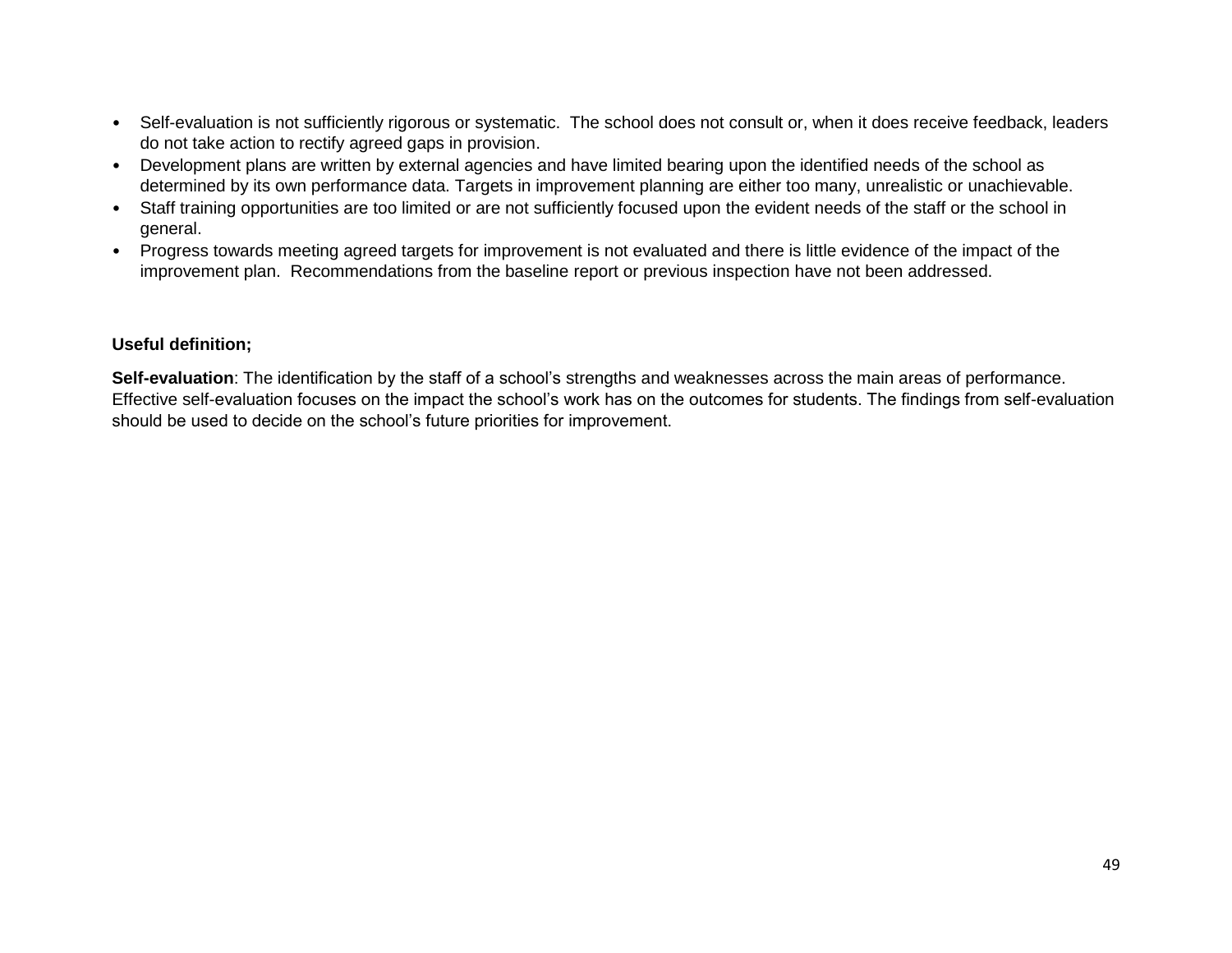- Self-evaluation is not sufficiently rigorous or systematic. The school does not consult or, when it does receive feedback, leaders do not take action to rectify agreed gaps in provision.
- Development plans are written by external agencies and have limited bearing upon the identified needs of the school as determined by its own performance data. Targets in improvement planning are either too many, unrealistic or unachievable.
- Staff training opportunities are too limited or are not sufficiently focused upon the evident needs of the staff or the school in general.
- Progress towards meeting agreed targets for improvement is not evaluated and there is little evidence of the impact of the improvement plan. Recommendations from the baseline report or previous inspection have not been addressed.

**Useful definition;**

**Self-evaluation**: The identification by the staff of a school's strengths and weaknesses across the main areas of performance. Effective self-evaluation focuses on the impact the school's work has on the outcomes for students. The findings from self-evaluation should be used to decide on the school's future priorities for improvement.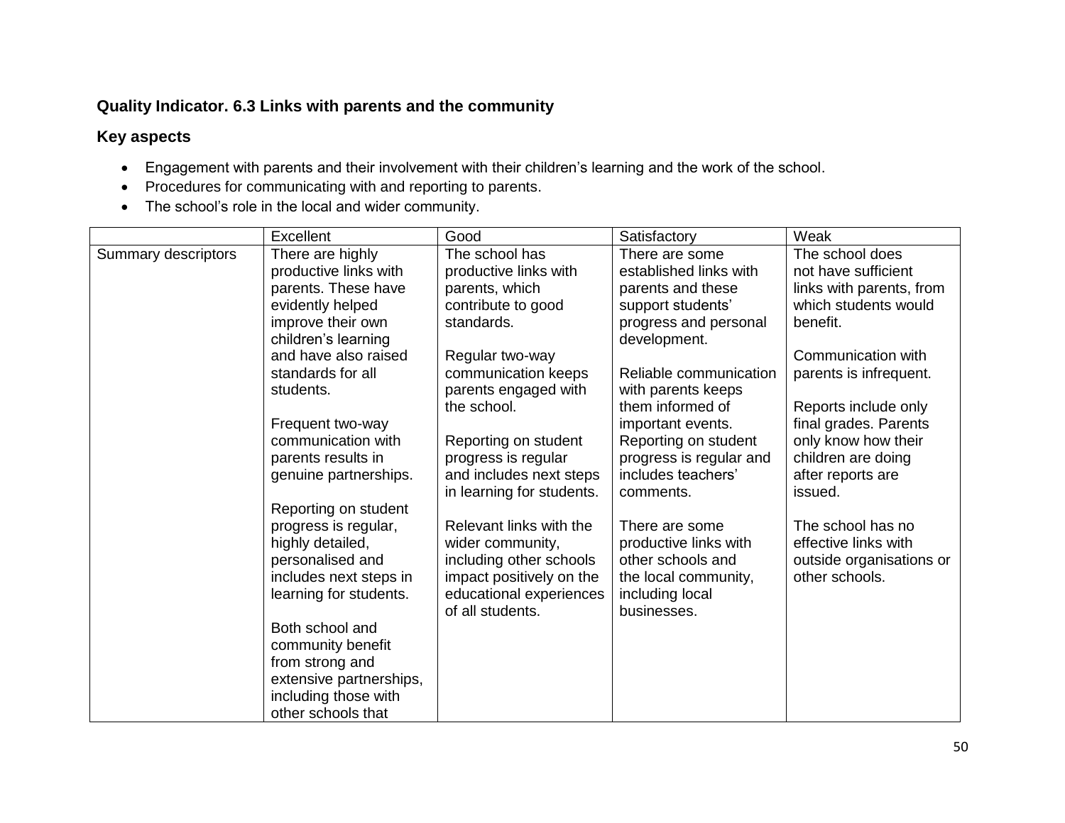**Quality Indicator. 6.3 Links with parents and the community**

**Key aspects**

- Engagement with parents and their involvement with their children's learning and the work of the school.
- Procedures for communicating with and reporting to parents.
- The school's role in the local and wider community.

| | Excellent | Good | Satisfactory | Weak |
|---|---|---|---|---|
| Summary descriptors | There are highly productive links with parents. These have evidently helped improve their own children's learning and have also raised standards for all students.<br><br>Frequent two-way communication with parents results in genuine partnerships.<br><br>Reporting on student progress is regular, highly detailed, personalised and includes next steps in learning for students.<br><br>Both school and community benefit from strong and extensive partnerships, including those with other schools that | The school has productive links with parents, which contribute to good standards.<br><br>Regular two-way communication keeps parents engaged with the school.<br><br>Reporting on student progress is regular and includes next steps in learning for students.<br><br>Relevant links with the wider community, including other schools impact positively on the educational experiences of all students. | There are some established links with parents and these support students' progress and personal development.<br><br>Reliable communication with parents keeps them informed of important events. Reporting on student progress is regular and includes teachers' comments.<br><br>There are some productive links with other schools and the local community, including local businesses. | The school does not have sufficient links with parents, from which students would benefit.<br><br>Communication with parents is infrequent.<br><br>Reports include only final grades. Parents only know how their children are doing after reports are issued.<br><br>The school has no effective links with outside organisations or other schools. |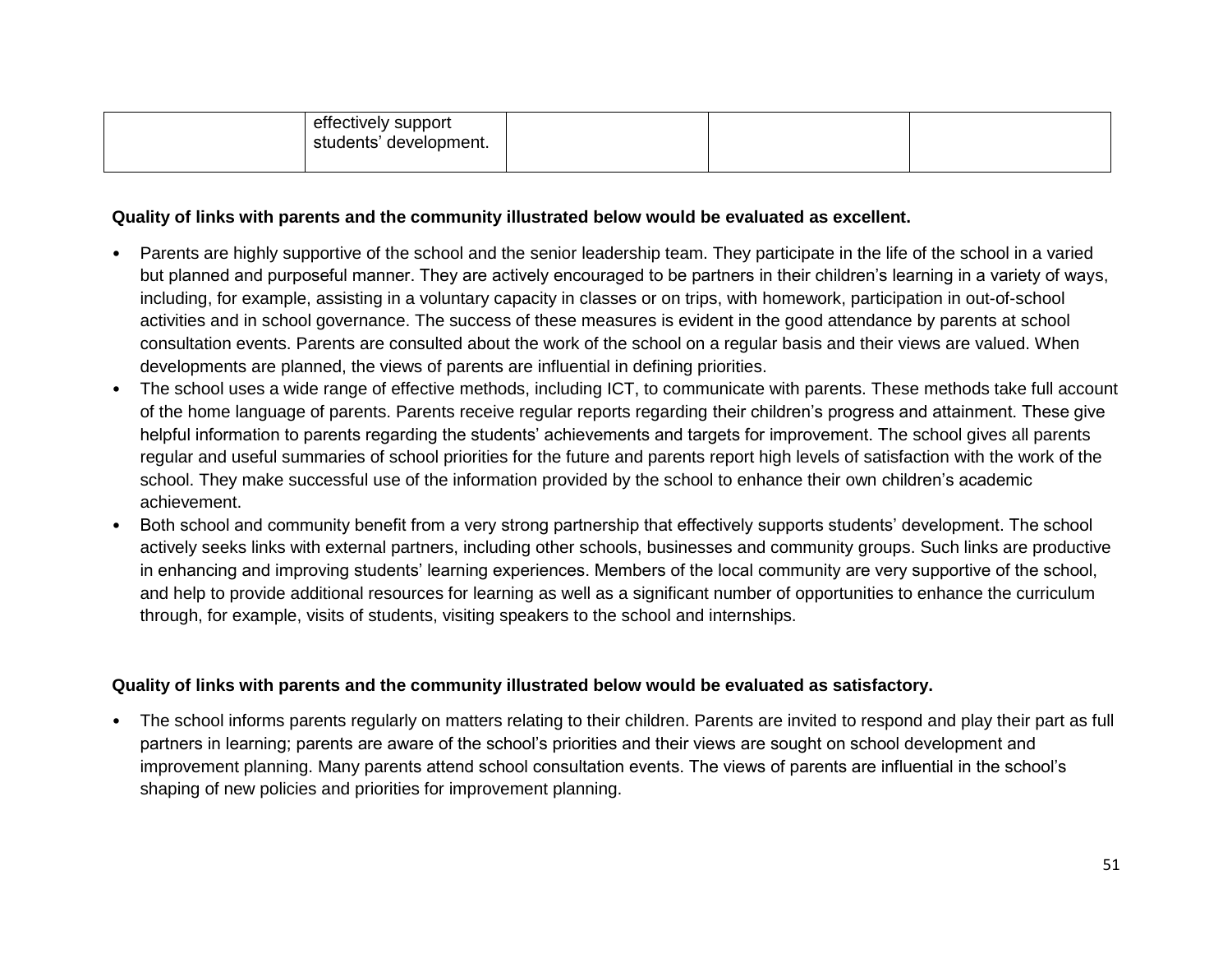|  | effectively support students' development. |  |  |  |
| --- | --- | --- | --- | --- |

**Quality of links with parents and the community illustrated below would be evaluated as excellent.**

- Parents are highly supportive of the school and the senior leadership team. They participate in the life of the school in a varied but planned and purposeful manner. They are actively encouraged to be partners in their children's learning in a variety of ways, including, for example, assisting in a voluntary capacity in classes or on trips, with homework, participation in out-of-school activities and in school governance. The success of these measures is evident in the good attendance by parents at school consultation events. Parents are consulted about the work of the school on a regular basis and their views are valued. When developments are planned, the views of parents are influential in defining priorities.
- The school uses a wide range of effective methods, including ICT, to communicate with parents. These methods take full account of the home language of parents. Parents receive regular reports regarding their children's progress and attainment. These give helpful information to parents regarding the students' achievements and targets for improvement. The school gives all parents regular and useful summaries of school priorities for the future and parents report high levels of satisfaction with the work of the school. They make successful use of the information provided by the school to enhance their own children's academic achievement.
- Both school and community benefit from a very strong partnership that effectively supports students' development. The school actively seeks links with external partners, including other schools, businesses and community groups. Such links are productive in enhancing and improving students' learning experiences. Members of the local community are very supportive of the school, and help to provide additional resources for learning as well as a significant number of opportunities to enhance the curriculum through, for example, visits of students, visiting speakers to the school and internships.

**Quality of links with parents and the community illustrated below would be evaluated as satisfactory.**

- The school informs parents regularly on matters relating to their children. Parents are invited to respond and play their part as full partners in learning; parents are aware of the school's priorities and their views are sought on school development and improvement planning. Many parents attend school consultation events. The views of parents are influential in the school's shaping of new policies and priorities for improvement planning.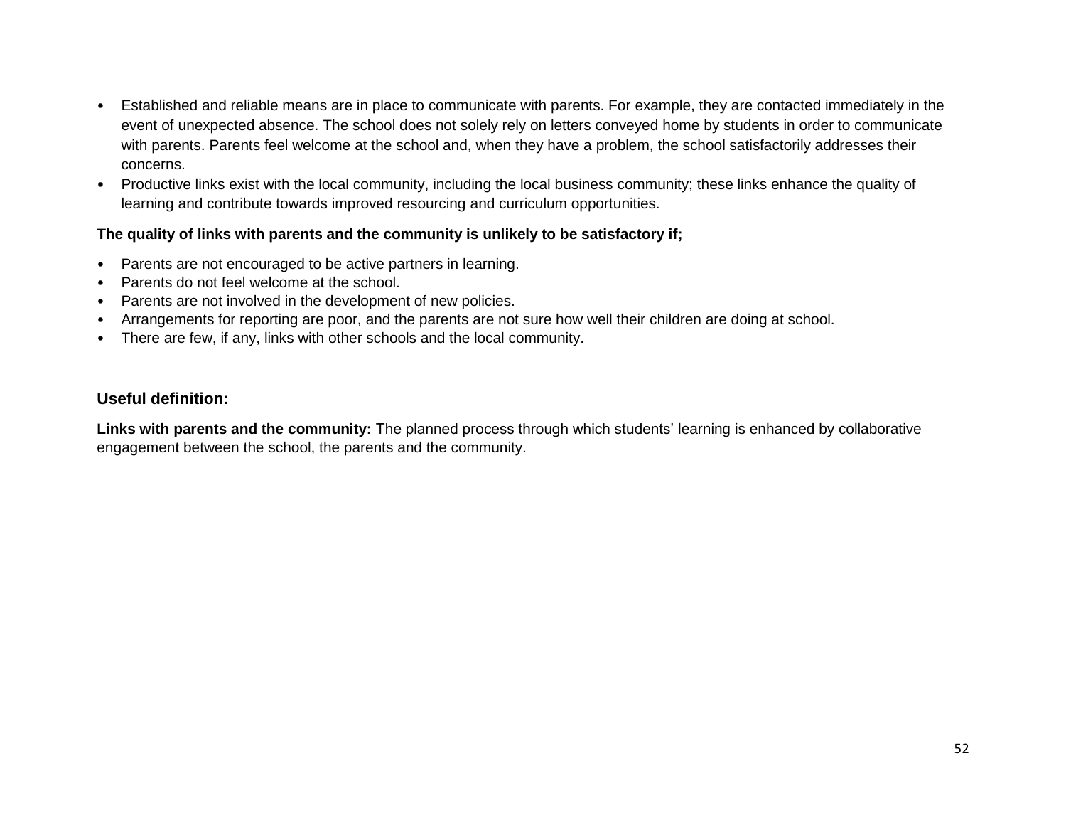- Established and reliable means are in place to communicate with parents. For example, they are contacted immediately in the event of unexpected absence. The school does not solely rely on letters conveyed home by students in order to communicate with parents. Parents feel welcome at the school and, when they have a problem, the school satisfactorily addresses their concerns.
- Productive links exist with the local community, including the local business community; these links enhance the quality of learning and contribute towards improved resourcing and curriculum opportunities.

**The quality of links with parents and the community is unlikely to be satisfactory if;**

- Parents are not encouraged to be active partners in learning.
- Parents do not feel welcome at the school.
- Parents are not involved in the development of new policies.
- Arrangements for reporting are poor, and the parents are not sure how well their children are doing at school.
- There are few, if any, links with other schools and the local community.

### Useful definition:

**Links with parents and the community:** The planned process through which students' learning is enhanced by collaborative engagement between the school, the parents and the community.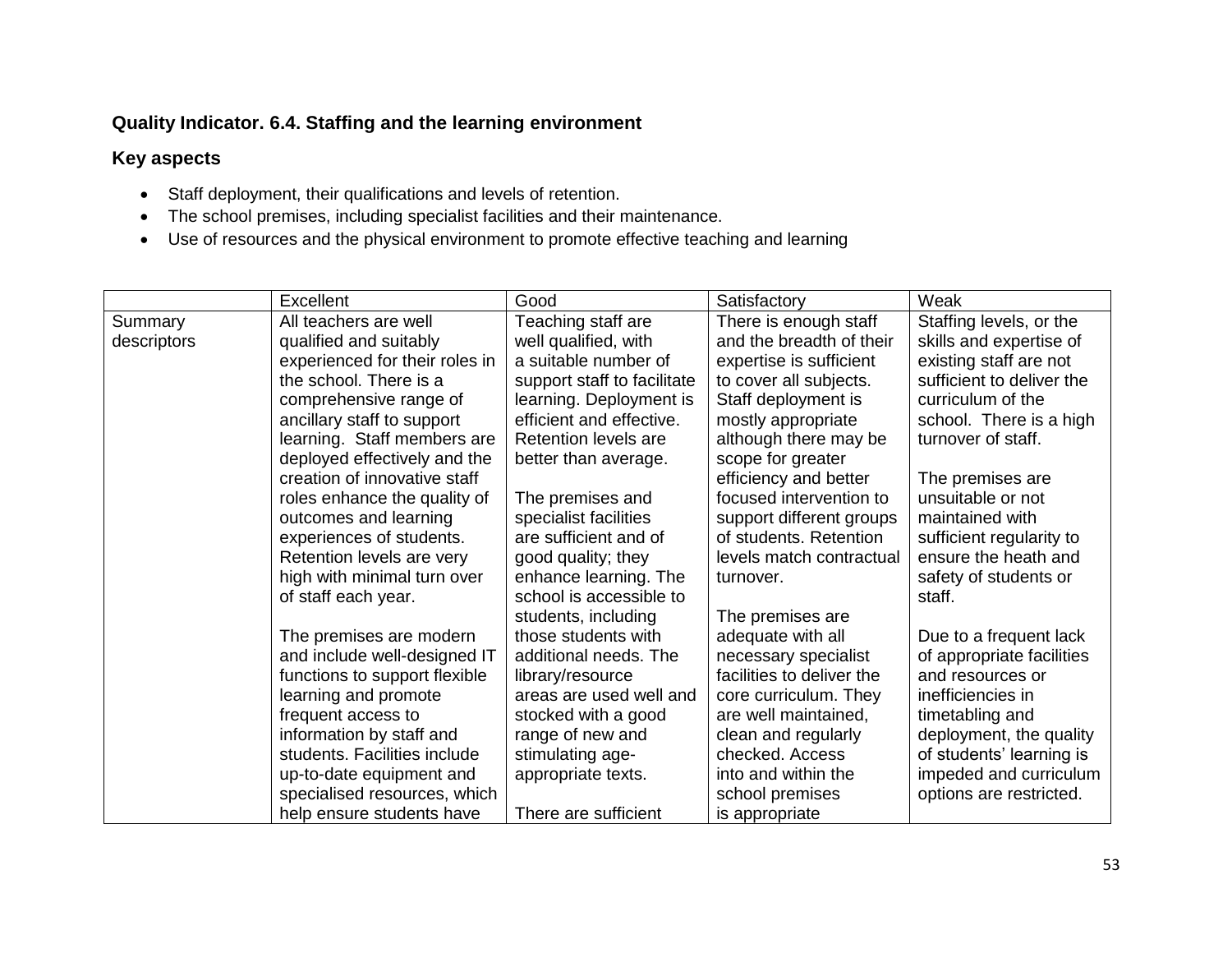**Quality Indicator. 6.4. Staffing and the learning environment**

**Key aspects**

- Staff deployment, their qualifications and levels of retention.
- The school premises, including specialist facilities and their maintenance.
- Use of resources and the physical environment to promote effective teaching and learning

| | Excellent | Good | Satisfactory | Weak |
|---|---|---|---|---|
| Summary descriptors | All teachers are well qualified and suitably experienced for their roles in the school. There is a comprehensive range of ancillary staff to support learning. Staff members are deployed effectively and the creation of innovative staff roles enhance the quality of outcomes and learning experiences of students. Retention levels are very high with minimal turn over of staff each year.<br><br>The premises are modern and include well-designed IT functions to support flexible learning and promote frequent access to information by staff and students. Facilities include up-to-date equipment and specialised resources, which help ensure students have | Teaching staff are well qualified, with a suitable number of support staff to facilitate learning. Deployment is efficient and effective. Retention levels are better than average.<br><br>The premises and specialist facilities are sufficient and of good quality; they enhance learning. The school is accessible to students, including those students with additional needs. The library/resource areas are used well and stocked with a good range of new and stimulating age-appropriate texts.<br><br>There are sufficient | There is enough staff and the breadth of their expertise is sufficient to cover all subjects. Staff deployment is mostly appropriate although there may be scope for greater efficiency and better focused intervention to support different groups of students. Retention levels match contractual turnover.<br><br>The premises are adequate with all necessary specialist facilities to deliver the core curriculum. They are well maintained, clean and regularly checked. Access into and within the school premises is appropriate | Staffing levels, or the skills and expertise of existing staff are not sufficient to deliver the curriculum of the school. There is a high turnover of staff.<br><br>The premises are unsuitable or not maintained with sufficient regularity to ensure the heath and safety of students or staff.<br><br>Due to a frequent lack of appropriate facilities and resources or inefficiencies in timetabling and deployment, the quality of students' learning is impeded and curriculum options are restricted. |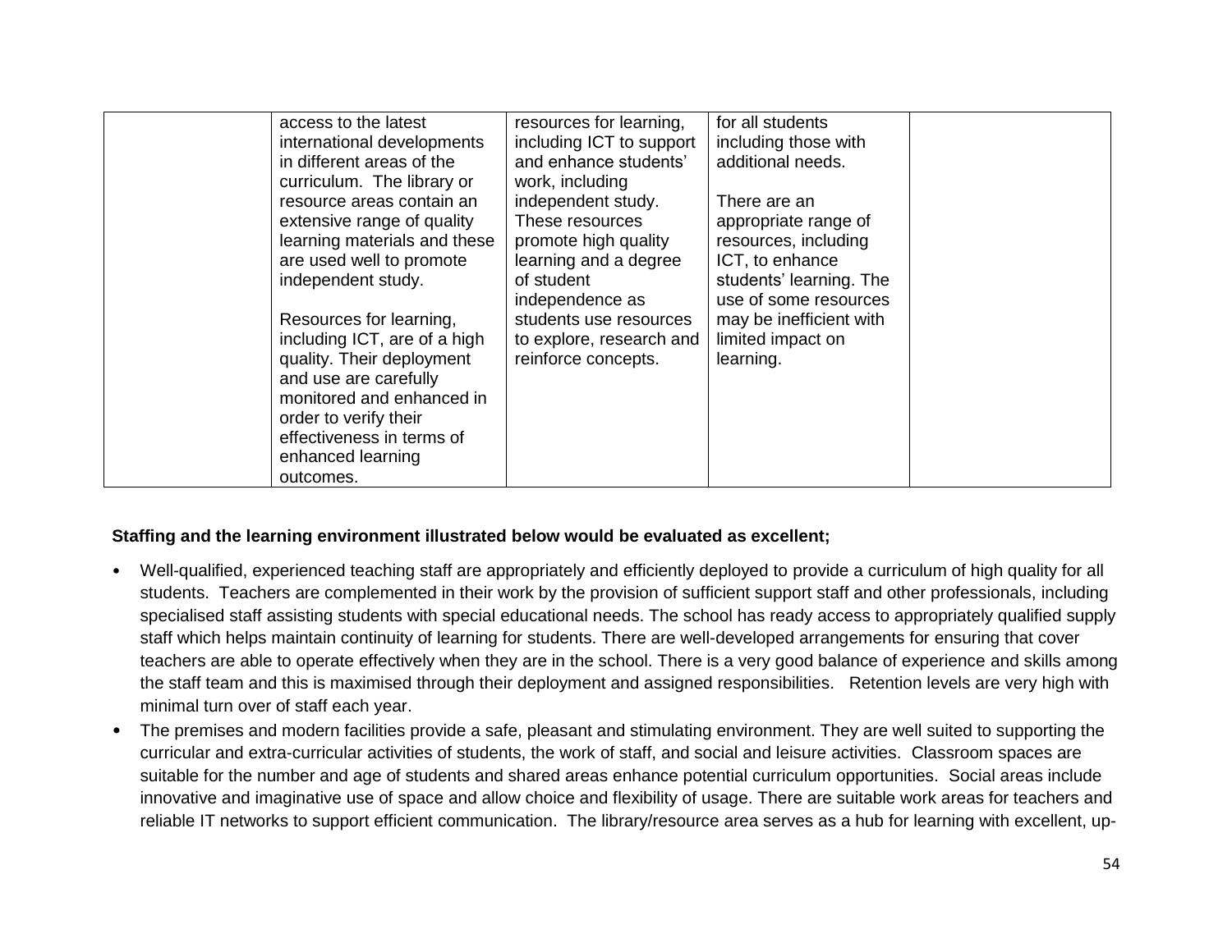| | | | | |
|---|---|---|---|---|
| | access to the latest international developments in different areas of the curriculum. The library or resource areas contain an extensive range of quality learning materials and these are used well to promote independent study.<br><br>Resources for learning, including ICT, are of a high quality. Their deployment and use are carefully monitored and enhanced in order to verify their effectiveness in terms of enhanced learning outcomes. | resources for learning, including ICT to support and enhance students' work, including independent study. These resources promote high quality learning and a degree of student independence as students use resources to explore, research and reinforce concepts. | for all students including those with additional needs.<br><br>There are an appropriate range of resources, including ICT, to enhance students' learning. The use of some resources may be inefficient with limited impact on learning. | |

**Staffing and the learning environment illustrated below would be evaluated as excellent;**

- Well-qualified, experienced teaching staff are appropriately and efficiently deployed to provide a curriculum of high quality for all students. Teachers are complemented in their work by the provision of sufficient support staff and other professionals, including specialised staff assisting students with special educational needs. The school has ready access to appropriately qualified supply staff which helps maintain continuity of learning for students. There are well-developed arrangements for ensuring that cover teachers are able to operate effectively when they are in the school. There is a very good balance of experience and skills among the staff team and this is maximised through their deployment and assigned responsibilities. Retention levels are very high with minimal turn over of staff each year.
- The premises and modern facilities provide a safe, pleasant and stimulating environment. They are well suited to supporting the curricular and extra-curricular activities of students, the work of staff, and social and leisure activities. Classroom spaces are suitable for the number and age of students and shared areas enhance potential curriculum opportunities. Social areas include innovative and imaginative use of space and allow choice and flexibility of usage. There are suitable work areas for teachers and reliable IT networks to support efficient communication. The library/resource area serves as a hub for learning with excellent, up-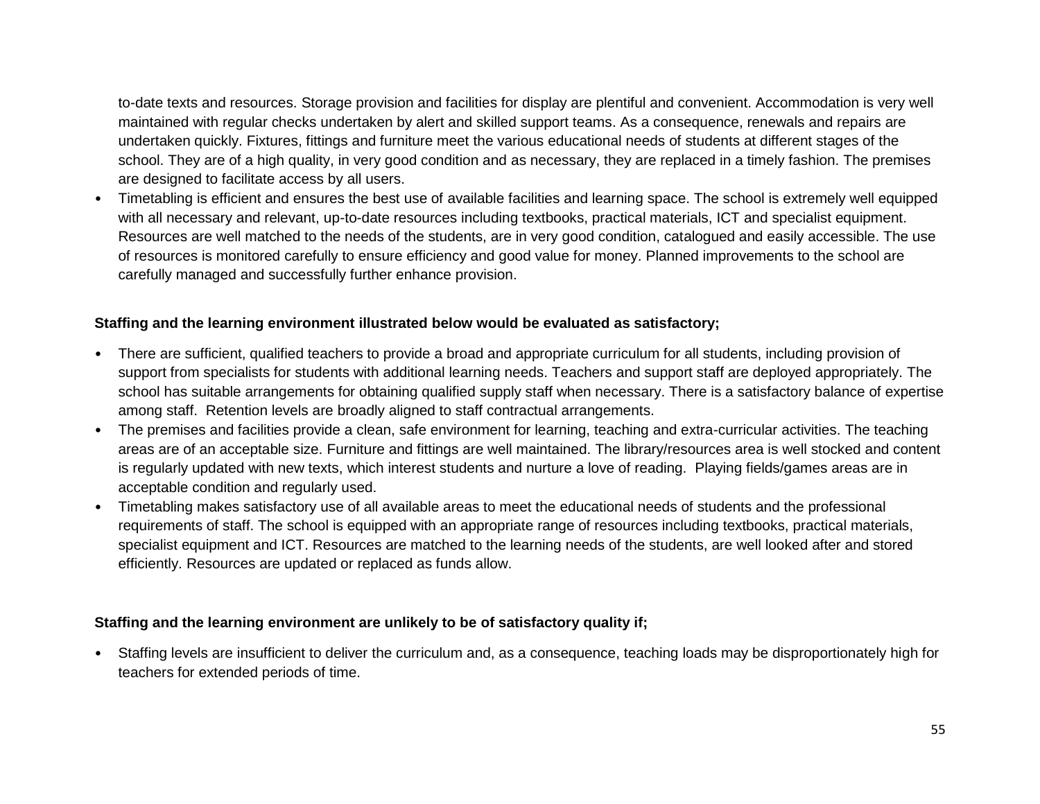to-date texts and resources. Storage provision and facilities for display are plentiful and convenient. Accommodation is very well maintained with regular checks undertaken by alert and skilled support teams. As a consequence, renewals and repairs are undertaken quickly. Fixtures, fittings and furniture meet the various educational needs of students at different stages of the school. They are of a high quality, in very good condition and as necessary, they are replaced in a timely fashion. The premises are designed to facilitate access by all users.

- Timetabling is efficient and ensures the best use of available facilities and learning space. The school is extremely well equipped with all necessary and relevant, up-to-date resources including textbooks, practical materials, ICT and specialist equipment. Resources are well matched to the needs of the students, are in very good condition, catalogued and easily accessible. The use of resources is monitored carefully to ensure efficiency and good value for money. Planned improvements to the school are carefully managed and successfully further enhance provision.

**Staffing and the learning environment illustrated below would be evaluated as satisfactory;**

- There are sufficient, qualified teachers to provide a broad and appropriate curriculum for all students, including provision of support from specialists for students with additional learning needs. Teachers and support staff are deployed appropriately. The school has suitable arrangements for obtaining qualified supply staff when necessary. There is a satisfactory balance of expertise among staff. Retention levels are broadly aligned to staff contractual arrangements.
- The premises and facilities provide a clean, safe environment for learning, teaching and extra-curricular activities. The teaching areas are of an acceptable size. Furniture and fittings are well maintained. The library/resources area is well stocked and content is regularly updated with new texts, which interest students and nurture a love of reading. Playing fields/games areas are in acceptable condition and regularly used.
- Timetabling makes satisfactory use of all available areas to meet the educational needs of students and the professional requirements of staff. The school is equipped with an appropriate range of resources including textbooks, practical materials, specialist equipment and ICT. Resources are matched to the learning needs of the students, are well looked after and stored efficiently. Resources are updated or replaced as funds allow.

**Staffing and the learning environment are unlikely to be of satisfactory quality if;**

- Staffing levels are insufficient to deliver the curriculum and, as a consequence, teaching loads may be disproportionately high for teachers for extended periods of time.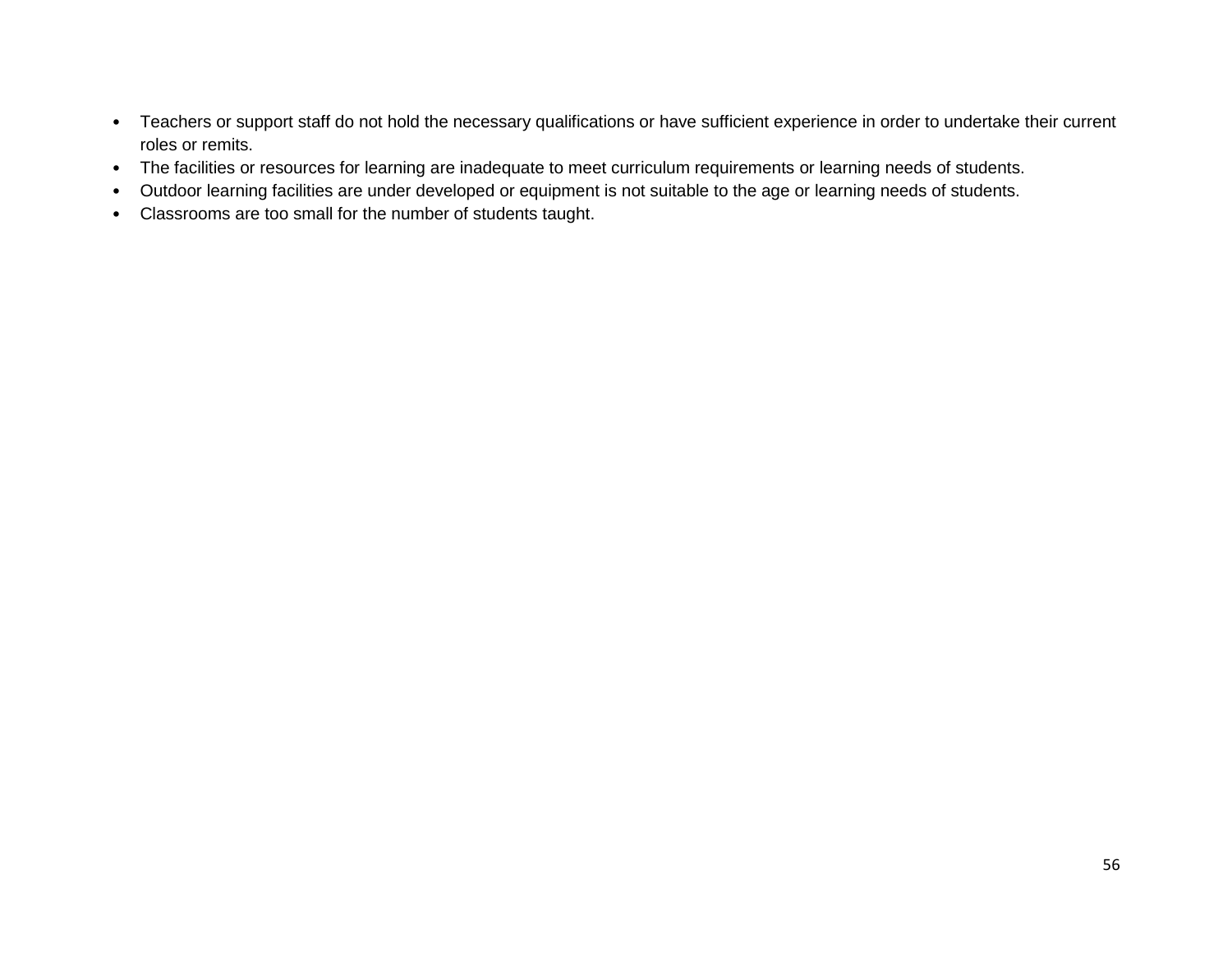- Teachers or support staff do not hold the necessary qualifications or have sufficient experience in order to undertake their current roles or remits.
- The facilities or resources for learning are inadequate to meet curriculum requirements or learning needs of students.
- Outdoor learning facilities are under developed or equipment is not suitable to the age or learning needs of students.
- Classrooms are too small for the number of students taught.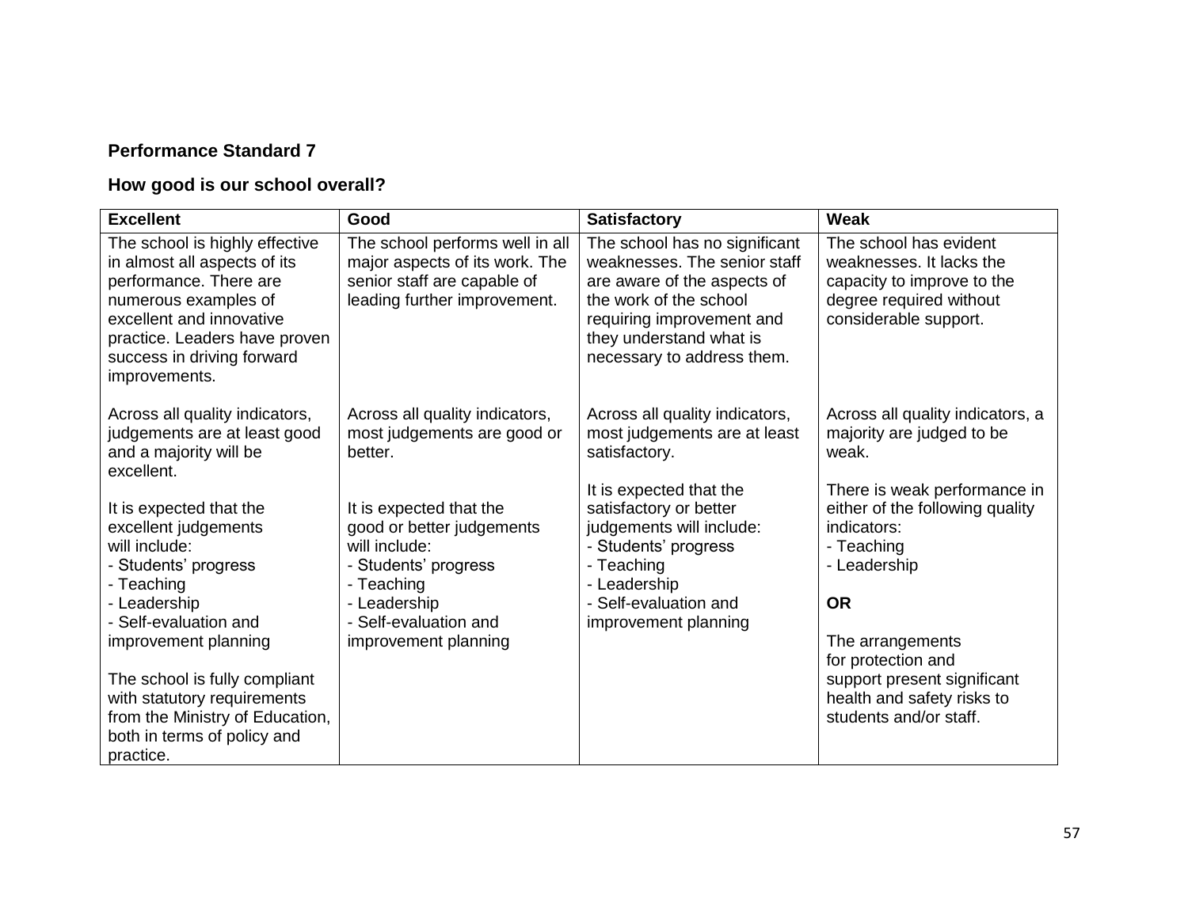**Performance Standard 7**

**How good is our school overall?**

| Excellent | Good | Satisfactory | Weak |
|---|---|---|---|
| The school is highly effective in almost all aspects of its performance. There are numerous examples of excellent and innovative practice. Leaders have proven success in driving forward improvements.<br><br>Across all quality indicators, judgements are at least good and a majority will be excellent.<br><br>It is expected that the excellent judgements will include:<br>- Students' progress<br>- Teaching<br>- Leadership<br>- Self-evaluation and improvement planning<br><br>The school is fully compliant with statutory requirements from the Ministry of Education, both in terms of policy and practice. | The school performs well in all major aspects of its work. The senior staff are capable of leading further improvement.<br><br>Across all quality indicators, most judgements are good or better.<br><br>It is expected that the good or better judgements will include:<br>- Students' progress<br>- Teaching<br>- Leadership<br>- Self-evaluation and improvement planning | The school has no significant weaknesses. The senior staff are aware of the aspects of the work of the school requiring improvement and they understand what is necessary to address them.<br><br>Across all quality indicators, most judgements are at least satisfactory.<br><br>It is expected that the satisfactory or better judgements will include:<br>- Students' progress<br>- Teaching<br>- Leadership<br>- Self-evaluation and improvement planning | The school has evident weaknesses. It lacks the capacity to improve to the degree required without considerable support.<br><br>Across all quality indicators, a majority are judged to be weak.<br><br>There is weak performance in either of the following quality indicators:<br>- Teaching<br>- Leadership<br><br>**OR**<br><br>The arrangements for protection and support present significant health and safety risks to students and/or staff. |